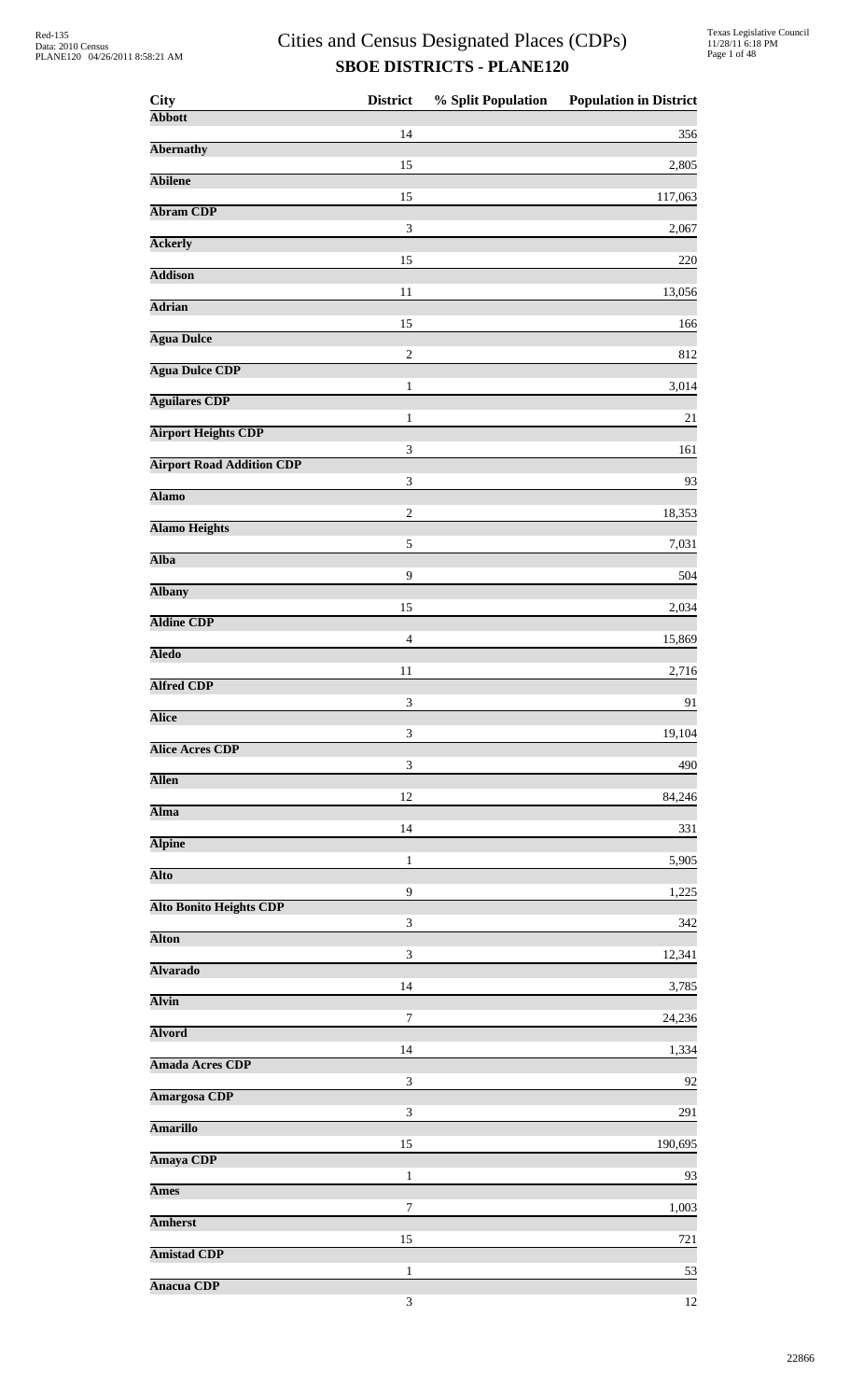# Cities and Census Designated Places (CDPs)

## SBOE DISTRICTS - PLANE120

| City | District | % Split Population | Population in District |
|---|---|---|---|
| **Abbott** | | | |
| | 14 | | 356 |
| **Abernathy** | | | |
| | 15 | | 2,805 |
| **Abilene** | | | |
| | 15 | | 117,063 |
| **Abram CDP** | | | |
| | 3 | | 2,067 |
| **Ackerly** | | | |
| | 15 | | 220 |
| **Addison** | | | |
| | 11 | | 13,056 |
| **Adrian** | | | |
| | 15 | | 166 |
| **Agua Dulce** | | | |
| | 2 | | 812 |
| **Agua Dulce CDP** | | | |
| | 1 | | 3,014 |
| **Aguilares CDP** | | | |
| | 1 | | 21 |
| **Airport Heights CDP** | | | |
| | 3 | | 161 |
| **Airport Road Addition CDP** | | | |
| | 3 | | 93 |
| **Alamo** | | | |
| | 2 | | 18,353 |
| **Alamo Heights** | | | |
| | 5 | | 7,031 |
| **Alba** | | | |
| | 9 | | 504 |
| **Albany** | | | |
| | 15 | | 2,034 |
| **Aldine CDP** | | | |
| | 4 | | 15,869 |
| **Aledo** | | | |
| | 11 | | 2,716 |
| **Alfred CDP** | | | |
| | 3 | | 91 |
| **Alice** | | | |
| | 3 | | 19,104 |
| **Alice Acres CDP** | | | |
| | 3 | | 490 |
| **Allen** | | | |
| | 12 | | 84,246 |
| **Alma** | | | |
| | 14 | | 331 |
| **Alpine** | | | |
| | 1 | | 5,905 |
| **Alto** | | | |
| | 9 | | 1,225 |
| **Alto Bonito Heights CDP** | | | |
| | 3 | | 342 |
| **Alton** | | | |
| | 3 | | 12,341 |
| **Alvarado** | | | |
| | 14 | | 3,785 |
| **Alvin** | | | |
| | 7 | | 24,236 |
| **Alvord** | | | |
| | 14 | | 1,334 |
| **Amada Acres CDP** | | | |
| | 3 | | 92 |
| **Amargosa CDP** | | | |
| | 3 | | 291 |
| **Amarillo** | | | |
| | 15 | | 190,695 |
| **Amaya CDP** | | | |
| | 1 | | 93 |
| **Ames** | | | |
| | 7 | | 1,003 |
| **Amherst** | | | |
| | 15 | | 721 |
| **Amistad CDP** | | | |
| | 1 | | 53 |
| **Anacua CDP** | | | |
| | 3 | | 12 |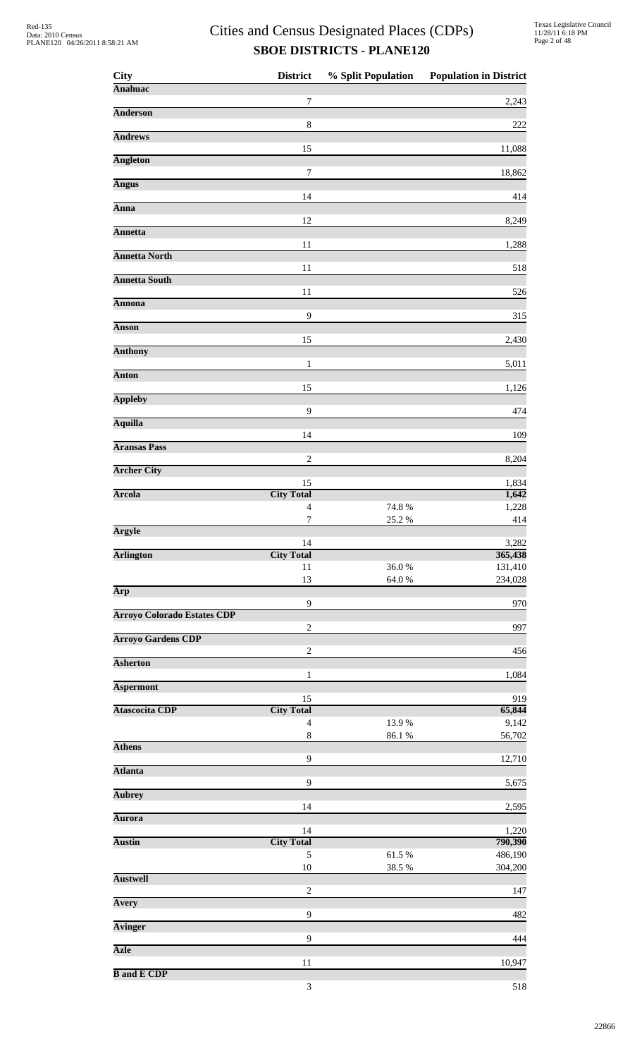# Cities and Census Designated Places (CDPs)

## SBOE DISTRICTS - PLANE120

| City | District | % Split Population | Population in District |
|---|---|---|---|
| **Anahuac** | | | |
| | 7 | | 2,243 |
| **Anderson** | | | |
| | 8 | | 222 |
| **Andrews** | | | |
| | 15 | | 11,088 |
| **Angleton** | | | |
| | 7 | | 18,862 |
| **Angus** | | | |
| | 14 | | 414 |
| **Anna** | | | |
| | 12 | | 8,249 |
| **Annetta** | | | |
| | 11 | | 1,288 |
| **Annetta North** | | | |
| | 11 | | 518 |
| **Annetta South** | | | |
| | 11 | | 526 |
| **Annona** | | | |
| | 9 | | 315 |
| **Anson** | | | |
| | 15 | | 2,430 |
| **Anthony** | | | |
| | 1 | | 5,011 |
| **Anton** | | | |
| | 15 | | 1,126 |
| **Appleby** | | | |
| | 9 | | 474 |
| **Aquilla** | | | |
| | 14 | | 109 |
| **Aransas Pass** | | | |
| | 2 | | 8,204 |
| **Archer City** | | | |
| | 15 | | 1,834 |
| **Arcola** | **City Total** | | **1,642** |
| | 4 | 74.8 % | 1,228 |
| | 7 | 25.2 % | 414 |
| **Argyle** | | | |
| | 14 | | 3,282 |
| **Arlington** | **City Total** | | **365,438** |
| | 11 | 36.0 % | 131,410 |
| | 13 | 64.0 % | 234,028 |
| **Arp** | | | |
| | 9 | | 970 |
| **Arroyo Colorado Estates CDP** | | | |
| | 2 | | 997 |
| **Arroyo Gardens CDP** | | | |
| | 2 | | 456 |
| **Asherton** | | | |
| | 1 | | 1,084 |
| **Aspermont** | | | |
| | 15 | | 919 |
| **Atascocita CDP** | **City Total** | | **65,844** |
| | 4 | 13.9 % | 9,142 |
| | 8 | 86.1 % | 56,702 |
| **Athens** | | | |
| | 9 | | 12,710 |
| **Atlanta** | | | |
| | 9 | | 5,675 |
| **Aubrey** | | | |
| | 14 | | 2,595 |
| **Aurora** | | | |
| | 14 | | 1,220 |
| **Austin** | **City Total** | | **790,390** |
| | 5 | 61.5 % | 486,190 |
| | 10 | 38.5 % | 304,200 |
| **Austwell** | | | |
| | 2 | | 147 |
| **Avery** | | | |
| | 9 | | 482 |
| **Avinger** | | | |
| | 9 | | 444 |
| **Azle** | | | |
| | 11 | | 10,947 |
| **B and E CDP** | | | |
| | 3 | | 518 |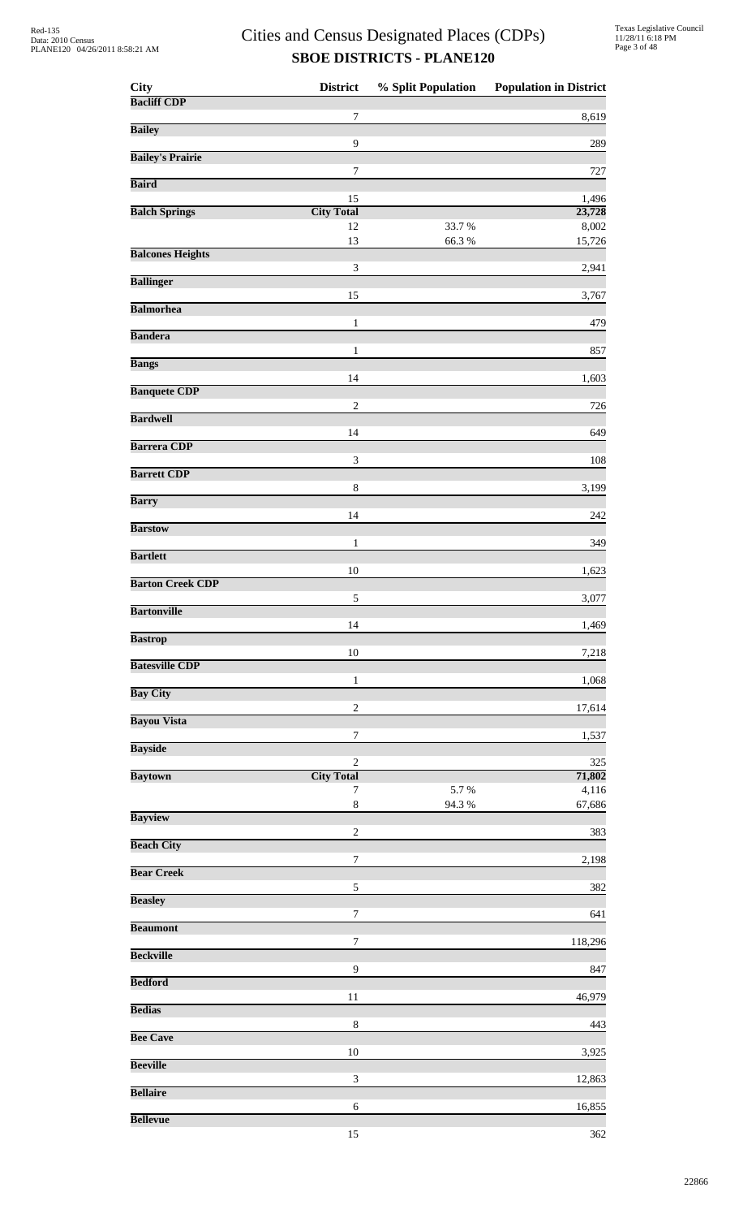# Cities and Census Designated Places (CDPs)

## SBOE DISTRICTS - PLANE120

| City | District | % Split Population | Population in District |
|---|---|---|---|
| **Bacliff CDP** | | | |
| | 7 | | 8,619 |
| **Bailey** | | | |
| | 9 | | 289 |
| **Bailey's Prairie** | | | |
| | 7 | | 727 |
| **Baird** | | | |
| | 15 | | 1,496 |
| **Balch Springs** | **City Total** | | **23,728** |
| | 12 | 33.7 % | 8,002 |
| | 13 | 66.3 % | 15,726 |
| **Balcones Heights** | | | |
| | 3 | | 2,941 |
| **Ballinger** | | | |
| | 15 | | 3,767 |
| **Balmorhea** | | | |
| | 1 | | 479 |
| **Bandera** | | | |
| | 1 | | 857 |
| **Bangs** | | | |
| | 14 | | 1,603 |
| **Banquete CDP** | | | |
| | 2 | | 726 |
| **Bardwell** | | | |
| | 14 | | 649 |
| **Barrera CDP** | | | |
| | 3 | | 108 |
| **Barrett CDP** | | | |
| | 8 | | 3,199 |
| **Barry** | | | |
| | 14 | | 242 |
| **Barstow** | | | |
| | 1 | | 349 |
| **Bartlett** | | | |
| | 10 | | 1,623 |
| **Barton Creek CDP** | | | |
| | 5 | | 3,077 |
| **Bartonville** | | | |
| | 14 | | 1,469 |
| **Bastrop** | | | |
| | 10 | | 7,218 |
| **Batesville CDP** | | | |
| | 1 | | 1,068 |
| **Bay City** | | | |
| | 2 | | 17,614 |
| **Bayou Vista** | | | |
| | 7 | | 1,537 |
| **Bayside** | | | |
| | 2 | | 325 |
| **Baytown** | **City Total** | | **71,802** |
| | 7 | 5.7 % | 4,116 |
| | 8 | 94.3 % | 67,686 |
| **Bayview** | | | |
| | 2 | | 383 |
| **Beach City** | | | |
| | 7 | | 2,198 |
| **Bear Creek** | | | |
| | 5 | | 382 |
| **Beasley** | | | |
| | 7 | | 641 |
| **Beaumont** | | | |
| | 7 | | 118,296 |
| **Beckville** | | | |
| | 9 | | 847 |
| **Bedford** | | | |
| | 11 | | 46,979 |
| **Bedias** | | | |
| | 8 | | 443 |
| **Bee Cave** | | | |
| | 10 | | 3,925 |
| **Beeville** | | | |
| | 3 | | 12,863 |
| **Bellaire** | | | |
| | 6 | | 16,855 |
| **Bellevue** | | | |
| | 15 | | 362 |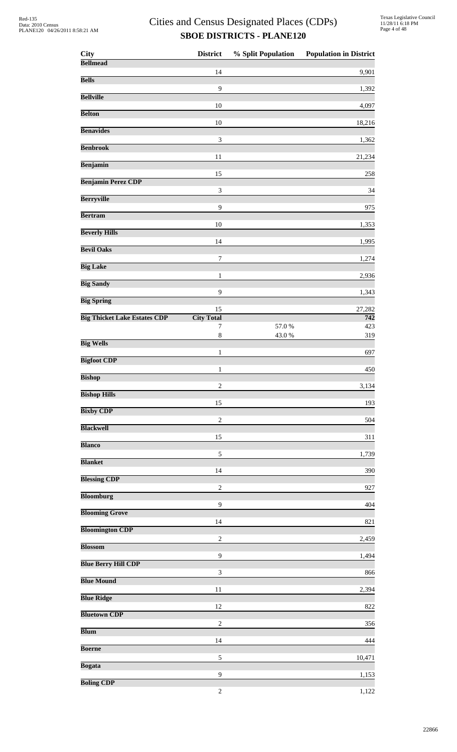# Cities and Census Designated Places (CDPs)

## SBOE DISTRICTS - PLANE120

| City | District | % Split Population | Population in District |
|---|---|---|---|
| **Bellmead** | | | |
| | 14 | | 9,901 |
| **Bells** | | | |
| | 9 | | 1,392 |
| **Bellville** | | | |
| | 10 | | 4,097 |
| **Belton** | | | |
| | 10 | | 18,216 |
| **Benavides** | | | |
| | 3 | | 1,362 |
| **Benbrook** | | | |
| | 11 | | 21,234 |
| **Benjamin** | | | |
| | 15 | | 258 |
| **Benjamin Perez CDP** | | | |
| | 3 | | 34 |
| **Berryville** | | | |
| | 9 | | 975 |
| **Bertram** | | | |
| | 10 | | 1,353 |
| **Beverly Hills** | | | |
| | 14 | | 1,995 |
| **Bevil Oaks** | | | |
| | 7 | | 1,274 |
| **Big Lake** | | | |
| | 1 | | 2,936 |
| **Big Sandy** | | | |
| | 9 | | 1,343 |
| **Big Spring** | | | |
| | 15 | | 27,282 |
| **Big Thicket Lake Estates CDP** | **City Total** | | **742** |
| | 7 | 57.0 % | 423 |
| | 8 | 43.0 % | 319 |
| **Big Wells** | | | |
| | 1 | | 697 |
| **Bigfoot CDP** | | | |
| | 1 | | 450 |
| **Bishop** | | | |
| | 2 | | 3,134 |
| **Bishop Hills** | | | |
| | 15 | | 193 |
| **Bixby CDP** | | | |
| | 2 | | 504 |
| **Blackwell** | | | |
| | 15 | | 311 |
| **Blanco** | | | |
| | 5 | | 1,739 |
| **Blanket** | | | |
| | 14 | | 390 |
| **Blessing CDP** | | | |
| | 2 | | 927 |
| **Bloomburg** | | | |
| | 9 | | 404 |
| **Blooming Grove** | | | |
| | 14 | | 821 |
| **Bloomington CDP** | | | |
| | 2 | | 2,459 |
| **Blossom** | | | |
| | 9 | | 1,494 |
| **Blue Berry Hill CDP** | | | |
| | 3 | | 866 |
| **Blue Mound** | | | |
| | 11 | | 2,394 |
| **Blue Ridge** | | | |
| | 12 | | 822 |
| **Bluetown CDP** | | | |
| | 2 | | 356 |
| **Blum** | | | |
| | 14 | | 444 |
| **Boerne** | | | |
| | 5 | | 10,471 |
| **Bogata** | | | |
| | 9 | | 1,153 |
| **Boling CDP** | | | |
| | 2 | | 1,122 |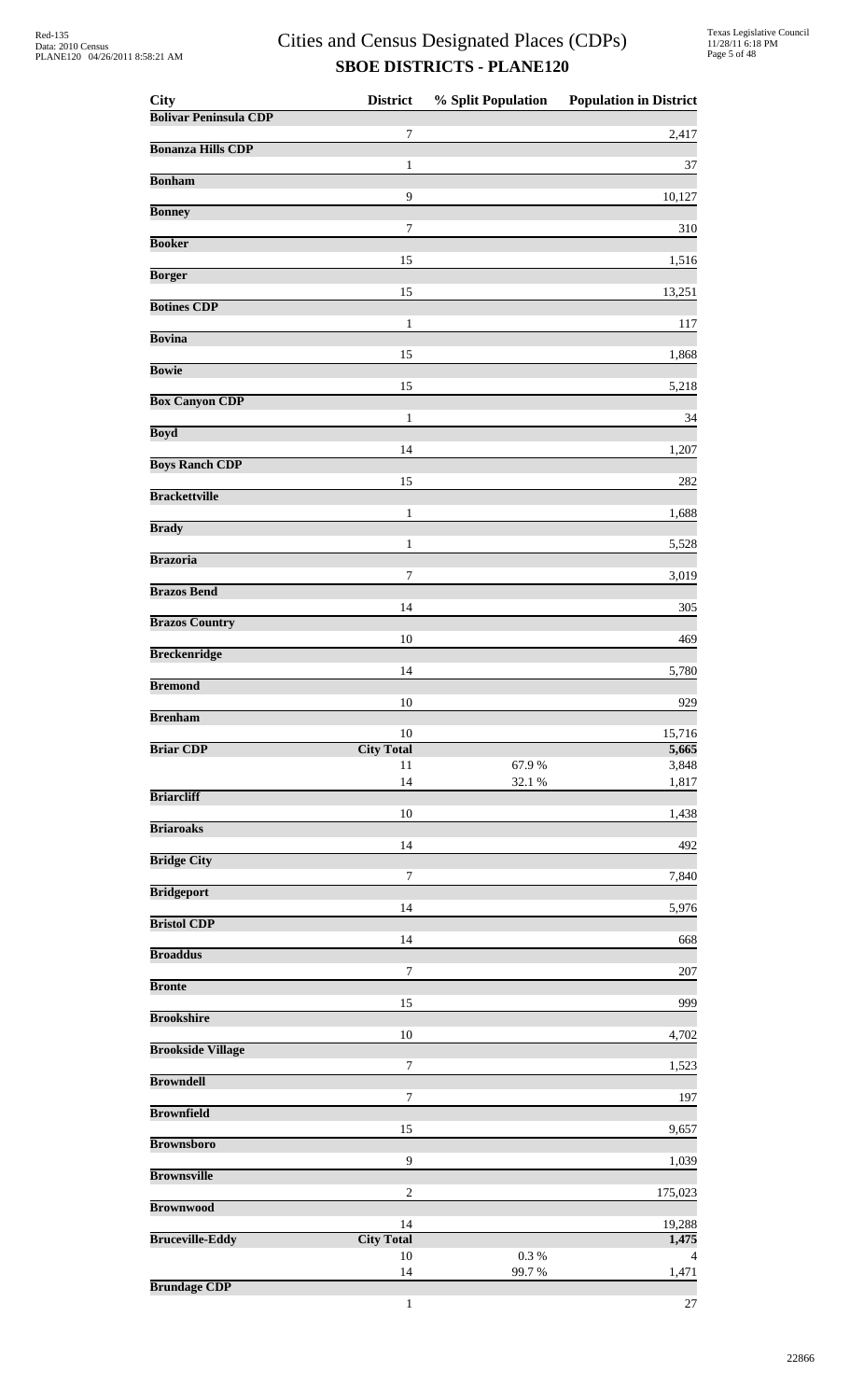# Cities and Census Designated Places (CDPs)

## SBOE DISTRICTS - PLANE120

| City | District | % Split Population | Population in District |
|---|---|---|---|
| **Bolivar Peninsula CDP** | | | |
| | 7 | | 2,417 |
| **Bonanza Hills CDP** | | | |
| | 1 | | 37 |
| **Bonham** | | | |
| | 9 | | 10,127 |
| **Bonney** | | | |
| | 7 | | 310 |
| **Booker** | | | |
| | 15 | | 1,516 |
| **Borger** | | | |
| | 15 | | 13,251 |
| **Botines CDP** | | | |
| | 1 | | 117 |
| **Bovina** | | | |
| | 15 | | 1,868 |
| **Bowie** | | | |
| | 15 | | 5,218 |
| **Box Canyon CDP** | | | |
| | 1 | | 34 |
| **Boyd** | | | |
| | 14 | | 1,207 |
| **Boys Ranch CDP** | | | |
| | 15 | | 282 |
| **Brackettville** | | | |
| | 1 | | 1,688 |
| **Brady** | | | |
| | 1 | | 5,528 |
| **Brazoria** | | | |
| | 7 | | 3,019 |
| **Brazos Bend** | | | |
| | 14 | | 305 |
| **Brazos Country** | | | |
| | 10 | | 469 |
| **Breckenridge** | | | |
| | 14 | | 5,780 |
| **Bremond** | | | |
| | 10 | | 929 |
| **Brenham** | | | |
| | 10 | | 15,716 |
| **Briar CDP** | **City Total** | | **5,665** |
| | 11 | 67.9 % | 3,848 |
| | 14 | 32.1 % | 1,817 |
| **Briarcliff** | | | |
| | 10 | | 1,438 |
| **Briaroaks** | | | |
| | 14 | | 492 |
| **Bridge City** | | | |
| | 7 | | 7,840 |
| **Bridgeport** | | | |
| | 14 | | 5,976 |
| **Bristol CDP** | | | |
| | 14 | | 668 |
| **Broaddus** | | | |
| | 7 | | 207 |
| **Bronte** | | | |
| | 15 | | 999 |
| **Brookshire** | | | |
| | 10 | | 4,702 |
| **Brookside Village** | | | |
| | 7 | | 1,523 |
| **Browndell** | | | |
| | 7 | | 197 |
| **Brownfield** | | | |
| | 15 | | 9,657 |
| **Brownsboro** | | | |
| | 9 | | 1,039 |
| **Brownsville** | | | |
| | 2 | | 175,023 |
| **Brownwood** | | | |
| | 14 | | 19,288 |
| **Bruceville-Eddy** | **City Total** | | **1,475** |
| | 10 | 0.3 % | 4 |
| | 14 | 99.7 % | 1,471 |
| **Brundage CDP** | | | |
| | 1 | | 27 |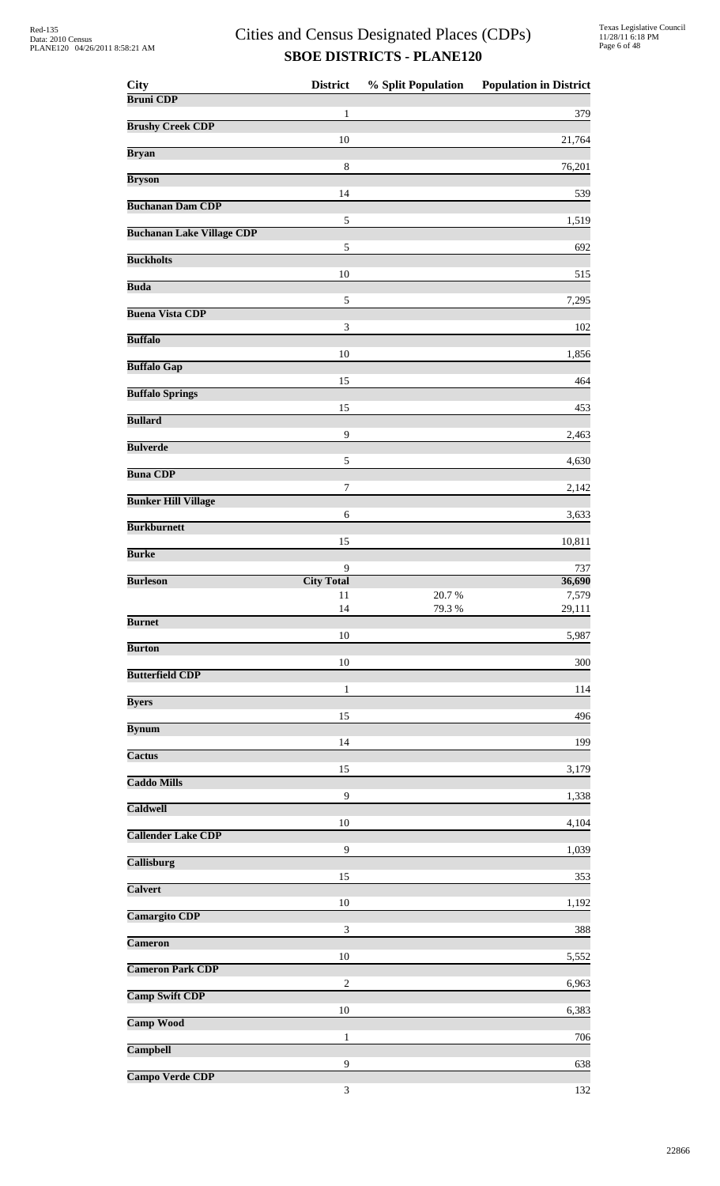# Cities and Census Designated Places (CDPs)

## SBOE DISTRICTS - PLANE120

| City | District | % Split Population | Population in District |
|---|---|---|---|
| **Bruni CDP** | | | |
| | 1 | | 379 |
| **Brushy Creek CDP** | | | |
| | 10 | | 21,764 |
| **Bryan** | | | |
| | 8 | | 76,201 |
| **Bryson** | | | |
| | 14 | | 539 |
| **Buchanan Dam CDP** | | | |
| | 5 | | 1,519 |
| **Buchanan Lake Village CDP** | | | |
| | 5 | | 692 |
| **Buckholts** | | | |
| | 10 | | 515 |
| **Buda** | | | |
| | 5 | | 7,295 |
| **Buena Vista CDP** | | | |
| | 3 | | 102 |
| **Buffalo** | | | |
| | 10 | | 1,856 |
| **Buffalo Gap** | | | |
| | 15 | | 464 |
| **Buffalo Springs** | | | |
| | 15 | | 453 |
| **Bullard** | | | |
| | 9 | | 2,463 |
| **Bulverde** | | | |
| | 5 | | 4,630 |
| **Buna CDP** | | | |
| | 7 | | 2,142 |
| **Bunker Hill Village** | | | |
| | 6 | | 3,633 |
| **Burkburnett** | | | |
| | 15 | | 10,811 |
| **Burke** | | | |
| | 9 | | 737 |
| **Burleson** | **City Total** | | **36,690** |
| | 11 | 20.7 % | 7,579 |
| | 14 | 79.3 % | 29,111 |
| **Burnet** | | | |
| | 10 | | 5,987 |
| **Burton** | | | |
| | 10 | | 300 |
| **Butterfield CDP** | | | |
| | 1 | | 114 |
| **Byers** | | | |
| | 15 | | 496 |
| **Bynum** | | | |
| | 14 | | 199 |
| **Cactus** | | | |
| | 15 | | 3,179 |
| **Caddo Mills** | | | |
| | 9 | | 1,338 |
| **Caldwell** | | | |
| | 10 | | 4,104 |
| **Callender Lake CDP** | | | |
| | 9 | | 1,039 |
| **Callisburg** | | | |
| | 15 | | 353 |
| **Calvert** | | | |
| | 10 | | 1,192 |
| **Camargito CDP** | | | |
| | 3 | | 388 |
| **Cameron** | | | |
| | 10 | | 5,552 |
| **Cameron Park CDP** | | | |
| | 2 | | 6,963 |
| **Camp Swift CDP** | | | |
| | 10 | | 6,383 |
| **Camp Wood** | | | |
| | 1 | | 706 |
| **Campbell** | | | |
| | 9 | | 638 |
| **Campo Verde CDP** | | | |
| | 3 | | 132 |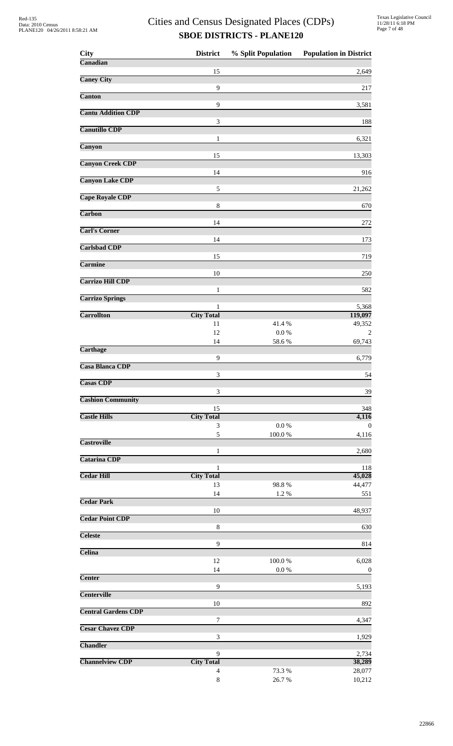# Cities and Census Designated Places (CDPs)

## SBOE DISTRICTS - PLANE120

| City | District | % Split Population | Population in District |
|---|---|---|---|
| **Canadian** | | | |
| | 15 | | 2,649 |
| **Caney City** | | | |
| | 9 | | 217 |
| **Canton** | | | |
| | 9 | | 3,581 |
| **Cantu Addition CDP** | | | |
| | 3 | | 188 |
| **Canutillo CDP** | | | |
| | 1 | | 6,321 |
| **Canyon** | | | |
| | 15 | | 13,303 |
| **Canyon Creek CDP** | | | |
| | 14 | | 916 |
| **Canyon Lake CDP** | | | |
| | 5 | | 21,262 |
| **Cape Royale CDP** | | | |
| | 8 | | 670 |
| **Carbon** | | | |
| | 14 | | 272 |
| **Carl's Corner** | | | |
| | 14 | | 173 |
| **Carlsbad CDP** | | | |
| | 15 | | 719 |
| **Carmine** | | | |
| | 10 | | 250 |
| **Carrizo Hill CDP** | | | |
| | 1 | | 582 |
| **Carrizo Springs** | | | |
| | 1 | | 5,368 |
| **Carrollton** | **City Total** | | **119,097** |
| | 11 | 41.4 % | 49,352 |
| | 12 | 0.0 % | 2 |
| | 14 | 58.6 % | 69,743 |
| **Carthage** | | | |
| | 9 | | 6,779 |
| **Casa Blanca CDP** | | | |
| | 3 | | 54 |
| **Casas CDP** | | | |
| | 3 | | 39 |
| **Cashion Community** | | | |
| | 15 | | 348 |
| **Castle Hills** | **City Total** | | **4,116** |
| | 3 | 0.0 % | 0 |
| | 5 | 100.0 % | 4,116 |
| **Castroville** | | | |
| | 1 | | 2,680 |
| **Catarina CDP** | | | |
| | 1 | | 118 |
| **Cedar Hill** | **City Total** | | **45,028** |
| | 13 | 98.8 % | 44,477 |
| | 14 | 1.2 % | 551 |
| **Cedar Park** | | | |
| | 10 | | 48,937 |
| **Cedar Point CDP** | | | |
| | 8 | | 630 |
| **Celeste** | | | |
| | 9 | | 814 |
| **Celina** | | | |
| | 12 | 100.0 % | 6,028 |
| | 14 | 0.0 % | 0 |
| **Center** | | | |
| | 9 | | 5,193 |
| **Centerville** | | | |
| | 10 | | 892 |
| **Central Gardens CDP** | | | |
| | 7 | | 4,347 |
| **Cesar Chavez CDP** | | | |
| | 3 | | 1,929 |
| **Chandler** | | | |
| | 9 | | 2,734 |
| **Channelview CDP** | **City Total** | | **38,289** |
| | 4 | 73.3 % | 28,077 |
| | 8 | 26.7 % | 10,212 |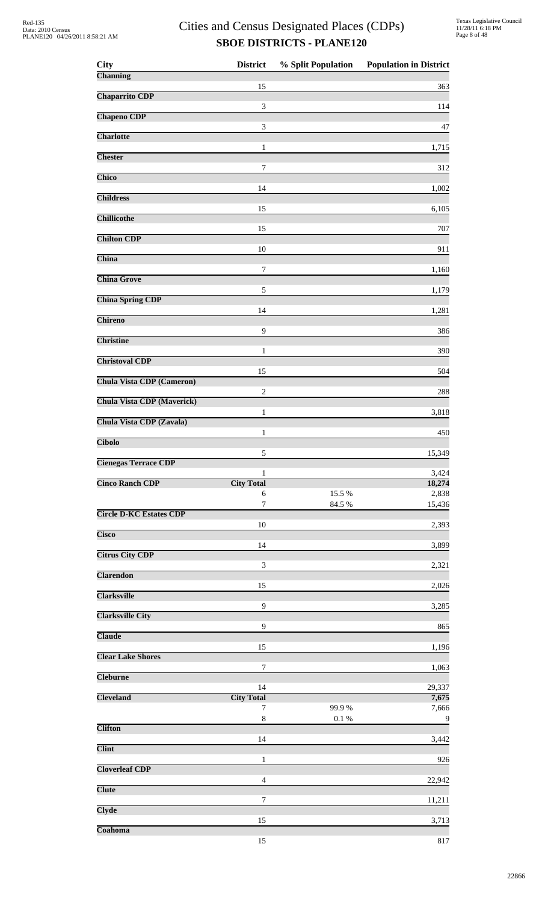# Cities and Census Designated Places (CDPs)

## SBOE DISTRICTS - PLANE120

| City | District | % Split Population | Population in District |
|---|---|---|---|
| **Channing** | | | |
| | 15 | | 363 |
| **Chaparrito CDP** | | | |
| | 3 | | 114 |
| **Chapeno CDP** | | | |
| | 3 | | 47 |
| **Charlotte** | | | |
| | 1 | | 1,715 |
| **Chester** | | | |
| | 7 | | 312 |
| **Chico** | | | |
| | 14 | | 1,002 |
| **Childress** | | | |
| | 15 | | 6,105 |
| **Chillicothe** | | | |
| | 15 | | 707 |
| **Chilton CDP** | | | |
| | 10 | | 911 |
| **China** | | | |
| | 7 | | 1,160 |
| **China Grove** | | | |
| | 5 | | 1,179 |
| **China Spring CDP** | | | |
| | 14 | | 1,281 |
| **Chireno** | | | |
| | 9 | | 386 |
| **Christine** | | | |
| | 1 | | 390 |
| **Christoval CDP** | | | |
| | 15 | | 504 |
| **Chula Vista CDP (Cameron)** | | | |
| | 2 | | 288 |
| **Chula Vista CDP (Maverick)** | | | |
| | 1 | | 3,818 |
| **Chula Vista CDP (Zavala)** | | | |
| | 1 | | 450 |
| **Cibolo** | | | |
| | 5 | | 15,349 |
| **Cienegas Terrace CDP** | | | |
| | 1 | | 3,424 |
| **Cinco Ranch CDP** | **City Total** | | **18,274** |
| | 6 | 15.5 % | 2,838 |
| | 7 | 84.5 % | 15,436 |
| **Circle D-KC Estates CDP** | | | |
| | 10 | | 2,393 |
| **Cisco** | | | |
| | 14 | | 3,899 |
| **Citrus City CDP** | | | |
| | 3 | | 2,321 |
| **Clarendon** | | | |
| | 15 | | 2,026 |
| **Clarksville** | | | |
| | 9 | | 3,285 |
| **Clarksville City** | | | |
| | 9 | | 865 |
| **Claude** | | | |
| | 15 | | 1,196 |
| **Clear Lake Shores** | | | |
| | 7 | | 1,063 |
| **Cleburne** | | | |
| | 14 | | 29,337 |
| **Cleveland** | **City Total** | | **7,675** |
| | 7 | 99.9 % | 7,666 |
| | 8 | 0.1 % | 9 |
| **Clifton** | | | |
| | 14 | | 3,442 |
| **Clint** | | | |
| | 1 | | 926 |
| **Cloverleaf CDP** | | | |
| | 4 | | 22,942 |
| **Clute** | | | |
| | 7 | | 11,211 |
| **Clyde** | | | |
| | 15 | | 3,713 |
| **Coahoma** | | | |
| | 15 | | 817 |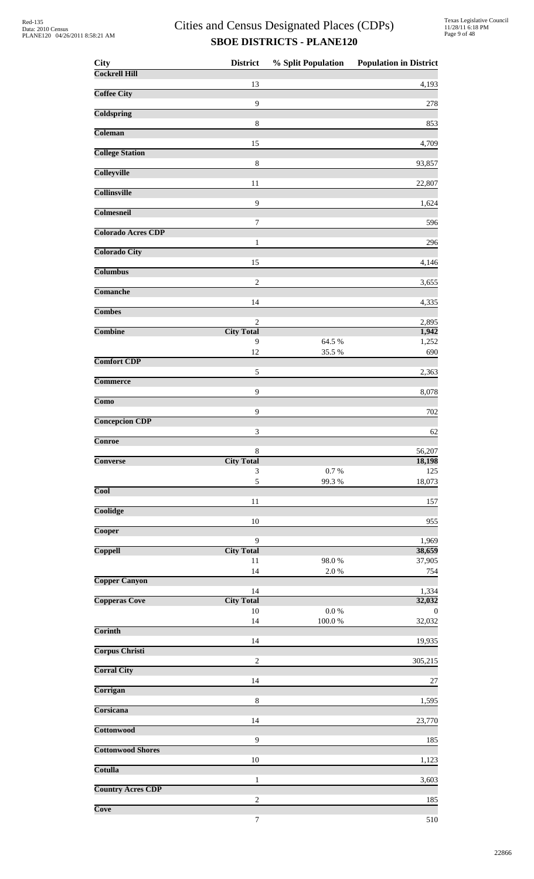# Cities and Census Designated Places (CDPs)

## SBOE DISTRICTS - PLANE120

| City | District | % Split Population | Population in District |
|---|---|---|---|
| **Cockrell Hill** | | | |
| | 13 | | 4,193 |
| **Coffee City** | | | |
| | 9 | | 278 |
| **Coldspring** | | | |
| | 8 | | 853 |
| **Coleman** | | | |
| | 15 | | 4,709 |
| **College Station** | | | |
| | 8 | | 93,857 |
| **Colleyville** | | | |
| | 11 | | 22,807 |
| **Collinsville** | | | |
| | 9 | | 1,624 |
| **Colmesneil** | | | |
| | 7 | | 596 |
| **Colorado Acres CDP** | | | |
| | 1 | | 296 |
| **Colorado City** | | | |
| | 15 | | 4,146 |
| **Columbus** | | | |
| | 2 | | 3,655 |
| **Comanche** | | | |
| | 14 | | 4,335 |
| **Combes** | | | |
| | 2 | | 2,895 |
| **Combine** | **City Total** | | **1,942** |
| | 9 | 64.5 % | 1,252 |
| | 12 | 35.5 % | 690 |
| **Comfort CDP** | | | |
| | 5 | | 2,363 |
| **Commerce** | | | |
| | 9 | | 8,078 |
| **Como** | | | |
| | 9 | | 702 |
| **Concepcion CDP** | | | |
| | 3 | | 62 |
| **Conroe** | | | |
| | 8 | | 56,207 |
| **Converse** | **City Total** | | **18,198** |
| | 3 | 0.7 % | 125 |
| | 5 | 99.3 % | 18,073 |
| **Cool** | | | |
| | 11 | | 157 |
| **Coolidge** | | | |
| | 10 | | 955 |
| **Cooper** | | | |
| | 9 | | 1,969 |
| **Coppell** | **City Total** | | **38,659** |
| | 11 | 98.0 % | 37,905 |
| | 14 | 2.0 % | 754 |
| **Copper Canyon** | | | |
| | 14 | | 1,334 |
| **Copperas Cove** | **City Total** | | **32,032** |
| | 10 | 0.0 % | 0 |
| | 14 | 100.0 % | 32,032 |
| **Corinth** | | | |
| | 14 | | 19,935 |
| **Corpus Christi** | | | |
| | 2 | | 305,215 |
| **Corral City** | | | |
| | 14 | | 27 |
| **Corrigan** | | | |
| | 8 | | 1,595 |
| **Corsicana** | | | |
| | 14 | | 23,770 |
| **Cottonwood** | | | |
| | 9 | | 185 |
| **Cottonwood Shores** | | | |
| | 10 | | 1,123 |
| **Cotulla** | | | |
| | 1 | | 3,603 |
| **Country Acres CDP** | | | |
| | 2 | | 185 |
| **Cove** | | | |
| | 7 | | 510 |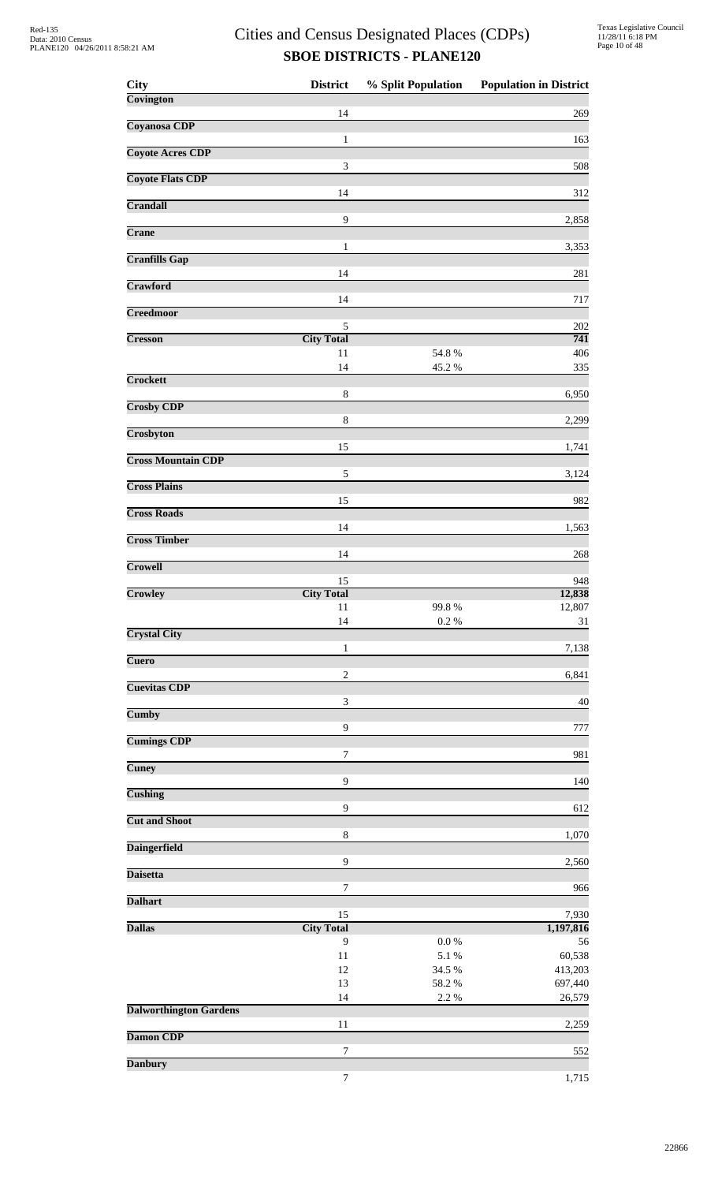# Cities and Census Designated Places (CDPs)

## SBOE DISTRICTS - PLANE120

| City | District | % Split Population | Population in District |
|---|---|---|---|
| **Covington** | | | |
| | 14 | | 269 |
| **Coyanosa CDP** | | | |
| | 1 | | 163 |
| **Coyote Acres CDP** | | | |
| | 3 | | 508 |
| **Coyote Flats CDP** | | | |
| | 14 | | 312 |
| **Crandall** | | | |
| | 9 | | 2,858 |
| **Crane** | | | |
| | 1 | | 3,353 |
| **Cranfills Gap** | | | |
| | 14 | | 281 |
| **Crawford** | | | |
| | 14 | | 717 |
| **Creedmoor** | | | |
| | 5 | | 202 |
| **Cresson** | **City Total** | | **741** |
| | 11 | 54.8 % | 406 |
| | 14 | 45.2 % | 335 |
| **Crockett** | | | |
| | 8 | | 6,950 |
| **Crosby CDP** | | | |
| | 8 | | 2,299 |
| **Crosbyton** | | | |
| | 15 | | 1,741 |
| **Cross Mountain CDP** | | | |
| | 5 | | 3,124 |
| **Cross Plains** | | | |
| | 15 | | 982 |
| **Cross Roads** | | | |
| | 14 | | 1,563 |
| **Cross Timber** | | | |
| | 14 | | 268 |
| **Crowell** | | | |
| | 15 | | 948 |
| **Crowley** | **City Total** | | **12,838** |
| | 11 | 99.8 % | 12,807 |
| | 14 | 0.2 % | 31 |
| **Crystal City** | | | |
| | 1 | | 7,138 |
| **Cuero** | | | |
| | 2 | | 6,841 |
| **Cuevitas CDP** | | | |
| | 3 | | 40 |
| **Cumby** | | | |
| | 9 | | 777 |
| **Cumings CDP** | | | |
| | 7 | | 981 |
| **Cuney** | | | |
| | 9 | | 140 |
| **Cushing** | | | |
| | 9 | | 612 |
| **Cut and Shoot** | | | |
| | 8 | | 1,070 |
| **Daingerfield** | | | |
| | 9 | | 2,560 |
| **Daisetta** | | | |
| | 7 | | 966 |
| **Dalhart** | | | |
| | 15 | | 7,930 |
| **Dallas** | **City Total** | | **1,197,816** |
| | 9 | 0.0 % | 56 |
| | 11 | 5.1 % | 60,538 |
| | 12 | 34.5 % | 413,203 |
| | 13 | 58.2 % | 697,440 |
| | 14 | 2.2 % | 26,579 |
| **Dalworthington Gardens** | | | |
| | 11 | | 2,259 |
| **Damon CDP** | | | |
| | 7 | | 552 |
| **Danbury** | | | |
| | 7 | | 1,715 |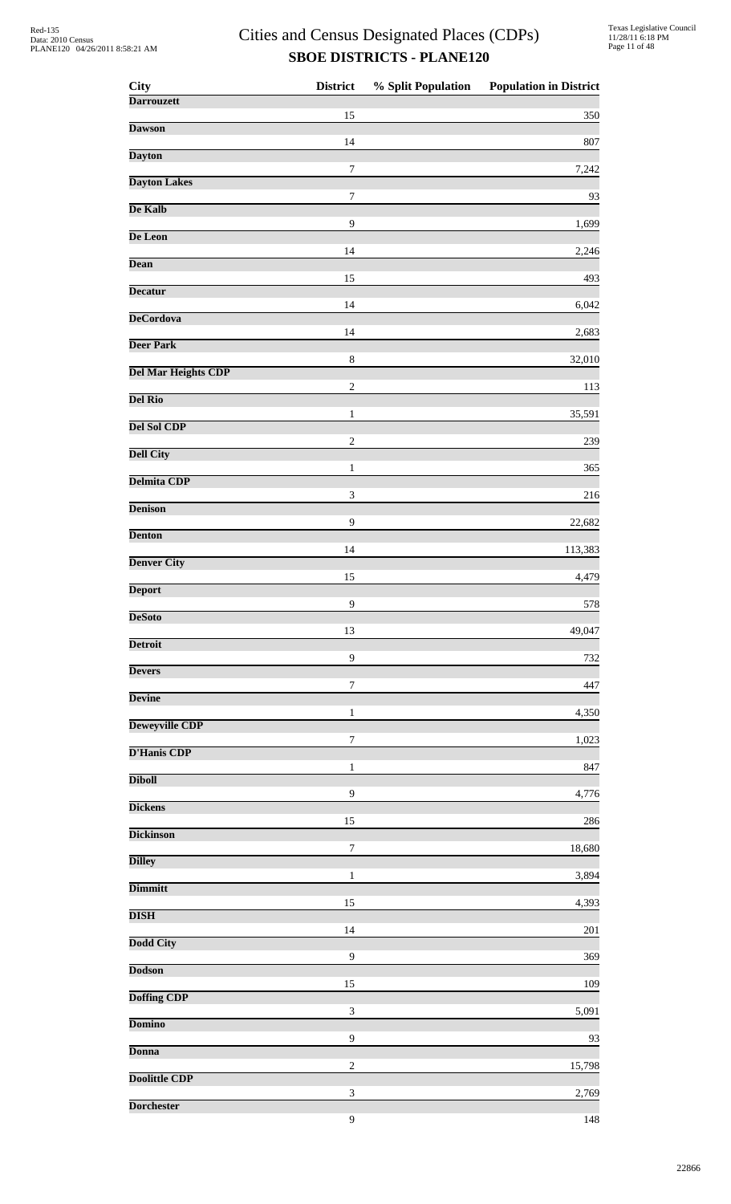# Cities and Census Designated Places (CDPs)
## SBOE DISTRICTS - PLANE120

| City | District | % Split Population | Population in District |
|---|---|---|---|
| **Darrouzett** | | | |
| | 15 | | 350 |
| **Dawson** | | | |
| | 14 | | 807 |
| **Dayton** | | | |
| | 7 | | 7,242 |
| **Dayton Lakes** | | | |
| | 7 | | 93 |
| **De Kalb** | | | |
| | 9 | | 1,699 |
| **De Leon** | | | |
| | 14 | | 2,246 |
| **Dean** | | | |
| | 15 | | 493 |
| **Decatur** | | | |
| | 14 | | 6,042 |
| **DeCordova** | | | |
| | 14 | | 2,683 |
| **Deer Park** | | | |
| | 8 | | 32,010 |
| **Del Mar Heights CDP** | | | |
| | 2 | | 113 |
| **Del Rio** | | | |
| | 1 | | 35,591 |
| **Del Sol CDP** | | | |
| | 2 | | 239 |
| **Dell City** | | | |
| | 1 | | 365 |
| **Delmita CDP** | | | |
| | 3 | | 216 |
| **Denison** | | | |
| | 9 | | 22,682 |
| **Denton** | | | |
| | 14 | | 113,383 |
| **Denver City** | | | |
| | 15 | | 4,479 |
| **Deport** | | | |
| | 9 | | 578 |
| **DeSoto** | | | |
| | 13 | | 49,047 |
| **Detroit** | | | |
| | 9 | | 732 |
| **Devers** | | | |
| | 7 | | 447 |
| **Devine** | | | |
| | 1 | | 4,350 |
| **Deweyville CDP** | | | |
| | 7 | | 1,023 |
| **D'Hanis CDP** | | | |
| | 1 | | 847 |
| **Diboll** | | | |
| | 9 | | 4,776 |
| **Dickens** | | | |
| | 15 | | 286 |
| **Dickinson** | | | |
| | 7 | | 18,680 |
| **Dilley** | | | |
| | 1 | | 3,894 |
| **Dimmitt** | | | |
| | 15 | | 4,393 |
| **DISH** | | | |
| | 14 | | 201 |
| **Dodd City** | | | |
| | 9 | | 369 |
| **Dodson** | | | |
| | 15 | | 109 |
| **Doffing CDP** | | | |
| | 3 | | 5,091 |
| **Domino** | | | |
| | 9 | | 93 |
| **Donna** | | | |
| | 2 | | 15,798 |
| **Doolittle CDP** | | | |
| | 3 | | 2,769 |
| **Dorchester** | | | |
| | 9 | | 148 |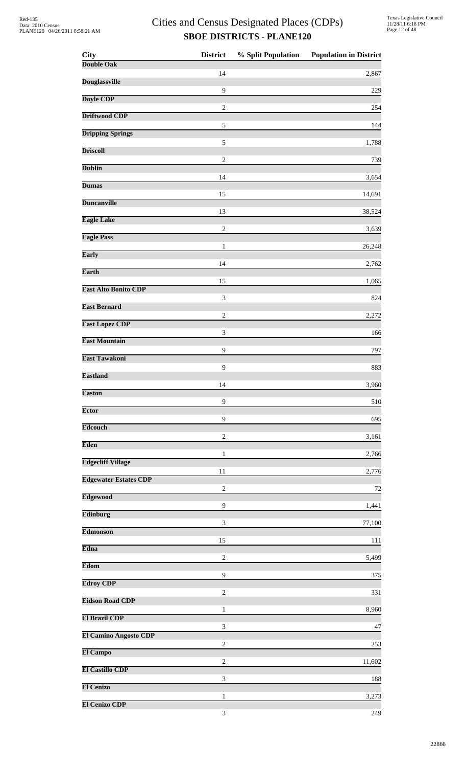# Cities and Census Designated Places (CDPs)

## SBOE DISTRICTS - PLANE120

| City | District | % Split Population | Population in District |
|---|---|---|---|
| **Double Oak** | | | |
| | 14 | | 2,867 |
| **Douglassville** | | | |
| | 9 | | 229 |
| **Doyle CDP** | | | |
| | 2 | | 254 |
| **Driftwood CDP** | | | |
| | 5 | | 144 |
| **Dripping Springs** | | | |
| | 5 | | 1,788 |
| **Driscoll** | | | |
| | 2 | | 739 |
| **Dublin** | | | |
| | 14 | | 3,654 |
| **Dumas** | | | |
| | 15 | | 14,691 |
| **Duncanville** | | | |
| | 13 | | 38,524 |
| **Eagle Lake** | | | |
| | 2 | | 3,639 |
| **Eagle Pass** | | | |
| | 1 | | 26,248 |
| **Early** | | | |
| | 14 | | 2,762 |
| **Earth** | | | |
| | 15 | | 1,065 |
| **East Alto Bonito CDP** | | | |
| | 3 | | 824 |
| **East Bernard** | | | |
| | 2 | | 2,272 |
| **East Lopez CDP** | | | |
| | 3 | | 166 |
| **East Mountain** | | | |
| | 9 | | 797 |
| **East Tawakoni** | | | |
| | 9 | | 883 |
| **Eastland** | | | |
| | 14 | | 3,960 |
| **Easton** | | | |
| | 9 | | 510 |
| **Ector** | | | |
| | 9 | | 695 |
| **Edcouch** | | | |
| | 2 | | 3,161 |
| **Eden** | | | |
| | 1 | | 2,766 |
| **Edgecliff Village** | | | |
| | 11 | | 2,776 |
| **Edgewater Estates CDP** | | | |
| | 2 | | 72 |
| **Edgewood** | | | |
| | 9 | | 1,441 |
| **Edinburg** | | | |
| | 3 | | 77,100 |
| **Edmonson** | | | |
| | 15 | | 111 |
| **Edna** | | | |
| | 2 | | 5,499 |
| **Edom** | | | |
| | 9 | | 375 |
| **Edroy CDP** | | | |
| | 2 | | 331 |
| **Eidson Road CDP** | | | |
| | 1 | | 8,960 |
| **El Brazil CDP** | | | |
| | 3 | | 47 |
| **El Camino Angosto CDP** | | | |
| | 2 | | 253 |
| **El Campo** | | | |
| | 2 | | 11,602 |
| **El Castillo CDP** | | | |
| | 3 | | 188 |
| **El Cenizo** | | | |
| | 1 | | 3,273 |
| **El Cenizo CDP** | | | |
| | 3 | | 249 |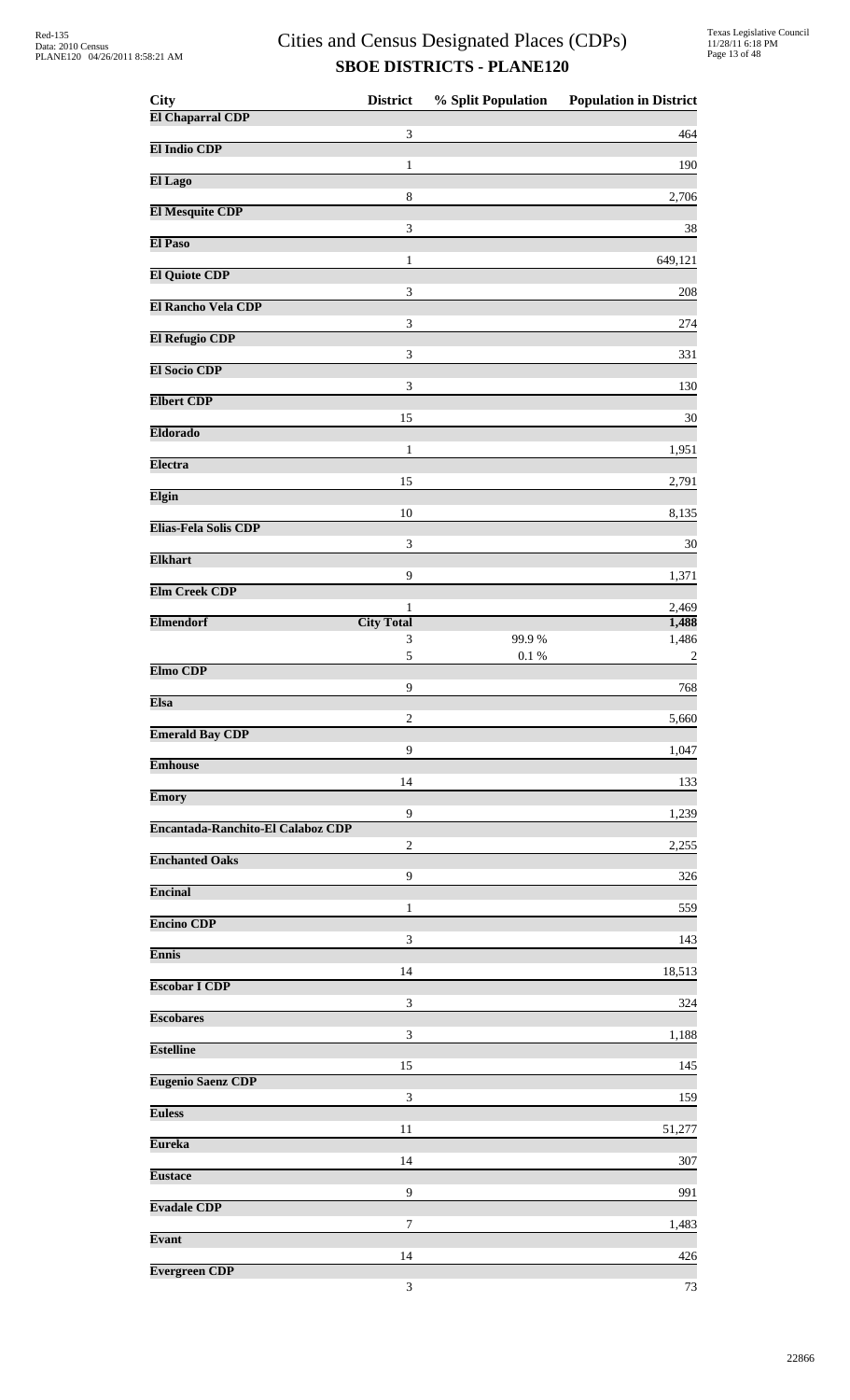# Cities and Census Designated Places (CDPs)

## SBOE DISTRICTS - PLANE120

| City | District | % Split Population | Population in District |
|---|---|---|---|
| **El Chaparral CDP** | | | |
| | 3 | | 464 |
| **El Indio CDP** | | | |
| | 1 | | 190 |
| **El Lago** | | | |
| | 8 | | 2,706 |
| **El Mesquite CDP** | | | |
| | 3 | | 38 |
| **El Paso** | | | |
| | 1 | | 649,121 |
| **El Quiote CDP** | | | |
| | 3 | | 208 |
| **El Rancho Vela CDP** | | | |
| | 3 | | 274 |
| **El Refugio CDP** | | | |
| | 3 | | 331 |
| **El Socio CDP** | | | |
| | 3 | | 130 |
| **Elbert CDP** | | | |
| | 15 | | 30 |
| **Eldorado** | | | |
| | 1 | | 1,951 |
| **Electra** | | | |
| | 15 | | 2,791 |
| **Elgin** | | | |
| | 10 | | 8,135 |
| **Elias-Fela Solis CDP** | | | |
| | 3 | | 30 |
| **Elkhart** | | | |
| | 9 | | 1,371 |
| **Elm Creek CDP** | | | |
| | 1 | | 2,469 |
| **Elmendorf** | **City Total** | | **1,488** |
| | 3 | 99.9 % | 1,486 |
| | 5 | 0.1 % | 2 |
| **Elmo CDP** | | | |
| | 9 | | 768 |
| **Elsa** | | | |
| | 2 | | 5,660 |
| **Emerald Bay CDP** | | | |
| | 9 | | 1,047 |
| **Emhouse** | | | |
| | 14 | | 133 |
| **Emory** | | | |
| | 9 | | 1,239 |
| **Encantada-Ranchito-El Calaboz CDP** | | | |
| | 2 | | 2,255 |
| **Enchanted Oaks** | | | |
| | 9 | | 326 |
| **Encinal** | | | |
| | 1 | | 559 |
| **Encino CDP** | | | |
| | 3 | | 143 |
| **Ennis** | | | |
| | 14 | | 18,513 |
| **Escobar I CDP** | | | |
| | 3 | | 324 |
| **Escobares** | | | |
| | 3 | | 1,188 |
| **Estelline** | | | |
| | 15 | | 145 |
| **Eugenio Saenz CDP** | | | |
| | 3 | | 159 |
| **Euless** | | | |
| | 11 | | 51,277 |
| **Eureka** | | | |
| | 14 | | 307 |
| **Eustace** | | | |
| | 9 | | 991 |
| **Evadale CDP** | | | |
| | 7 | | 1,483 |
| **Evant** | | | |
| | 14 | | 426 |
| **Evergreen CDP** | | | |
| | 3 | | 73 |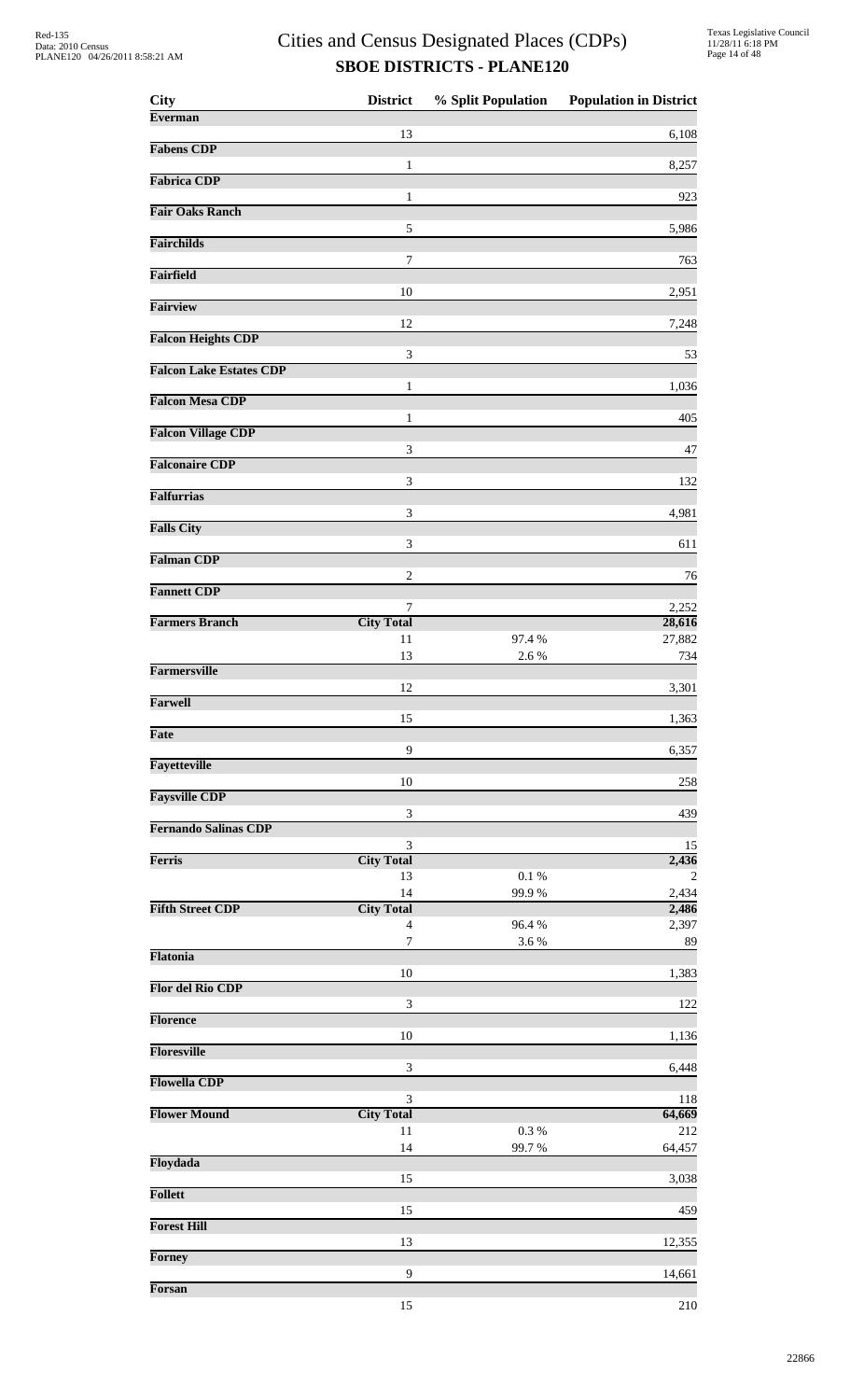# Cities and Census Designated Places (CDPs)

## SBOE DISTRICTS - PLANE120

| City | District | % Split Population | Population in District |
|---|---|---|---|
| **Everman** | | | |
| | 13 | | 6,108 |
| **Fabens CDP** | | | |
| | 1 | | 8,257 |
| **Fabrica CDP** | | | |
| | 1 | | 923 |
| **Fair Oaks Ranch** | | | |
| | 5 | | 5,986 |
| **Fairchilds** | | | |
| | 7 | | 763 |
| **Fairfield** | | | |
| | 10 | | 2,951 |
| **Fairview** | | | |
| | 12 | | 7,248 |
| **Falcon Heights CDP** | | | |
| | 3 | | 53 |
| **Falcon Lake Estates CDP** | | | |
| | 1 | | 1,036 |
| **Falcon Mesa CDP** | | | |
| | 1 | | 405 |
| **Falcon Village CDP** | | | |
| | 3 | | 47 |
| **Falconaire CDP** | | | |
| | 3 | | 132 |
| **Falfurrias** | | | |
| | 3 | | 4,981 |
| **Falls City** | | | |
| | 3 | | 611 |
| **Falman CDP** | | | |
| | 2 | | 76 |
| **Fannett CDP** | | | |
| | 7 | | 2,252 |
| **Farmers Branch** | **City Total** | | **28,616** |
| | 11 | 97.4 % | 27,882 |
| | 13 | 2.6 % | 734 |
| **Farmersville** | | | |
| | 12 | | 3,301 |
| **Farwell** | | | |
| | 15 | | 1,363 |
| **Fate** | | | |
| | 9 | | 6,357 |
| **Fayetteville** | | | |
| | 10 | | 258 |
| **Faysville CDP** | | | |
| | 3 | | 439 |
| **Fernando Salinas CDP** | | | |
| | 3 | | 15 |
| **Ferris** | **City Total** | | **2,436** |
| | 13 | 0.1 % | 2 |
| | 14 | 99.9 % | 2,434 |
| **Fifth Street CDP** | **City Total** | | **2,486** |
| | 4 | 96.4 % | 2,397 |
| | 7 | 3.6 % | 89 |
| **Flatonia** | | | |
| | 10 | | 1,383 |
| **Flor del Rio CDP** | | | |
| | 3 | | 122 |
| **Florence** | | | |
| | 10 | | 1,136 |
| **Floresville** | | | |
| | 3 | | 6,448 |
| **Flowella CDP** | | | |
| | 3 | | 118 |
| **Flower Mound** | **City Total** | | **64,669** |
| | 11 | 0.3 % | 212 |
| | 14 | 99.7 % | 64,457 |
| **Floydada** | | | |
| | 15 | | 3,038 |
| **Follett** | | | |
| | 15 | | 459 |
| **Forest Hill** | | | |
| | 13 | | 12,355 |
| **Forney** | | | |
| | 9 | | 14,661 |
| **Forsan** | | | |
| | 15 | | 210 |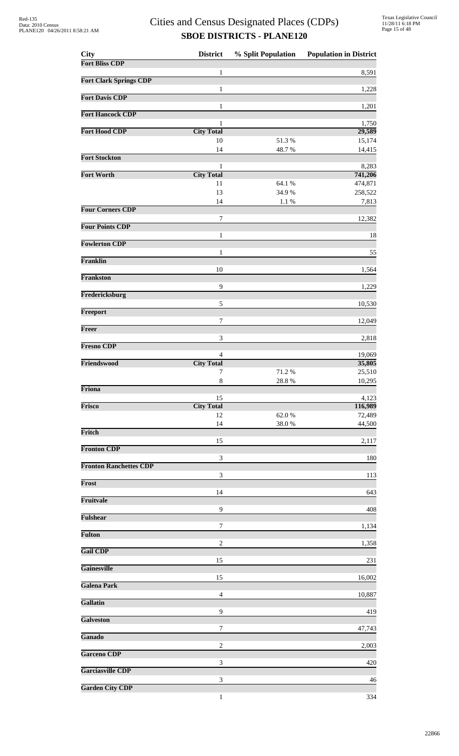# Cities and Census Designated Places (CDPs)

## SBOE DISTRICTS - PLANE120

| City | District | % Split Population | Population in District |
|---|---|---|---|
| **Fort Bliss CDP** | | | |
| | 1 | | 8,591 |
| **Fort Clark Springs CDP** | | | |
| | 1 | | 1,228 |
| **Fort Davis CDP** | | | |
| | 1 | | 1,201 |
| **Fort Hancock CDP** | | | |
| | 1 | | 1,750 |
| **Fort Hood CDP** | **City Total** | | **29,589** |
| | 10 | 51.3 % | 15,174 |
| | 14 | 48.7 % | 14,415 |
| **Fort Stockton** | | | |
| | 1 | | 8,283 |
| **Fort Worth** | **City Total** | | **741,206** |
| | 11 | 64.1 % | 474,871 |
| | 13 | 34.9 % | 258,522 |
| | 14 | 1.1 % | 7,813 |
| **Four Corners CDP** | | | |
| | 7 | | 12,382 |
| **Four Points CDP** | | | |
| | 1 | | 18 |
| **Fowlerton CDP** | | | |
| | 1 | | 55 |
| **Franklin** | | | |
| | 10 | | 1,564 |
| **Frankston** | | | |
| | 9 | | 1,229 |
| **Fredericksburg** | | | |
| | 5 | | 10,530 |
| **Freeport** | | | |
| | 7 | | 12,049 |
| **Freer** | | | |
| | 3 | | 2,818 |
| **Fresno CDP** | | | |
| | 4 | | 19,069 |
| **Friendswood** | **City Total** | | **35,805** |
| | 7 | 71.2 % | 25,510 |
| | 8 | 28.8 % | 10,295 |
| **Friona** | | | |
| | 15 | | 4,123 |
| **Frisco** | **City Total** | | **116,989** |
| | 12 | 62.0 % | 72,489 |
| | 14 | 38.0 % | 44,500 |
| **Fritch** | | | |
| | 15 | | 2,117 |
| **Fronton CDP** | | | |
| | 3 | | 180 |
| **Fronton Ranchettes CDP** | | | |
| | 3 | | 113 |
| **Frost** | | | |
| | 14 | | 643 |
| **Fruitvale** | | | |
| | 9 | | 408 |
| **Fulshear** | | | |
| | 7 | | 1,134 |
| **Fulton** | | | |
| | 2 | | 1,358 |
| **Gail CDP** | | | |
| | 15 | | 231 |
| **Gainesville** | | | |
| | 15 | | 16,002 |
| **Galena Park** | | | |
| | 4 | | 10,887 |
| **Gallatin** | | | |
| | 9 | | 419 |
| **Galveston** | | | |
| | 7 | | 47,743 |
| **Ganado** | | | |
| | 2 | | 2,003 |
| **Garceno CDP** | | | |
| | 3 | | 420 |
| **Garciasville CDP** | | | |
| | 3 | | 46 |
| **Garden City CDP** | | | |
| | 1 | | 334 |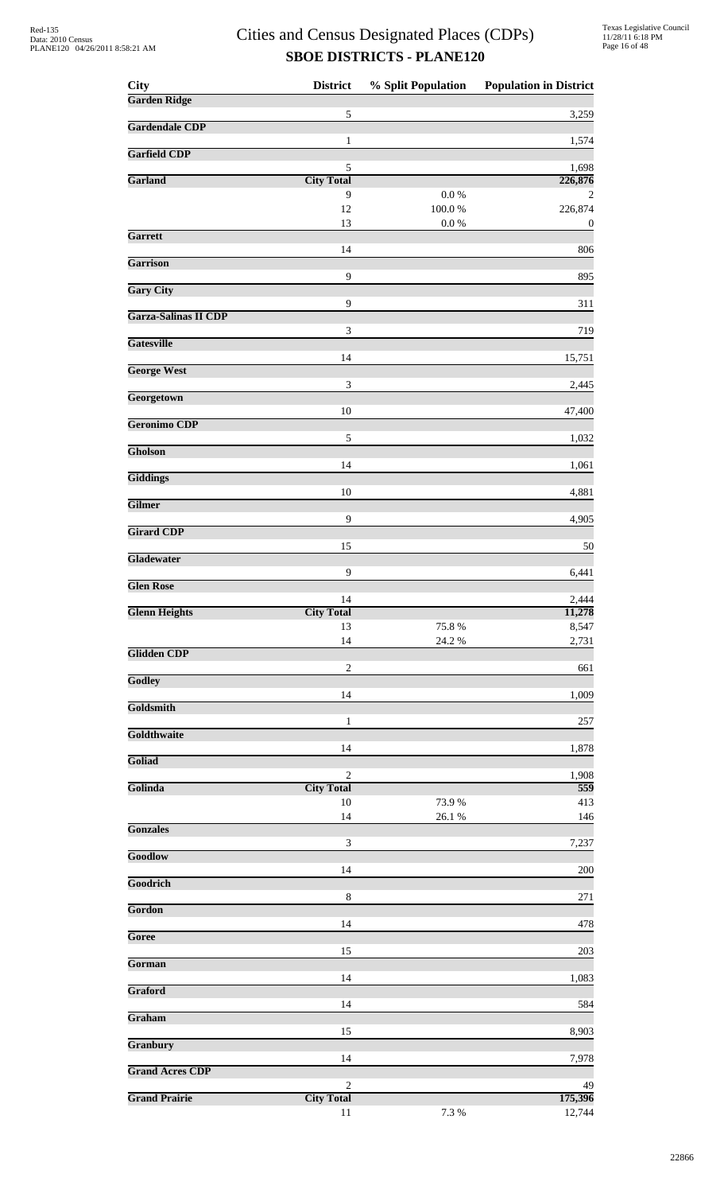# Cities and Census Designated Places (CDPs)
## SBOE DISTRICTS - PLANE120

| City | District | % Split Population | Population in District |
|---|---|---|---|
| **Garden Ridge** | | | |
| | 5 | | 3,259 |
| **Gardendale CDP** | | | |
| | 1 | | 1,574 |
| **Garfield CDP** | | | |
| | 5 | | 1,698 |
| **Garland** | **City Total** | | **226,876** |
| | 9 | 0.0 % | 2 |
| | 12 | 100.0 % | 226,874 |
| | 13 | 0.0 % | 0 |
| **Garrett** | | | |
| | 14 | | 806 |
| **Garrison** | | | |
| | 9 | | 895 |
| **Gary City** | | | |
| | 9 | | 311 |
| **Garza-Salinas II CDP** | | | |
| | 3 | | 719 |
| **Gatesville** | | | |
| | 14 | | 15,751 |
| **George West** | | | |
| | 3 | | 2,445 |
| **Georgetown** | | | |
| | 10 | | 47,400 |
| **Geronimo CDP** | | | |
| | 5 | | 1,032 |
| **Gholson** | | | |
| | 14 | | 1,061 |
| **Giddings** | | | |
| | 10 | | 4,881 |
| **Gilmer** | | | |
| | 9 | | 4,905 |
| **Girard CDP** | | | |
| | 15 | | 50 |
| **Gladewater** | | | |
| | 9 | | 6,441 |
| **Glen Rose** | | | |
| | 14 | | 2,444 |
| **Glenn Heights** | **City Total** | | **11,278** |
| | 13 | 75.8 % | 8,547 |
| | 14 | 24.2 % | 2,731 |
| **Glidden CDP** | | | |
| | 2 | | 661 |
| **Godley** | | | |
| | 14 | | 1,009 |
| **Goldsmith** | | | |
| | 1 | | 257 |
| **Goldthwaite** | | | |
| | 14 | | 1,878 |
| **Goliad** | | | |
| | 2 | | 1,908 |
| **Golinda** | **City Total** | | **559** |
| | 10 | 73.9 % | 413 |
| | 14 | 26.1 % | 146 |
| **Gonzales** | | | |
| | 3 | | 7,237 |
| **Goodlow** | | | |
| | 14 | | 200 |
| **Goodrich** | | | |
| | 8 | | 271 |
| **Gordon** | | | |
| | 14 | | 478 |
| **Goree** | | | |
| | 15 | | 203 |
| **Gorman** | | | |
| | 14 | | 1,083 |
| **Graford** | | | |
| | 14 | | 584 |
| **Graham** | | | |
| | 15 | | 8,903 |
| **Granbury** | | | |
| | 14 | | 7,978 |
| **Grand Acres CDP** | | | |
| | 2 | | 49 |
| **Grand Prairie** | **City Total** | | **175,396** |
| | 11 | 7.3 % | 12,744 |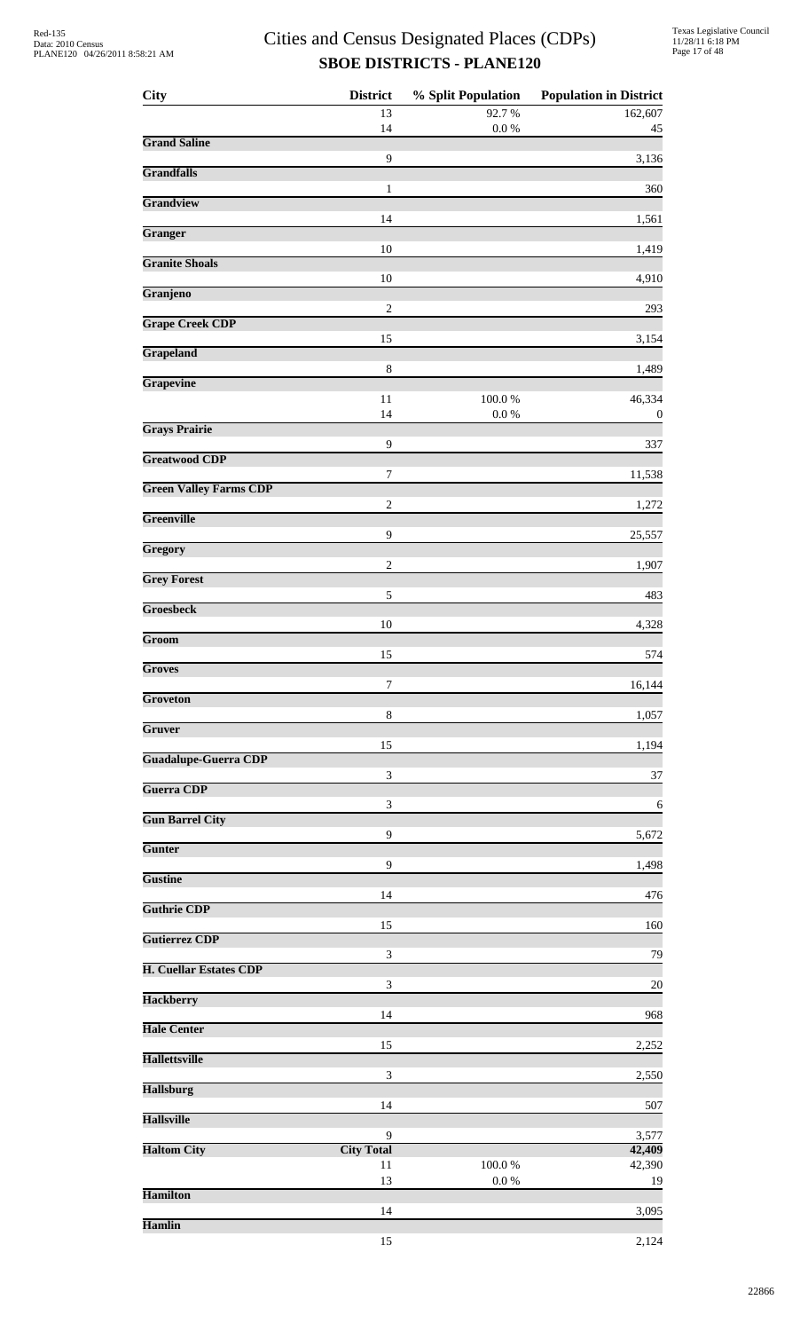# Cities and Census Designated Places (CDPs)

## SBOE DISTRICTS - PLANE120

| City | District | % Split Population | Population in District |
|---|---|---|---|
| | 13 | 92.7 % | 162,607 |
| | 14 | 0.0 % | 45 |
| **Grand Saline** | | | |
| | 9 | | 3,136 |
| **Grandfalls** | | | |
| | 1 | | 360 |
| **Grandview** | | | |
| | 14 | | 1,561 |
| **Granger** | | | |
| | 10 | | 1,419 |
| **Granite Shoals** | | | |
| | 10 | | 4,910 |
| **Granjeno** | | | |
| | 2 | | 293 |
| **Grape Creek CDP** | | | |
| | 15 | | 3,154 |
| **Grapeland** | | | |
| | 8 | | 1,489 |
| **Grapevine** | | | |
| | 11 | 100.0 % | 46,334 |
| | 14 | 0.0 % | 0 |
| **Grays Prairie** | | | |
| | 9 | | 337 |
| **Greatwood CDP** | | | |
| | 7 | | 11,538 |
| **Green Valley Farms CDP** | | | |
| | 2 | | 1,272 |
| **Greenville** | | | |
| | 9 | | 25,557 |
| **Gregory** | | | |
| | 2 | | 1,907 |
| **Grey Forest** | | | |
| | 5 | | 483 |
| **Groesbeck** | | | |
| | 10 | | 4,328 |
| **Groom** | | | |
| | 15 | | 574 |
| **Groves** | | | |
| | 7 | | 16,144 |
| **Groveton** | | | |
| | 8 | | 1,057 |
| **Gruver** | | | |
| | 15 | | 1,194 |
| **Guadalupe-Guerra CDP** | | | |
| | 3 | | 37 |
| **Guerra CDP** | | | |
| | 3 | | 6 |
| **Gun Barrel City** | | | |
| | 9 | | 5,672 |
| **Gunter** | | | |
| | 9 | | 1,498 |
| **Gustine** | | | |
| | 14 | | 476 |
| **Guthrie CDP** | | | |
| | 15 | | 160 |
| **Gutierrez CDP** | | | |
| | 3 | | 79 |
| **H. Cuellar Estates CDP** | | | |
| | 3 | | 20 |
| **Hackberry** | | | |
| | 14 | | 968 |
| **Hale Center** | | | |
| | 15 | | 2,252 |
| **Hallettsville** | | | |
| | 3 | | 2,550 |
| **Hallsburg** | | | |
| | 14 | | 507 |
| **Hallsville** | | | |
| | 9 | | 3,577 |
| **Haltom City** | **City Total** | | **42,409** |
| | 11 | 100.0 % | 42,390 |
| | 13 | 0.0 % | 19 |
| **Hamilton** | | | |
| | 14 | | 3,095 |
| **Hamlin** | | | |
| | 15 | | 2,124 |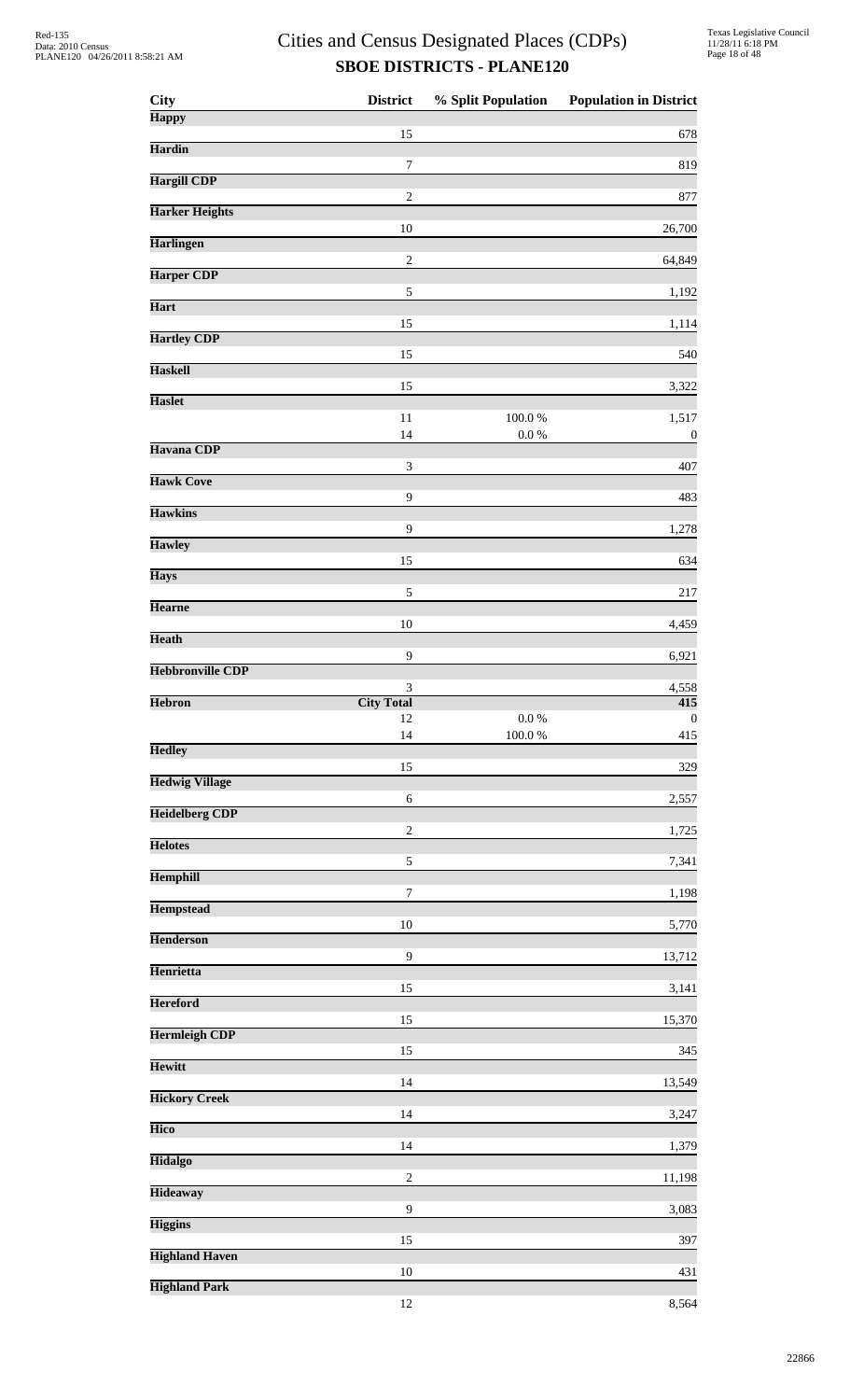# Cities and Census Designated Places (CDPs)

## SBOE DISTRICTS - PLANE120

| City | District | % Split Population | Population in District |
|---|---|---|---|
| **Happy** | | | |
| | 15 | | 678 |
| **Hardin** | | | |
| | 7 | | 819 |
| **Hargill CDP** | | | |
| | 2 | | 877 |
| **Harker Heights** | | | |
| | 10 | | 26,700 |
| **Harlingen** | | | |
| | 2 | | 64,849 |
| **Harper CDP** | | | |
| | 5 | | 1,192 |
| **Hart** | | | |
| | 15 | | 1,114 |
| **Hartley CDP** | | | |
| | 15 | | 540 |
| **Haskell** | | | |
| | 15 | | 3,322 |
| **Haslet** | | | |
| | 11 | 100.0 % | 1,517 |
| | 14 | 0.0 % | 0 |
| **Havana CDP** | | | |
| | 3 | | 407 |
| **Hawk Cove** | | | |
| | 9 | | 483 |
| **Hawkins** | | | |
| | 9 | | 1,278 |
| **Hawley** | | | |
| | 15 | | 634 |
| **Hays** | | | |
| | 5 | | 217 |
| **Hearne** | | | |
| | 10 | | 4,459 |
| **Heath** | | | |
| | 9 | | 6,921 |
| **Hebbronville CDP** | | | |
| | 3 | | 4,558 |
| **Hebron** | **City Total** | | **415** |
| | 12 | 0.0 % | 0 |
| | 14 | 100.0 % | 415 |
| **Hedley** | | | |
| | 15 | | 329 |
| **Hedwig Village** | | | |
| | 6 | | 2,557 |
| **Heidelberg CDP** | | | |
| | 2 | | 1,725 |
| **Helotes** | | | |
| | 5 | | 7,341 |
| **Hemphill** | | | |
| | 7 | | 1,198 |
| **Hempstead** | | | |
| | 10 | | 5,770 |
| **Henderson** | | | |
| | 9 | | 13,712 |
| **Henrietta** | | | |
| | 15 | | 3,141 |
| **Hereford** | | | |
| | 15 | | 15,370 |
| **Hermleigh CDP** | | | |
| | 15 | | 345 |
| **Hewitt** | | | |
| | 14 | | 13,549 |
| **Hickory Creek** | | | |
| | 14 | | 3,247 |
| **Hico** | | | |
| | 14 | | 1,379 |
| **Hidalgo** | | | |
| | 2 | | 11,198 |
| **Hideaway** | | | |
| | 9 | | 3,083 |
| **Higgins** | | | |
| | 15 | | 397 |
| **Highland Haven** | | | |
| | 10 | | 431 |
| **Highland Park** | | | |
| | 12 | | 8,564 |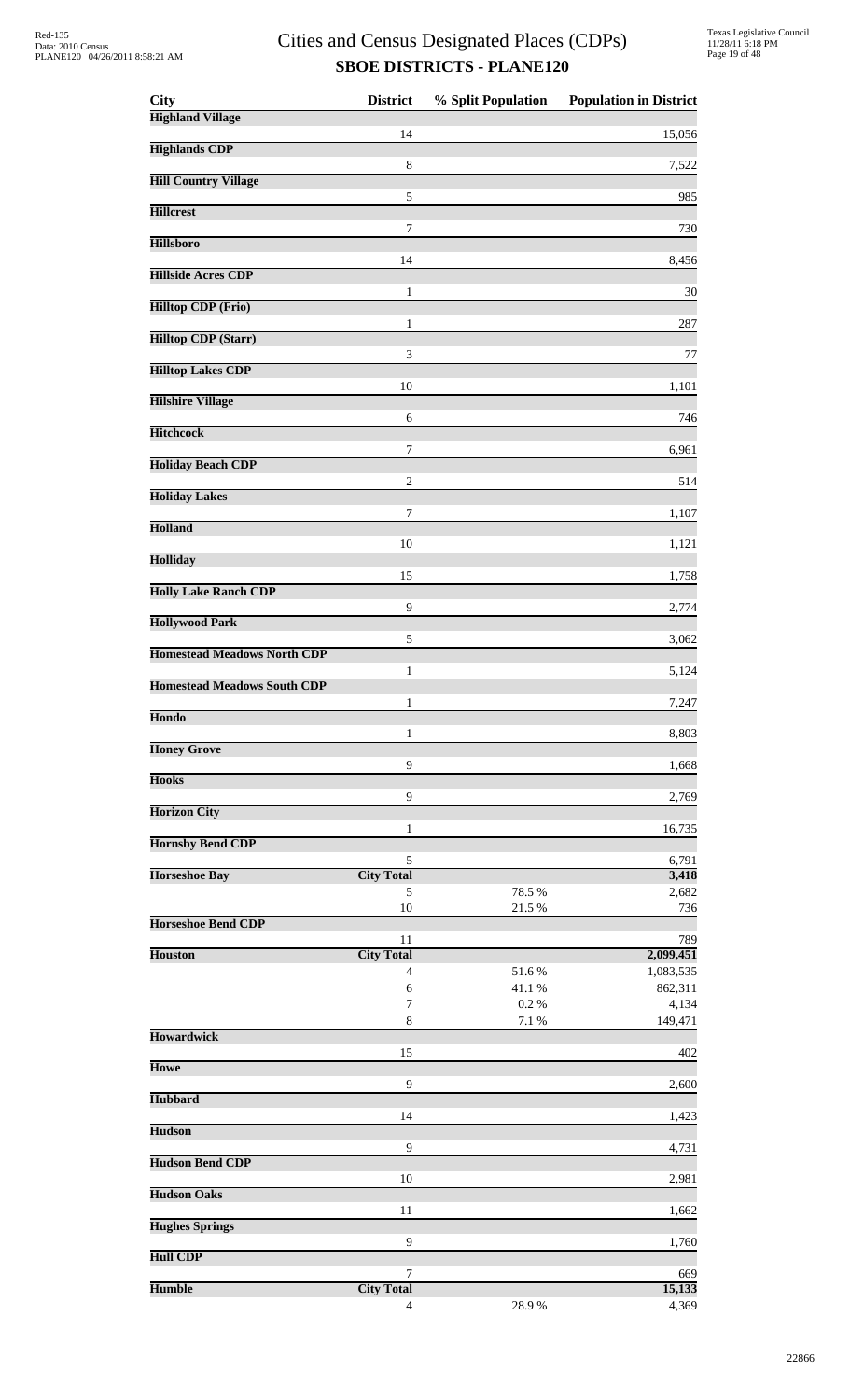# Cities and Census Designated Places (CDPs)

## SBOE DISTRICTS - PLANE120

| City | District | % Split Population | Population in District |
|---|---|---|---|
| **Highland Village** | | | |
| | 14 | | 15,056 |
| **Highlands CDP** | | | |
| | 8 | | 7,522 |
| **Hill Country Village** | | | |
| | 5 | | 985 |
| **Hillcrest** | | | |
| | 7 | | 730 |
| **Hillsboro** | | | |
| | 14 | | 8,456 |
| **Hillside Acres CDP** | | | |
| | 1 | | 30 |
| **Hilltop CDP (Frio)** | | | |
| | 1 | | 287 |
| **Hilltop CDP (Starr)** | | | |
| | 3 | | 77 |
| **Hilltop Lakes CDP** | | | |
| | 10 | | 1,101 |
| **Hilshire Village** | | | |
| | 6 | | 746 |
| **Hitchcock** | | | |
| | 7 | | 6,961 |
| **Holiday Beach CDP** | | | |
| | 2 | | 514 |
| **Holiday Lakes** | | | |
| | 7 | | 1,107 |
| **Holland** | | | |
| | 10 | | 1,121 |
| **Holliday** | | | |
| | 15 | | 1,758 |
| **Holly Lake Ranch CDP** | | | |
| | 9 | | 2,774 |
| **Hollywood Park** | | | |
| | 5 | | 3,062 |
| **Homestead Meadows North CDP** | | | |
| | 1 | | 5,124 |
| **Homestead Meadows South CDP** | | | |
| | 1 | | 7,247 |
| **Hondo** | | | |
| | 1 | | 8,803 |
| **Honey Grove** | | | |
| | 9 | | 1,668 |
| **Hooks** | | | |
| | 9 | | 2,769 |
| **Horizon City** | | | |
| | 1 | | 16,735 |
| **Hornsby Bend CDP** | | | |
| | 5 | | 6,791 |
| **Horseshoe Bay** | **City Total** | | **3,418** |
| | 5 | 78.5 % | 2,682 |
| | 10 | 21.5 % | 736 |
| **Horseshoe Bend CDP** | | | |
| | 11 | | 789 |
| **Houston** | **City Total** | | **2,099,451** |
| | 4 | 51.6 % | 1,083,535 |
| | 6 | 41.1 % | 862,311 |
| | 7 | 0.2 % | 4,134 |
| | 8 | 7.1 % | 149,471 |
| **Howardwick** | | | |
| | 15 | | 402 |
| **Howe** | | | |
| | 9 | | 2,600 |
| **Hubbard** | | | |
| | 14 | | 1,423 |
| **Hudson** | | | |
| | 9 | | 4,731 |
| **Hudson Bend CDP** | | | |
| | 10 | | 2,981 |
| **Hudson Oaks** | | | |
| | 11 | | 1,662 |
| **Hughes Springs** | | | |
| | 9 | | 1,760 |
| **Hull CDP** | | | |
| | 7 | | 669 |
| **Humble** | **City Total** | | **15,133** |
| | 4 | 28.9 % | 4,369 |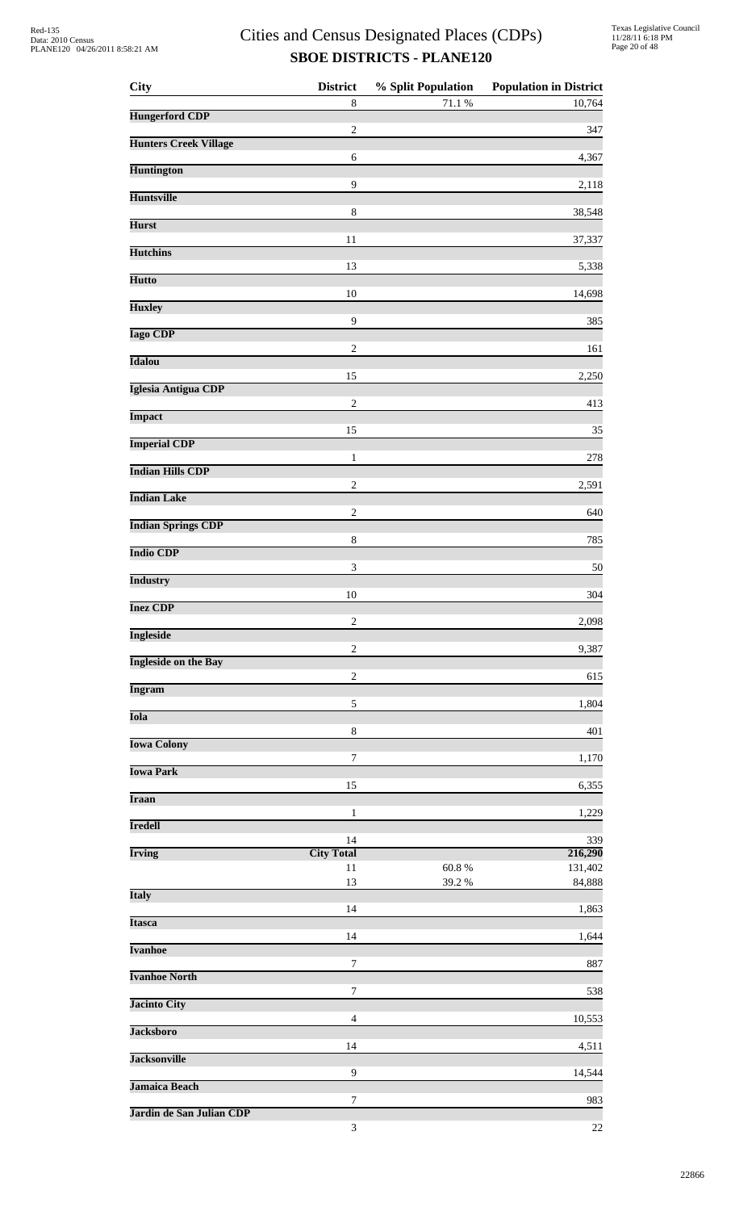# Cities and Census Designated Places (CDPs)

## SBOE DISTRICTS - PLANE120

| City | District | % Split Population | Population in District |
|---|---|---|---|
| | 8 | 71.1 % | 10,764 |
| **Hungerford CDP** | | | |
| | 2 | | 347 |
| **Hunters Creek Village** | | | |
| | 6 | | 4,367 |
| **Huntington** | | | |
| | 9 | | 2,118 |
| **Huntsville** | | | |
| | 8 | | 38,548 |
| **Hurst** | | | |
| | 11 | | 37,337 |
| **Hutchins** | | | |
| | 13 | | 5,338 |
| **Hutto** | | | |
| | 10 | | 14,698 |
| **Huxley** | | | |
| | 9 | | 385 |
| **Iago CDP** | | | |
| | 2 | | 161 |
| **Idalou** | | | |
| | 15 | | 2,250 |
| **Iglesia Antigua CDP** | | | |
| | 2 | | 413 |
| **Impact** | | | |
| | 15 | | 35 |
| **Imperial CDP** | | | |
| | 1 | | 278 |
| **Indian Hills CDP** | | | |
| | 2 | | 2,591 |
| **Indian Lake** | | | |
| | 2 | | 640 |
| **Indian Springs CDP** | | | |
| | 8 | | 785 |
| **Indio CDP** | | | |
| | 3 | | 50 |
| **Industry** | | | |
| | 10 | | 304 |
| **Inez CDP** | | | |
| | 2 | | 2,098 |
| **Ingleside** | | | |
| | 2 | | 9,387 |
| **Ingleside on the Bay** | | | |
| | 2 | | 615 |
| **Ingram** | | | |
| | 5 | | 1,804 |
| **Iola** | | | |
| | 8 | | 401 |
| **Iowa Colony** | | | |
| | 7 | | 1,170 |
| **Iowa Park** | | | |
| | 15 | | 6,355 |
| **Iraan** | | | |
| | 1 | | 1,229 |
| **Iredell** | | | |
| | 14 | | 339 |
| **Irving** | **City Total** | | **216,290** |
| | 11 | 60.8 % | 131,402 |
| | 13 | 39.2 % | 84,888 |
| **Italy** | | | |
| | 14 | | 1,863 |
| **Itasca** | | | |
| | 14 | | 1,644 |
| **Ivanhoe** | | | |
| | 7 | | 887 |
| **Ivanhoe North** | | | |
| | 7 | | 538 |
| **Jacinto City** | | | |
| | 4 | | 10,553 |
| **Jacksboro** | | | |
| | 14 | | 4,511 |
| **Jacksonville** | | | |
| | 9 | | 14,544 |
| **Jamaica Beach** | | | |
| | 7 | | 983 |
| **Jardin de San Julian CDP** | | | |
| | 3 | | 22 |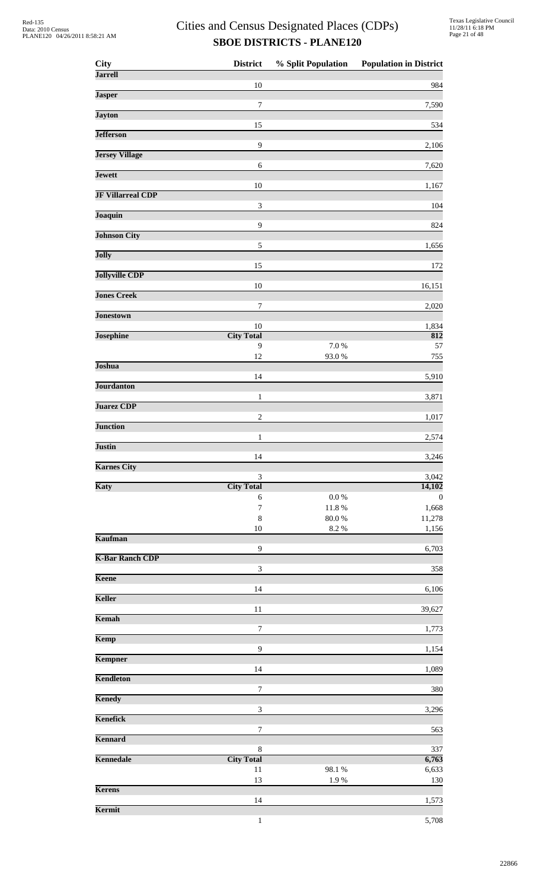# Cities and Census Designated Places (CDPs)

## SBOE DISTRICTS - PLANE120

| City | District | % Split Population | Population in District |
|---|---|---|---|
| **Jarrell** | | | |
| | 10 | | 984 |
| **Jasper** | | | |
| | 7 | | 7,590 |
| **Jayton** | | | |
| | 15 | | 534 |
| **Jefferson** | | | |
| | 9 | | 2,106 |
| **Jersey Village** | | | |
| | 6 | | 7,620 |
| **Jewett** | | | |
| | 10 | | 1,167 |
| **JF Villarreal CDP** | | | |
| | 3 | | 104 |
| **Joaquin** | | | |
| | 9 | | 824 |
| **Johnson City** | | | |
| | 5 | | 1,656 |
| **Jolly** | | | |
| | 15 | | 172 |
| **Jollyville CDP** | | | |
| | 10 | | 16,151 |
| **Jones Creek** | | | |
| | 7 | | 2,020 |
| **Jonestown** | | | |
| | 10 | | 1,834 |
| **Josephine** | **City Total** | | **812** |
| | 9 | 7.0 % | 57 |
| | 12 | 93.0 % | 755 |
| **Joshua** | | | |
| | 14 | | 5,910 |
| **Jourdanton** | | | |
| | 1 | | 3,871 |
| **Juarez CDP** | | | |
| | 2 | | 1,017 |
| **Junction** | | | |
| | 1 | | 2,574 |
| **Justin** | | | |
| | 14 | | 3,246 |
| **Karnes City** | | | |
| | 3 | | 3,042 |
| **Katy** | **City Total** | | **14,102** |
| | 6 | 0.0 % | 0 |
| | 7 | 11.8 % | 1,668 |
| | 8 | 80.0 % | 11,278 |
| | 10 | 8.2 % | 1,156 |
| **Kaufman** | | | |
| | 9 | | 6,703 |
| **K-Bar Ranch CDP** | | | |
| | 3 | | 358 |
| **Keene** | | | |
| | 14 | | 6,106 |
| **Keller** | | | |
| | 11 | | 39,627 |
| **Kemah** | | | |
| | 7 | | 1,773 |
| **Kemp** | | | |
| | 9 | | 1,154 |
| **Kempner** | | | |
| | 14 | | 1,089 |
| **Kendleton** | | | |
| | 7 | | 380 |
| **Kenedy** | | | |
| | 3 | | 3,296 |
| **Kenefick** | | | |
| | 7 | | 563 |
| **Kennard** | | | |
| | 8 | | 337 |
| **Kennedale** | **City Total** | | **6,763** |
| | 11 | 98.1 % | 6,633 |
| | 13 | 1.9 % | 130 |
| **Kerens** | | | |
| | 14 | | 1,573 |
| **Kermit** | | | |
| | 1 | | 5,708 |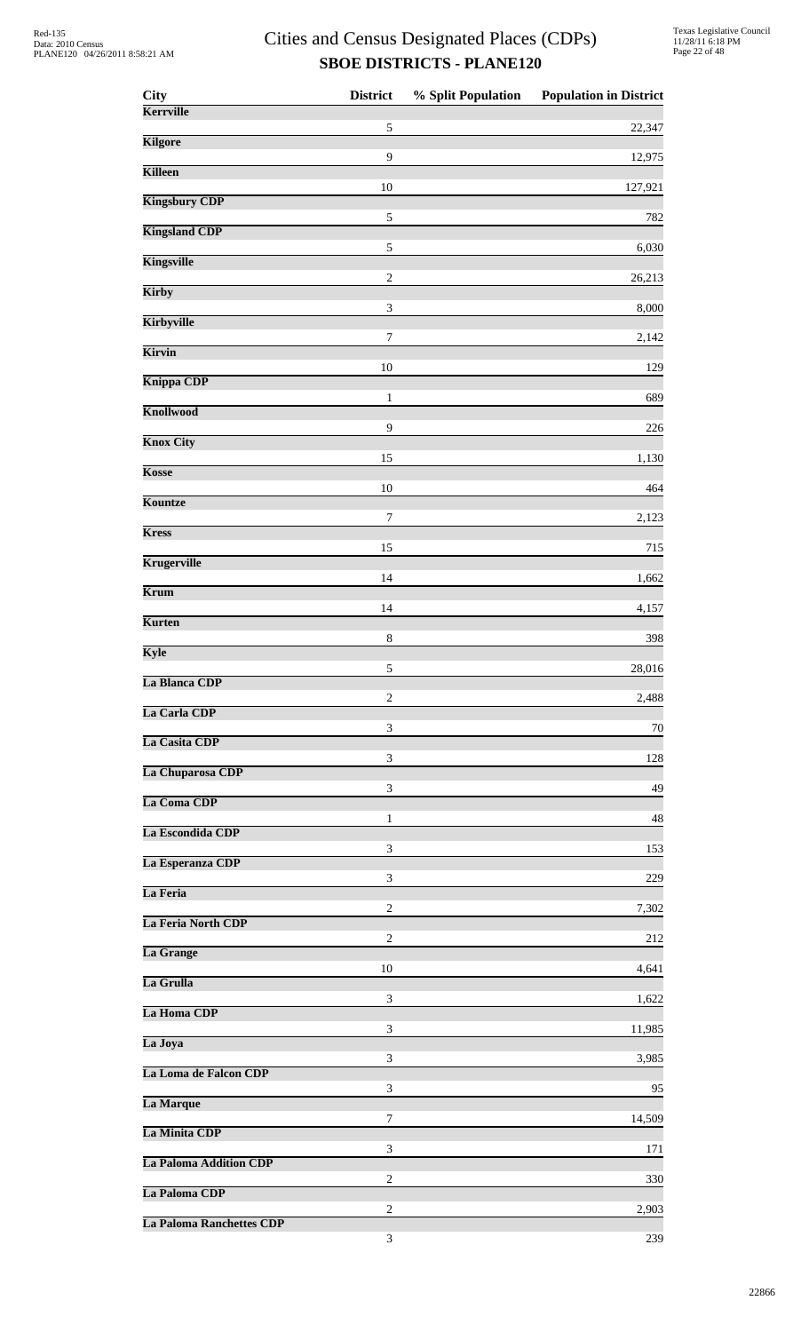# Cities and Census Designated Places (CDPs)

## SBOE DISTRICTS - PLANE120

| City | District | % Split Population | Population in District |
|---|---|---|---|
| **Kerrville** | | | |
| | 5 | | 22,347 |
| **Kilgore** | | | |
| | 9 | | 12,975 |
| **Killeen** | | | |
| | 10 | | 127,921 |
| **Kingsbury CDP** | | | |
| | 5 | | 782 |
| **Kingsland CDP** | | | |
| | 5 | | 6,030 |
| **Kingsville** | | | |
| | 2 | | 26,213 |
| **Kirby** | | | |
| | 3 | | 8,000 |
| **Kirbyville** | | | |
| | 7 | | 2,142 |
| **Kirvin** | | | |
| | 10 | | 129 |
| **Knippa CDP** | | | |
| | 1 | | 689 |
| **Knollwood** | | | |
| | 9 | | 226 |
| **Knox City** | | | |
| | 15 | | 1,130 |
| **Kosse** | | | |
| | 10 | | 464 |
| **Kountze** | | | |
| | 7 | | 2,123 |
| **Kress** | | | |
| | 15 | | 715 |
| **Krugerville** | | | |
| | 14 | | 1,662 |
| **Krum** | | | |
| | 14 | | 4,157 |
| **Kurten** | | | |
| | 8 | | 398 |
| **Kyle** | | | |
| | 5 | | 28,016 |
| **La Blanca CDP** | | | |
| | 2 | | 2,488 |
| **La Carla CDP** | | | |
| | 3 | | 70 |
| **La Casita CDP** | | | |
| | 3 | | 128 |
| **La Chuparosa CDP** | | | |
| | 3 | | 49 |
| **La Coma CDP** | | | |
| | 1 | | 48 |
| **La Escondida CDP** | | | |
| | 3 | | 153 |
| **La Esperanza CDP** | | | |
| | 3 | | 229 |
| **La Feria** | | | |
| | 2 | | 7,302 |
| **La Feria North CDP** | | | |
| | 2 | | 212 |
| **La Grange** | | | |
| | 10 | | 4,641 |
| **La Grulla** | | | |
| | 3 | | 1,622 |
| **La Homa CDP** | | | |
| | 3 | | 11,985 |
| **La Joya** | | | |
| | 3 | | 3,985 |
| **La Loma de Falcon CDP** | | | |
| | 3 | | 95 |
| **La Marque** | | | |
| | 7 | | 14,509 |
| **La Minita CDP** | | | |
| | 3 | | 171 |
| **La Paloma Addition CDP** | | | |
| | 2 | | 330 |
| **La Paloma CDP** | | | |
| | 2 | | 2,903 |
| **La Paloma Ranchettes CDP** | | | |
| | 3 | | 239 |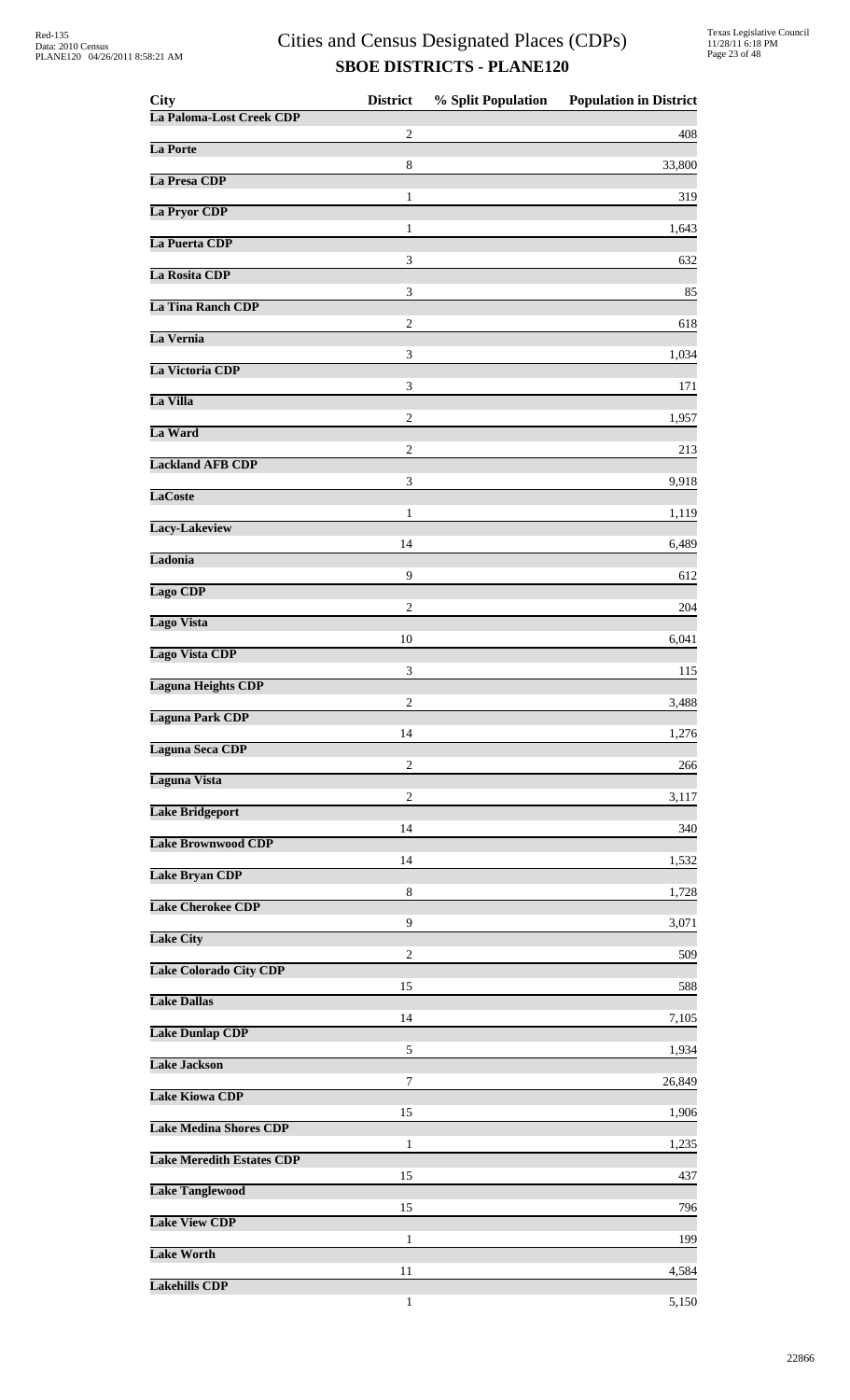# Cities and Census Designated Places (CDPs)

## SBOE DISTRICTS - PLANE120

| City | District | % Split Population | Population in District |
|---|---|---|---|
| La Paloma-Lost Creek CDP | 2 | | 408 |
| La Porte | 8 | | 33,800 |
| La Presa CDP | 1 | | 319 |
| La Pryor CDP | 1 | | 1,643 |
| La Puerta CDP | 3 | | 632 |
| La Rosita CDP | 3 | | 85 |
| La Tina Ranch CDP | 2 | | 618 |
| La Vernia | 3 | | 1,034 |
| La Victoria CDP | 3 | | 171 |
| La Villa | 2 | | 1,957 |
| La Ward | 2 | | 213 |
| Lackland AFB CDP | 3 | | 9,918 |
| LaCoste | 1 | | 1,119 |
| Lacy-Lakeview | 14 | | 6,489 |
| Ladonia | 9 | | 612 |
| Lago CDP | 2 | | 204 |
| Lago Vista | 10 | | 6,041 |
| Lago Vista CDP | 3 | | 115 |
| Laguna Heights CDP | 2 | | 3,488 |
| Laguna Park CDP | 14 | | 1,276 |
| Laguna Seca CDP | 2 | | 266 |
| Laguna Vista | 2 | | 3,117 |
| Lake Bridgeport | 14 | | 340 |
| Lake Brownwood CDP | 14 | | 1,532 |
| Lake Bryan CDP | 8 | | 1,728 |
| Lake Cherokee CDP | 9 | | 3,071 |
| Lake City | 2 | | 509 |
| Lake Colorado City CDP | 15 | | 588 |
| Lake Dallas | 14 | | 7,105 |
| Lake Dunlap CDP | 5 | | 1,934 |
| Lake Jackson | 7 | | 26,849 |
| Lake Kiowa CDP | 15 | | 1,906 |
| Lake Medina Shores CDP | 1 | | 1,235 |
| Lake Meredith Estates CDP | 15 | | 437 |
| Lake Tanglewood | 15 | | 796 |
| Lake View CDP | 1 | | 199 |
| Lake Worth | 11 | | 4,584 |
| Lakehills CDP | 1 | | 5,150 |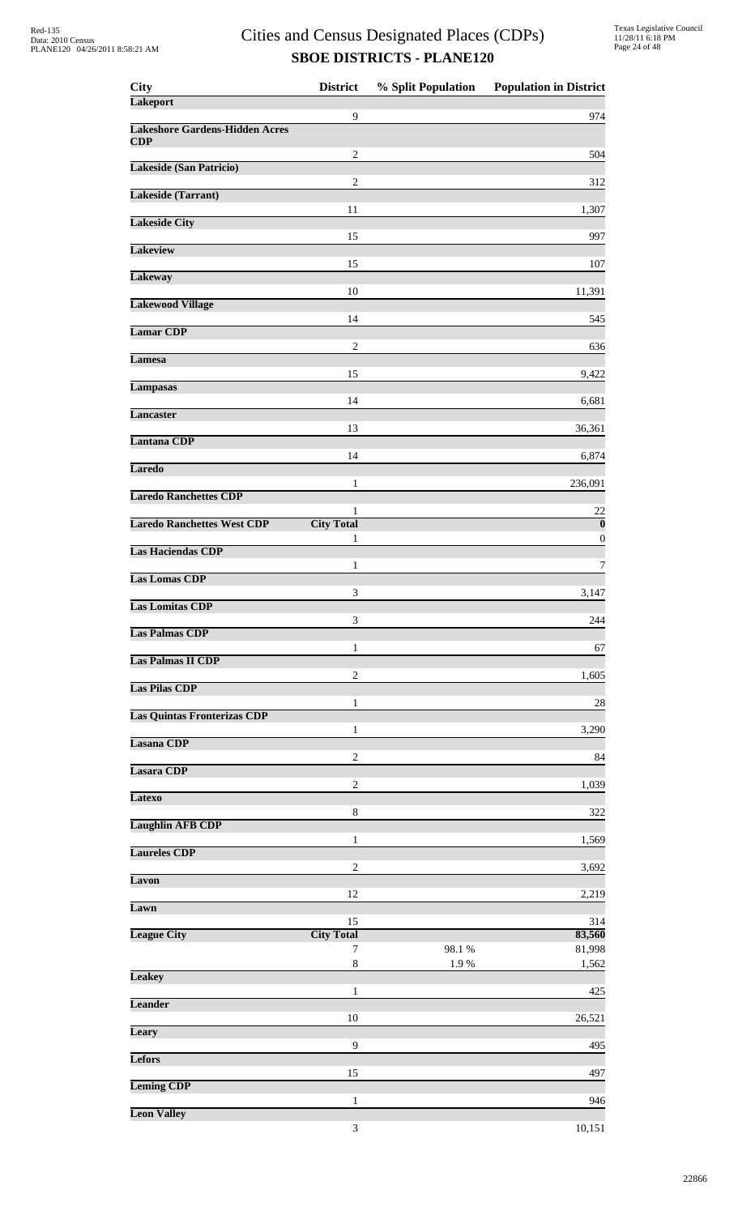# Cities and Census Designated Places (CDPs)

## SBOE DISTRICTS - PLANE120

| City | District | % Split Population | Population in District |
|---|---|---|---|
| **Lakeport** | | | |
| | 9 | | 974 |
| **Lakeshore Gardens-Hidden Acres CDP** | | | |
| | 2 | | 504 |
| **Lakeside (San Patricio)** | | | |
| | 2 | | 312 |
| **Lakeside (Tarrant)** | | | |
| | 11 | | 1,307 |
| **Lakeside City** | | | |
| | 15 | | 997 |
| **Lakeview** | | | |
| | 15 | | 107 |
| **Lakeway** | | | |
| | 10 | | 11,391 |
| **Lakewood Village** | | | |
| | 14 | | 545 |
| **Lamar CDP** | | | |
| | 2 | | 636 |
| **Lamesa** | | | |
| | 15 | | 9,422 |
| **Lampasas** | | | |
| | 14 | | 6,681 |
| **Lancaster** | | | |
| | 13 | | 36,361 |
| **Lantana CDP** | | | |
| | 14 | | 6,874 |
| **Laredo** | | | |
| | 1 | | 236,091 |
| **Laredo Ranchettes CDP** | | | |
| | 1 | | 22 |
| **Laredo Ranchettes West CDP** | **City Total** | | **0** |
| | 1 | | 0 |
| **Las Haciendas CDP** | | | |
| | 1 | | 7 |
| **Las Lomas CDP** | | | |
| | 3 | | 3,147 |
| **Las Lomitas CDP** | | | |
| | 3 | | 244 |
| **Las Palmas CDP** | | | |
| | 1 | | 67 |
| **Las Palmas II CDP** | | | |
| | 2 | | 1,605 |
| **Las Pilas CDP** | | | |
| | 1 | | 28 |
| **Las Quintas Fronterizas CDP** | | | |
| | 1 | | 3,290 |
| **Lasana CDP** | | | |
| | 2 | | 84 |
| **Lasara CDP** | | | |
| | 2 | | 1,039 |
| **Latexo** | | | |
| | 8 | | 322 |
| **Laughlin AFB CDP** | | | |
| | 1 | | 1,569 |
| **Laureles CDP** | | | |
| | 2 | | 3,692 |
| **Lavon** | | | |
| | 12 | | 2,219 |
| **Lawn** | | | |
| | 15 | | 314 |
| **League City** | **City Total** | | **83,560** |
| | 7 | 98.1 % | 81,998 |
| | 8 | 1.9 % | 1,562 |
| **Leakey** | | | |
| | 1 | | 425 |
| **Leander** | | | |
| | 10 | | 26,521 |
| **Leary** | | | |
| | 9 | | 495 |
| **Lefors** | | | |
| | 15 | | 497 |
| **Leming CDP** | | | |
| | 1 | | 946 |
| **Leon Valley** | | | |
| | 3 | | 10,151 |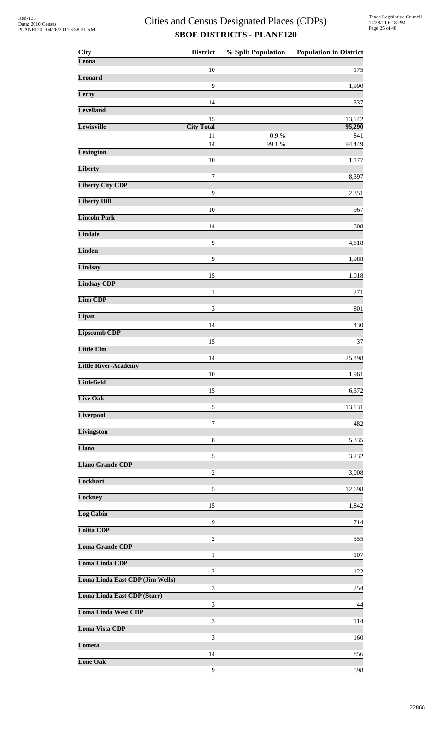# Cities and Census Designated Places (CDPs)

## SBOE DISTRICTS - PLANE120

| City | District | % Split Population | Population in District |
|---|---|---|---|
| **Leona** | | | |
| | 10 | | 175 |
| **Leonard** | | | |
| | 9 | | 1,990 |
| **Leroy** | | | |
| | 14 | | 337 |
| **Levelland** | | | |
| | 15 | | 13,542 |
| **Lewisville** | **City Total** | | **95,290** |
| | 11 | 0.9 % | 841 |
| | 14 | 99.1 % | 94,449 |
| **Lexington** | | | |
| | 10 | | 1,177 |
| **Liberty** | | | |
| | 7 | | 8,397 |
| **Liberty City CDP** | | | |
| | 9 | | 2,351 |
| **Liberty Hill** | | | |
| | 10 | | 967 |
| **Lincoln Park** | | | |
| | 14 | | 308 |
| **Lindale** | | | |
| | 9 | | 4,818 |
| **Linden** | | | |
| | 9 | | 1,988 |
| **Lindsay** | | | |
| | 15 | | 1,018 |
| **Lindsay CDP** | | | |
| | 1 | | 271 |
| **Linn CDP** | | | |
| | 3 | | 801 |
| **Lipan** | | | |
| | 14 | | 430 |
| **Lipscomb CDP** | | | |
| | 15 | | 37 |
| **Little Elm** | | | |
| | 14 | | 25,898 |
| **Little River-Academy** | | | |
| | 10 | | 1,961 |
| **Littlefield** | | | |
| | 15 | | 6,372 |
| **Live Oak** | | | |
| | 5 | | 13,131 |
| **Liverpool** | | | |
| | 7 | | 482 |
| **Livingston** | | | |
| | 8 | | 5,335 |
| **Llano** | | | |
| | 5 | | 3,232 |
| **Llano Grande CDP** | | | |
| | 2 | | 3,008 |
| **Lockhart** | | | |
| | 5 | | 12,698 |
| **Lockney** | | | |
| | 15 | | 1,842 |
| **Log Cabin** | | | |
| | 9 | | 714 |
| **Lolita CDP** | | | |
| | 2 | | 555 |
| **Loma Grande CDP** | | | |
| | 1 | | 107 |
| **Loma Linda CDP** | | | |
| | 2 | | 122 |
| **Loma Linda East CDP (Jim Wells)** | | | |
| | 3 | | 254 |
| **Loma Linda East CDP (Starr)** | | | |
| | 3 | | 44 |
| **Loma Linda West CDP** | | | |
| | 3 | | 114 |
| **Loma Vista CDP** | | | |
| | 3 | | 160 |
| **Lometa** | | | |
| | 14 | | 856 |
| **Lone Oak** | | | |
| | 9 | | 598 |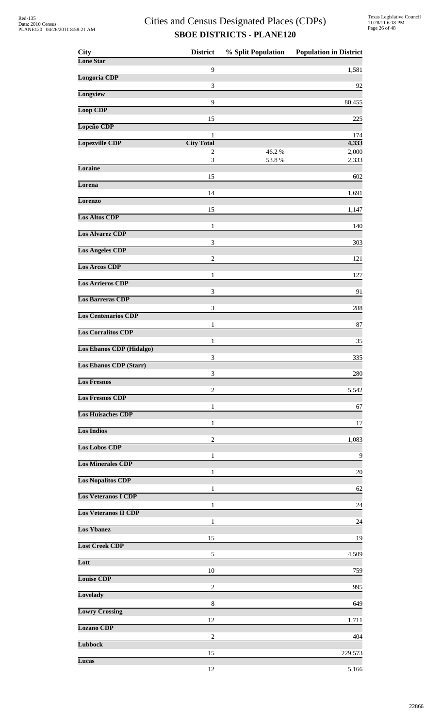# Cities and Census Designated Places (CDPs)

## SBOE DISTRICTS - PLANE120

| City | District | % Split Population | Population in District |
|---|---|---|---|
| **Lone Star** | | | |
| | 9 | | 1,581 |
| **Longoria CDP** | | | |
| | 3 | | 92 |
| **Longview** | | | |
| | 9 | | 80,455 |
| **Loop CDP** | | | |
| | 15 | | 225 |
| **Lopeño CDP** | | | |
| | 1 | | 174 |
| **Lopezville CDP** | **City Total** | | **4,333** |
| | 2 | 46.2 % | 2,000 |
| | 3 | 53.8 % | 2,333 |
| **Loraine** | | | |
| | 15 | | 602 |
| **Lorena** | | | |
| | 14 | | 1,691 |
| **Lorenzo** | | | |
| | 15 | | 1,147 |
| **Los Altos CDP** | | | |
| | 1 | | 140 |
| **Los Alvarez CDP** | | | |
| | 3 | | 303 |
| **Los Angeles CDP** | | | |
| | 2 | | 121 |
| **Los Arcos CDP** | | | |
| | 1 | | 127 |
| **Los Arrieros CDP** | | | |
| | 3 | | 91 |
| **Los Barreras CDP** | | | |
| | 3 | | 288 |
| **Los Centenarios CDP** | | | |
| | 1 | | 87 |
| **Los Corralitos CDP** | | | |
| | 1 | | 35 |
| **Los Ebanos CDP (Hidalgo)** | | | |
| | 3 | | 335 |
| **Los Ebanos CDP (Starr)** | | | |
| | 3 | | 280 |
| **Los Fresnos** | | | |
| | 2 | | 5,542 |
| **Los Fresnos CDP** | | | |
| | 1 | | 67 |
| **Los Huisaches CDP** | | | |
| | 1 | | 17 |
| **Los Indios** | | | |
| | 2 | | 1,083 |
| **Los Lobos CDP** | | | |
| | 1 | | 9 |
| **Los Minerales CDP** | | | |
| | 1 | | 20 |
| **Los Nopalitos CDP** | | | |
| | 1 | | 62 |
| **Los Veteranos I CDP** | | | |
| | 1 | | 24 |
| **Los Veteranos II CDP** | | | |
| | 1 | | 24 |
| **Los Ybanez** | | | |
| | 15 | | 19 |
| **Lost Creek CDP** | | | |
| | 5 | | 4,509 |
| **Lott** | | | |
| | 10 | | 759 |
| **Louise CDP** | | | |
| | 2 | | 995 |
| **Lovelady** | | | |
| | 8 | | 649 |
| **Lowry Crossing** | | | |
| | 12 | | 1,711 |
| **Lozano CDP** | | | |
| | 2 | | 404 |
| **Lubbock** | | | |
| | 15 | | 229,573 |
| **Lucas** | | | |
| | 12 | | 5,166 |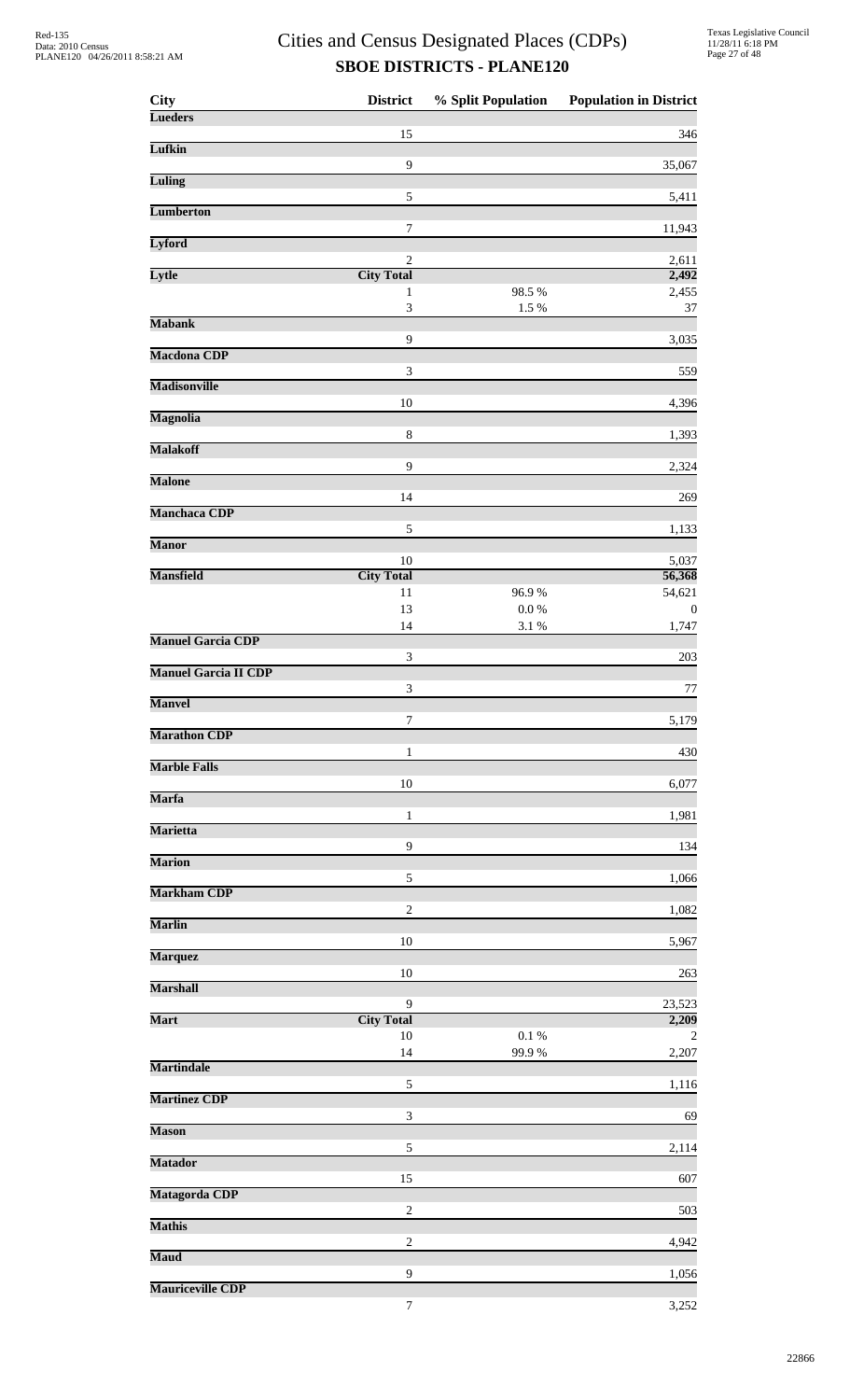# Cities and Census Designated Places (CDPs)
## SBOE DISTRICTS - PLANE120

| City | District | % Split Population | Population in District |
|---|---|---|---|
| **Lueders** | | | |
| | 15 | | 346 |
| **Lufkin** | | | |
| | 9 | | 35,067 |
| **Luling** | | | |
| | 5 | | 5,411 |
| **Lumberton** | | | |
| | 7 | | 11,943 |
| **Lyford** | | | |
| | 2 | | 2,611 |
| **Lytle** | **City Total** | | **2,492** |
| | 1 | 98.5 % | 2,455 |
| | 3 | 1.5 % | 37 |
| **Mabank** | | | |
| | 9 | | 3,035 |
| **Macdona CDP** | | | |
| | 3 | | 559 |
| **Madisonville** | | | |
| | 10 | | 4,396 |
| **Magnolia** | | | |
| | 8 | | 1,393 |
| **Malakoff** | | | |
| | 9 | | 2,324 |
| **Malone** | | | |
| | 14 | | 269 |
| **Manchaca CDP** | | | |
| | 5 | | 1,133 |
| **Manor** | | | |
| | 10 | | 5,037 |
| **Mansfield** | **City Total** | | **56,368** |
| | 11 | 96.9 % | 54,621 |
| | 13 | 0.0 % | 0 |
| | 14 | 3.1 % | 1,747 |
| **Manuel Garcia CDP** | | | |
| | 3 | | 203 |
| **Manuel Garcia II CDP** | | | |
| | 3 | | 77 |
| **Manvel** | | | |
| | 7 | | 5,179 |
| **Marathon CDP** | | | |
| | 1 | | 430 |
| **Marble Falls** | | | |
| | 10 | | 6,077 |
| **Marfa** | | | |
| | 1 | | 1,981 |
| **Marietta** | | | |
| | 9 | | 134 |
| **Marion** | | | |
| | 5 | | 1,066 |
| **Markham CDP** | | | |
| | 2 | | 1,082 |
| **Marlin** | | | |
| | 10 | | 5,967 |
| **Marquez** | | | |
| | 10 | | 263 |
| **Marshall** | | | |
| | 9 | | 23,523 |
| **Mart** | **City Total** | | **2,209** |
| | 10 | 0.1 % | 2 |
| | 14 | 99.9 % | 2,207 |
| **Martindale** | | | |
| | 5 | | 1,116 |
| **Martinez CDP** | | | |
| | 3 | | 69 |
| **Mason** | | | |
| | 5 | | 2,114 |
| **Matador** | | | |
| | 15 | | 607 |
| **Matagorda CDP** | | | |
| | 2 | | 503 |
| **Mathis** | | | |
| | 2 | | 4,942 |
| **Maud** | | | |
| | 9 | | 1,056 |
| **Mauriceville CDP** | | | |
| | 7 | | 3,252 |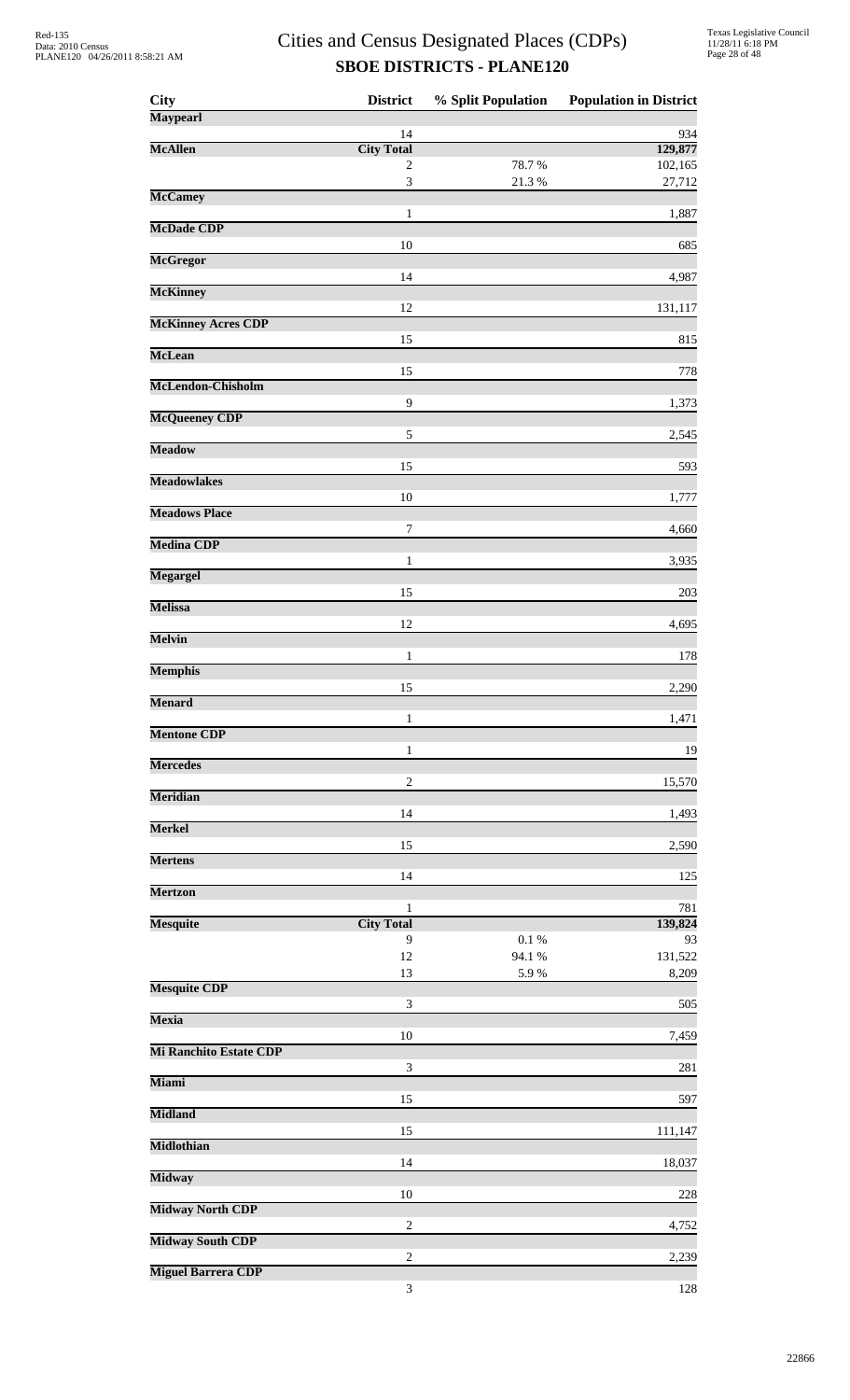# Cities and Census Designated Places (CDPs)

## SBOE DISTRICTS - PLANE120

| City | District | % Split Population | Population in District |
|---|---|---|---|
| **Maypearl** | | | |
| | 14 | | 934 |
| **McAllen** | **City Total** | | **129,877** |
| | 2 | 78.7 % | 102,165 |
| | 3 | 21.3 % | 27,712 |
| **McCamey** | | | |
| | 1 | | 1,887 |
| **McDade CDP** | | | |
| | 10 | | 685 |
| **McGregor** | | | |
| | 14 | | 4,987 |
| **McKinney** | | | |
| | 12 | | 131,117 |
| **McKinney Acres CDP** | | | |
| | 15 | | 815 |
| **McLean** | | | |
| | 15 | | 778 |
| **McLendon-Chisholm** | | | |
| | 9 | | 1,373 |
| **McQueeney CDP** | | | |
| | 5 | | 2,545 |
| **Meadow** | | | |
| | 15 | | 593 |
| **Meadowlakes** | | | |
| | 10 | | 1,777 |
| **Meadows Place** | | | |
| | 7 | | 4,660 |
| **Medina CDP** | | | |
| | 1 | | 3,935 |
| **Megargel** | | | |
| | 15 | | 203 |
| **Melissa** | | | |
| | 12 | | 4,695 |
| **Melvin** | | | |
| | 1 | | 178 |
| **Memphis** | | | |
| | 15 | | 2,290 |
| **Menard** | | | |
| | 1 | | 1,471 |
| **Mentone CDP** | | | |
| | 1 | | 19 |
| **Mercedes** | | | |
| | 2 | | 15,570 |
| **Meridian** | | | |
| | 14 | | 1,493 |
| **Merkel** | | | |
| | 15 | | 2,590 |
| **Mertens** | | | |
| | 14 | | 125 |
| **Mertzon** | | | |
| | 1 | | 781 |
| **Mesquite** | **City Total** | | **139,824** |
| | 9 | 0.1 % | 93 |
| | 12 | 94.1 % | 131,522 |
| | 13 | 5.9 % | 8,209 |
| **Mesquite CDP** | | | |
| | 3 | | 505 |
| **Mexia** | | | |
| | 10 | | 7,459 |
| **Mi Ranchito Estate CDP** | | | |
| | 3 | | 281 |
| **Miami** | | | |
| | 15 | | 597 |
| **Midland** | | | |
| | 15 | | 111,147 |
| **Midlothian** | | | |
| | 14 | | 18,037 |
| **Midway** | | | |
| | 10 | | 228 |
| **Midway North CDP** | | | |
| | 2 | | 4,752 |
| **Midway South CDP** | | | |
| | 2 | | 2,239 |
| **Miguel Barrera CDP** | | | |
| | 3 | | 128 |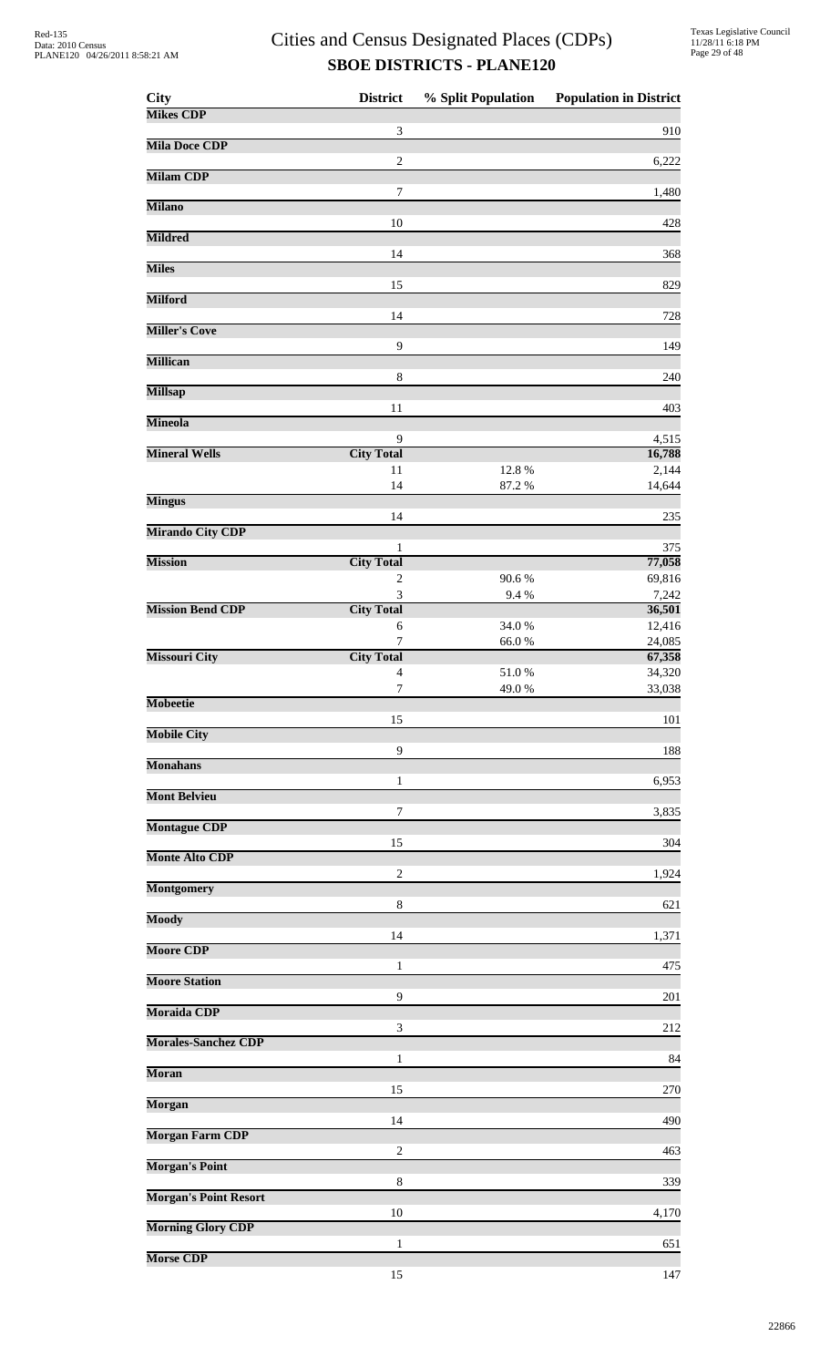# Cities and Census Designated Places (CDPs)

## SBOE DISTRICTS - PLANE120

| City | District | % Split Population | Population in District |
|---|---|---|---|
| **Mikes CDP** | | | |
| | 3 | | 910 |
| **Mila Doce CDP** | | | |
| | 2 | | 6,222 |
| **Milam CDP** | | | |
| | 7 | | 1,480 |
| **Milano** | | | |
| | 10 | | 428 |
| **Mildred** | | | |
| | 14 | | 368 |
| **Miles** | | | |
| | 15 | | 829 |
| **Milford** | | | |
| | 14 | | 728 |
| **Miller's Cove** | | | |
| | 9 | | 149 |
| **Millican** | | | |
| | 8 | | 240 |
| **Millsap** | | | |
| | 11 | | 403 |
| **Mineola** | | | |
| | 9 | | 4,515 |
| **Mineral Wells** | **City Total** | | **16,788** |
| | 11 | 12.8 % | 2,144 |
| | 14 | 87.2 % | 14,644 |
| **Mingus** | | | |
| | 14 | | 235 |
| **Mirando City CDP** | | | |
| | 1 | | 375 |
| **Mission** | **City Total** | | **77,058** |
| | 2 | 90.6 % | 69,816 |
| | 3 | 9.4 % | 7,242 |
| **Mission Bend CDP** | **City Total** | | **36,501** |
| | 6 | 34.0 % | 12,416 |
| | 7 | 66.0 % | 24,085 |
| **Missouri City** | **City Total** | | **67,358** |
| | 4 | 51.0 % | 34,320 |
| | 7 | 49.0 % | 33,038 |
| **Mobeetie** | | | |
| | 15 | | 101 |
| **Mobile City** | | | |
| | 9 | | 188 |
| **Monahans** | | | |
| | 1 | | 6,953 |
| **Mont Belvieu** | | | |
| | 7 | | 3,835 |
| **Montague CDP** | | | |
| | 15 | | 304 |
| **Monte Alto CDP** | | | |
| | 2 | | 1,924 |
| **Montgomery** | | | |
| | 8 | | 621 |
| **Moody** | | | |
| | 14 | | 1,371 |
| **Moore CDP** | | | |
| | 1 | | 475 |
| **Moore Station** | | | |
| | 9 | | 201 |
| **Moraida CDP** | | | |
| | 3 | | 212 |
| **Morales-Sanchez CDP** | | | |
| | 1 | | 84 |
| **Moran** | | | |
| | 15 | | 270 |
| **Morgan** | | | |
| | 14 | | 490 |
| **Morgan Farm CDP** | | | |
| | 2 | | 463 |
| **Morgan's Point** | | | |
| | 8 | | 339 |
| **Morgan's Point Resort** | | | |
| | 10 | | 4,170 |
| **Morning Glory CDP** | | | |
| | 1 | | 651 |
| **Morse CDP** | | | |
| | 15 | | 147 |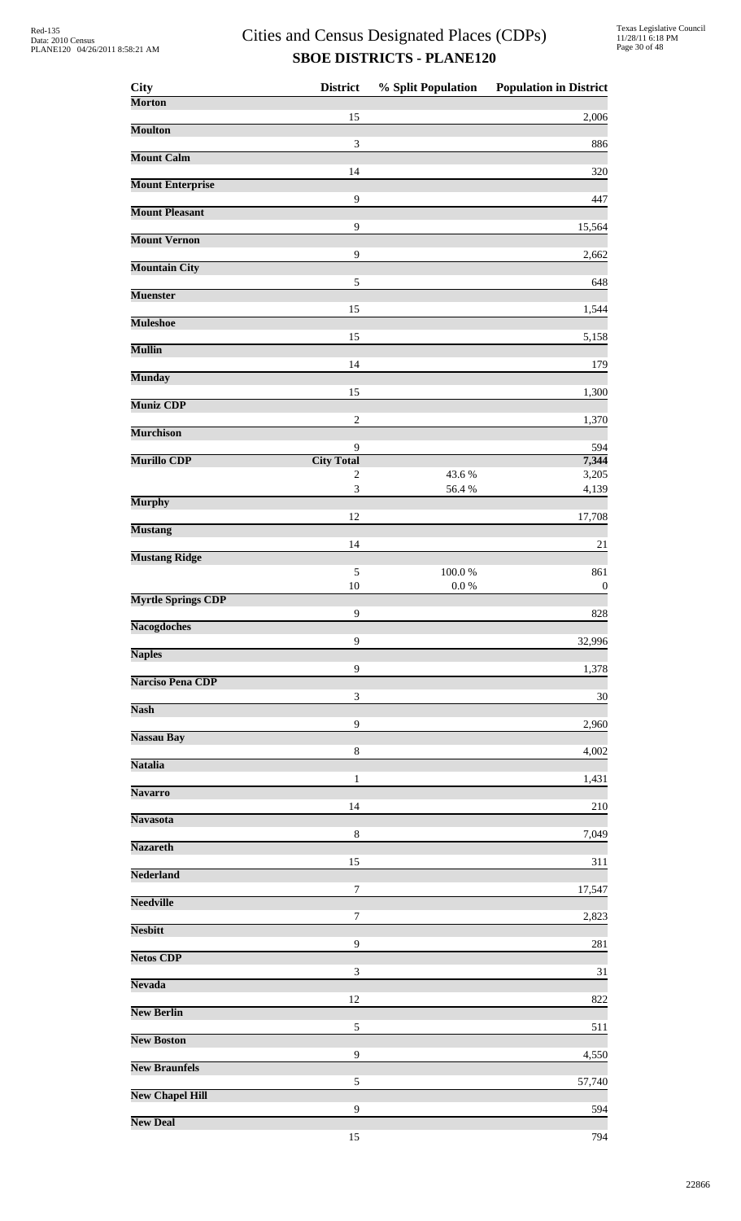# Cities and Census Designated Places (CDPs)

## SBOE DISTRICTS - PLANE120

| City | District | % Split Population | Population in District |
|---|---|---|---|
| **Morton** | | | |
| | 15 | | 2,006 |
| **Moulton** | | | |
| | 3 | | 886 |
| **Mount Calm** | | | |
| | 14 | | 320 |
| **Mount Enterprise** | | | |
| | 9 | | 447 |
| **Mount Pleasant** | | | |
| | 9 | | 15,564 |
| **Mount Vernon** | | | |
| | 9 | | 2,662 |
| **Mountain City** | | | |
| | 5 | | 648 |
| **Muenster** | | | |
| | 15 | | 1,544 |
| **Muleshoe** | | | |
| | 15 | | 5,158 |
| **Mullin** | | | |
| | 14 | | 179 |
| **Munday** | | | |
| | 15 | | 1,300 |
| **Muniz CDP** | | | |
| | 2 | | 1,370 |
| **Murchison** | | | |
| | 9 | | 594 |
| **Murillo CDP** | **City Total** | | **7,344** |
| | 2 | 43.6 % | 3,205 |
| | 3 | 56.4 % | 4,139 |
| **Murphy** | | | |
| | 12 | | 17,708 |
| **Mustang** | | | |
| | 14 | | 21 |
| **Mustang Ridge** | | | |
| | 5 | 100.0 % | 861 |
| | 10 | 0.0 % | 0 |
| **Myrtle Springs CDP** | | | |
| | 9 | | 828 |
| **Nacogdoches** | | | |
| | 9 | | 32,996 |
| **Naples** | | | |
| | 9 | | 1,378 |
| **Narciso Pena CDP** | | | |
| | 3 | | 30 |
| **Nash** | | | |
| | 9 | | 2,960 |
| **Nassau Bay** | | | |
| | 8 | | 4,002 |
| **Natalia** | | | |
| | 1 | | 1,431 |
| **Navarro** | | | |
| | 14 | | 210 |
| **Navasota** | | | |
| | 8 | | 7,049 |
| **Nazareth** | | | |
| | 15 | | 311 |
| **Nederland** | | | |
| | 7 | | 17,547 |
| **Needville** | | | |
| | 7 | | 2,823 |
| **Nesbitt** | | | |
| | 9 | | 281 |
| **Netos CDP** | | | |
| | 3 | | 31 |
| **Nevada** | | | |
| | 12 | | 822 |
| **New Berlin** | | | |
| | 5 | | 511 |
| **New Boston** | | | |
| | 9 | | 4,550 |
| **New Braunfels** | | | |
| | 5 | | 57,740 |
| **New Chapel Hill** | | | |
| | 9 | | 594 |
| **New Deal** | | | |
| | 15 | | 794 |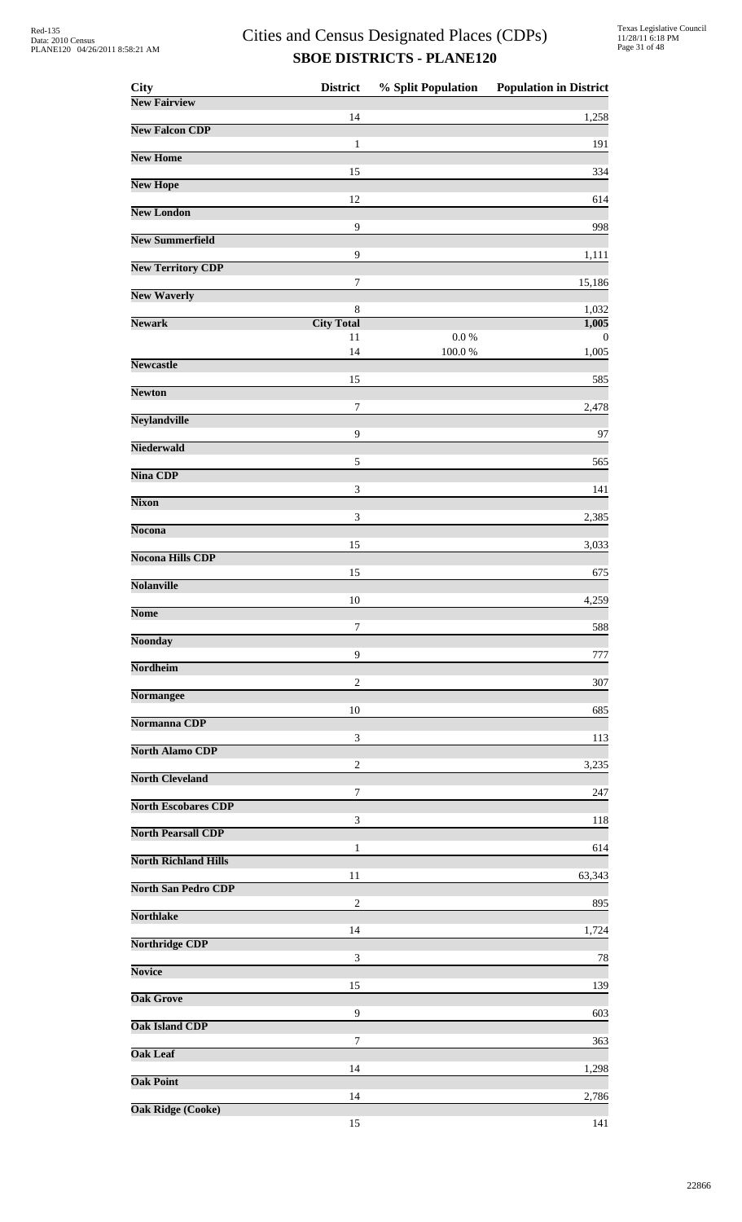# Cities and Census Designated Places (CDPs)

## SBOE DISTRICTS - PLANE120

| City | District | % Split Population | Population in District |
|---|---|---|---|
| **New Fairview** | | | |
| | 14 | | 1,258 |
| **New Falcon CDP** | | | |
| | 1 | | 191 |
| **New Home** | | | |
| | 15 | | 334 |
| **New Hope** | | | |
| | 12 | | 614 |
| **New London** | | | |
| | 9 | | 998 |
| **New Summerfield** | | | |
| | 9 | | 1,111 |
| **New Territory CDP** | | | |
| | 7 | | 15,186 |
| **New Waverly** | | | |
| | 8 | | 1,032 |
| **Newark** | **City Total** | | **1,005** |
| | 11 | 0.0 % | 0 |
| | 14 | 100.0 % | 1,005 |
| **Newcastle** | | | |
| | 15 | | 585 |
| **Newton** | | | |
| | 7 | | 2,478 |
| **Neylandville** | | | |
| | 9 | | 97 |
| **Niederwald** | | | |
| | 5 | | 565 |
| **Nina CDP** | | | |
| | 3 | | 141 |
| **Nixon** | | | |
| | 3 | | 2,385 |
| **Nocona** | | | |
| | 15 | | 3,033 |
| **Nocona Hills CDP** | | | |
| | 15 | | 675 |
| **Nolanville** | | | |
| | 10 | | 4,259 |
| **Nome** | | | |
| | 7 | | 588 |
| **Noonday** | | | |
| | 9 | | 777 |
| **Nordheim** | | | |
| | 2 | | 307 |
| **Normangee** | | | |
| | 10 | | 685 |
| **Normanna CDP** | | | |
| | 3 | | 113 |
| **North Alamo CDP** | | | |
| | 2 | | 3,235 |
| **North Cleveland** | | | |
| | 7 | | 247 |
| **North Escobares CDP** | | | |
| | 3 | | 118 |
| **North Pearsall CDP** | | | |
| | 1 | | 614 |
| **North Richland Hills** | | | |
| | 11 | | 63,343 |
| **North San Pedro CDP** | | | |
| | 2 | | 895 |
| **Northlake** | | | |
| | 14 | | 1,724 |
| **Northridge CDP** | | | |
| | 3 | | 78 |
| **Novice** | | | |
| | 15 | | 139 |
| **Oak Grove** | | | |
| | 9 | | 603 |
| **Oak Island CDP** | | | |
| | 7 | | 363 |
| **Oak Leaf** | | | |
| | 14 | | 1,298 |
| **Oak Point** | | | |
| | 14 | | 2,786 |
| **Oak Ridge (Cooke)** | | | |
| | 15 | | 141 |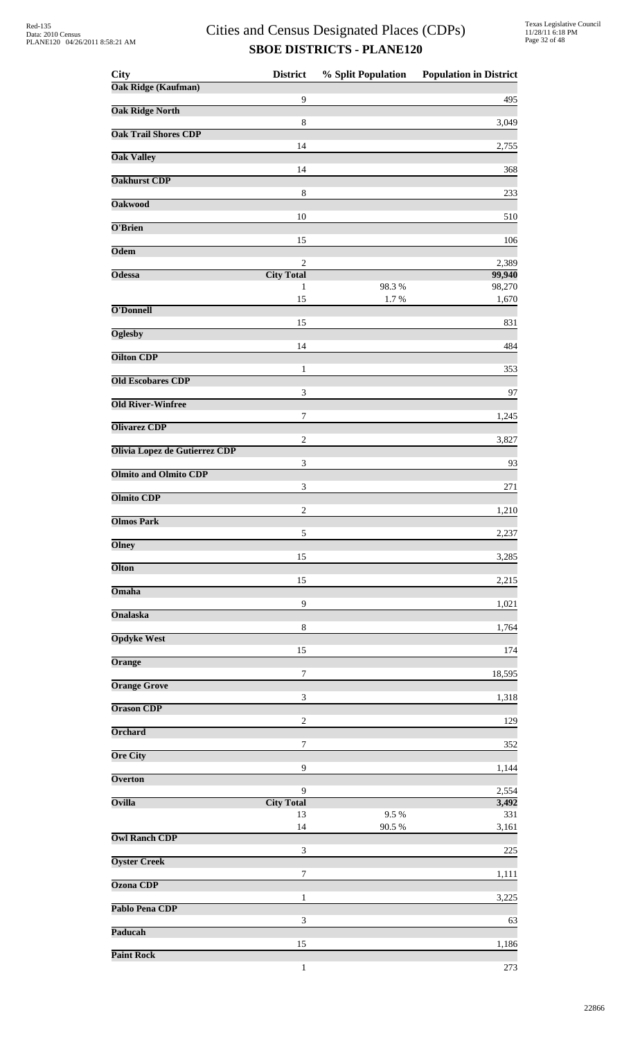# Cities and Census Designated Places (CDPs)

## SBOE DISTRICTS - PLANE120

| City | District | % Split Population | Population in District |
|---|---|---|---|
| **Oak Ridge (Kaufman)** | | | |
| | 9 | | 495 |
| **Oak Ridge North** | | | |
| | 8 | | 3,049 |
| **Oak Trail Shores CDP** | | | |
| | 14 | | 2,755 |
| **Oak Valley** | | | |
| | 14 | | 368 |
| **Oakhurst CDP** | | | |
| | 8 | | 233 |
| **Oakwood** | | | |
| | 10 | | 510 |
| **O'Brien** | | | |
| | 15 | | 106 |
| **Odem** | | | |
| | 2 | | 2,389 |
| **Odessa** | **City Total** | | **99,940** |
| | 1 | 98.3 % | 98,270 |
| | 15 | 1.7 % | 1,670 |
| **O'Donnell** | | | |
| | 15 | | 831 |
| **Oglesby** | | | |
| | 14 | | 484 |
| **Oilton CDP** | | | |
| | 1 | | 353 |
| **Old Escobares CDP** | | | |
| | 3 | | 97 |
| **Old River-Winfree** | | | |
| | 7 | | 1,245 |
| **Olivarez CDP** | | | |
| | 2 | | 3,827 |
| **Olivia Lopez de Gutierrez CDP** | | | |
| | 3 | | 93 |
| **Olmito and Olmito CDP** | | | |
| | 3 | | 271 |
| **Olmito CDP** | | | |
| | 2 | | 1,210 |
| **Olmos Park** | | | |
| | 5 | | 2,237 |
| **Olney** | | | |
| | 15 | | 3,285 |
| **Olton** | | | |
| | 15 | | 2,215 |
| **Omaha** | | | |
| | 9 | | 1,021 |
| **Onalaska** | | | |
| | 8 | | 1,764 |
| **Opdyke West** | | | |
| | 15 | | 174 |
| **Orange** | | | |
| | 7 | | 18,595 |
| **Orange Grove** | | | |
| | 3 | | 1,318 |
| **Orason CDP** | | | |
| | 2 | | 129 |
| **Orchard** | | | |
| | 7 | | 352 |
| **Ore City** | | | |
| | 9 | | 1,144 |
| **Overton** | | | |
| | 9 | | 2,554 |
| **Ovilla** | **City Total** | | **3,492** |
| | 13 | 9.5 % | 331 |
| | 14 | 90.5 % | 3,161 |
| **Owl Ranch CDP** | | | |
| | 3 | | 225 |
| **Oyster Creek** | | | |
| | 7 | | 1,111 |
| **Ozona CDP** | | | |
| | 1 | | 3,225 |
| **Pablo Pena CDP** | | | |
| | 3 | | 63 |
| **Paducah** | | | |
| | 15 | | 1,186 |
| **Paint Rock** | | | |
| | 1 | | 273 |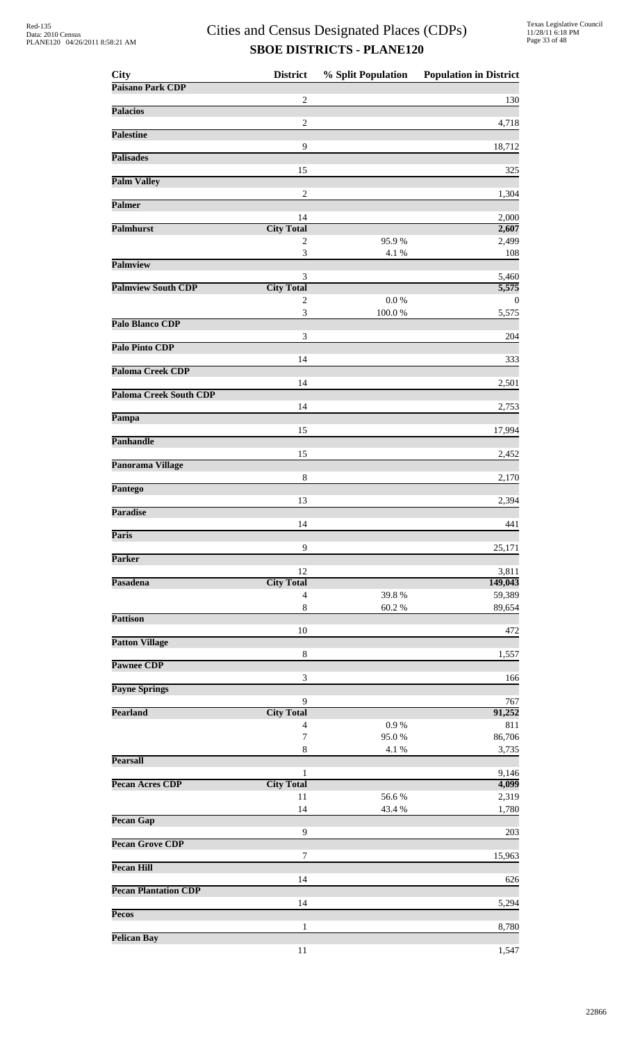# Cities and Census Designated Places (CDPs)

## SBOE DISTRICTS - PLANE120

| City | District | % Split Population | Population in District |
|---|---|---|---|
| **Paisano Park CDP** | | | |
| | 2 | | 130 |
| **Palacios** | | | |
| | 2 | | 4,718 |
| **Palestine** | | | |
| | 9 | | 18,712 |
| **Palisades** | | | |
| | 15 | | 325 |
| **Palm Valley** | | | |
| | 2 | | 1,304 |
| **Palmer** | | | |
| | 14 | | 2,000 |
| **Palmhurst** | **City Total** | | **2,607** |
| | 2 | 95.9 % | 2,499 |
| | 3 | 4.1 % | 108 |
| **Palmview** | | | |
| | 3 | | 5,460 |
| **Palmview South CDP** | **City Total** | | **5,575** |
| | 2 | 0.0 % | 0 |
| | 3 | 100.0 % | 5,575 |
| **Palo Blanco CDP** | | | |
| | 3 | | 204 |
| **Palo Pinto CDP** | | | |
| | 14 | | 333 |
| **Paloma Creek CDP** | | | |
| | 14 | | 2,501 |
| **Paloma Creek South CDP** | | | |
| | 14 | | 2,753 |
| **Pampa** | | | |
| | 15 | | 17,994 |
| **Panhandle** | | | |
| | 15 | | 2,452 |
| **Panorama Village** | | | |
| | 8 | | 2,170 |
| **Pantego** | | | |
| | 13 | | 2,394 |
| **Paradise** | | | |
| | 14 | | 441 |
| **Paris** | | | |
| | 9 | | 25,171 |
| **Parker** | | | |
| | 12 | | 3,811 |
| **Pasadena** | **City Total** | | **149,043** |
| | 4 | 39.8 % | 59,389 |
| | 8 | 60.2 % | 89,654 |
| **Pattison** | | | |
| | 10 | | 472 |
| **Patton Village** | | | |
| | 8 | | 1,557 |
| **Pawnee CDP** | | | |
| | 3 | | 166 |
| **Payne Springs** | | | |
| | 9 | | 767 |
| **Pearland** | **City Total** | | **91,252** |
| | 4 | 0.9 % | 811 |
| | 7 | 95.0 % | 86,706 |
| | 8 | 4.1 % | 3,735 |
| **Pearsall** | | | |
| | 1 | | 9,146 |
| **Pecan Acres CDP** | **City Total** | | **4,099** |
| | 11 | 56.6 % | 2,319 |
| | 14 | 43.4 % | 1,780 |
| **Pecan Gap** | | | |
| | 9 | | 203 |
| **Pecan Grove CDP** | | | |
| | 7 | | 15,963 |
| **Pecan Hill** | | | |
| | 14 | | 626 |
| **Pecan Plantation CDP** | | | |
| | 14 | | 5,294 |
| **Pecos** | | | |
| | 1 | | 8,780 |
| **Pelican Bay** | | | |
| | 11 | | 1,547 |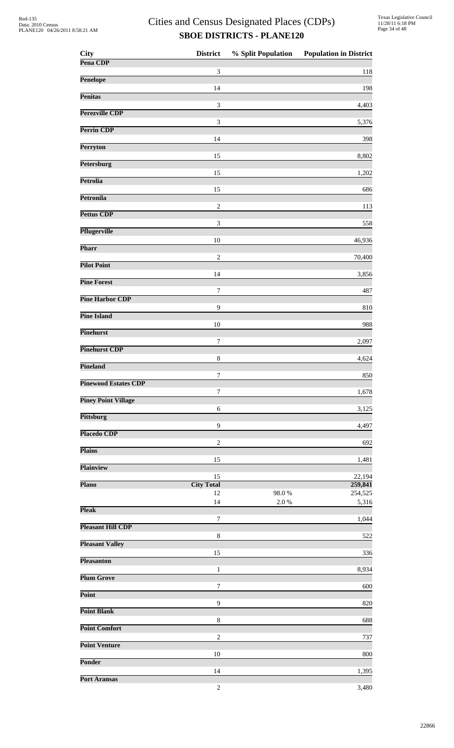# Cities and Census Designated Places (CDPs)

## SBOE DISTRICTS - PLANE120

| City | District | % Split Population | Population in District |
|---|---|---|---|
| **Pena CDP** | | | |
| | 3 | | 118 |
| **Penelope** | | | |
| | 14 | | 198 |
| **Penitas** | | | |
| | 3 | | 4,403 |
| **Perezville CDP** | | | |
| | 3 | | 5,376 |
| **Perrin CDP** | | | |
| | 14 | | 398 |
| **Perryton** | | | |
| | 15 | | 8,802 |
| **Petersburg** | | | |
| | 15 | | 1,202 |
| **Petrolia** | | | |
| | 15 | | 686 |
| **Petronila** | | | |
| | 2 | | 113 |
| **Pettus CDP** | | | |
| | 3 | | 558 |
| **Pflugerville** | | | |
| | 10 | | 46,936 |
| **Pharr** | | | |
| | 2 | | 70,400 |
| **Pilot Point** | | | |
| | 14 | | 3,856 |
| **Pine Forest** | | | |
| | 7 | | 487 |
| **Pine Harbor CDP** | | | |
| | 9 | | 810 |
| **Pine Island** | | | |
| | 10 | | 988 |
| **Pinehurst** | | | |
| | 7 | | 2,097 |
| **Pinehurst CDP** | | | |
| | 8 | | 4,624 |
| **Pineland** | | | |
| | 7 | | 850 |
| **Pinewood Estates CDP** | | | |
| | 7 | | 1,678 |
| **Piney Point Village** | | | |
| | 6 | | 3,125 |
| **Pittsburg** | | | |
| | 9 | | 4,497 |
| **Placedo CDP** | | | |
| | 2 | | 692 |
| **Plains** | | | |
| | 15 | | 1,481 |
| **Plainview** | | | |
| | 15 | | 22,194 |
| **Plano** | **City Total** | | **259,841** |
| | 12 | 98.0 % | 254,525 |
| | 14 | 2.0 % | 5,316 |
| **Pleak** | | | |
| | 7 | | 1,044 |
| **Pleasant Hill CDP** | | | |
| | 8 | | 522 |
| **Pleasant Valley** | | | |
| | 15 | | 336 |
| **Pleasanton** | | | |
| | 1 | | 8,934 |
| **Plum Grove** | | | |
| | 7 | | 600 |
| **Point** | | | |
| | 9 | | 820 |
| **Point Blank** | | | |
| | 8 | | 688 |
| **Point Comfort** | | | |
| | 2 | | 737 |
| **Point Venture** | | | |
| | 10 | | 800 |
| **Ponder** | | | |
| | 14 | | 1,395 |
| **Port Aransas** | | | |
| | 2 | | 3,480 |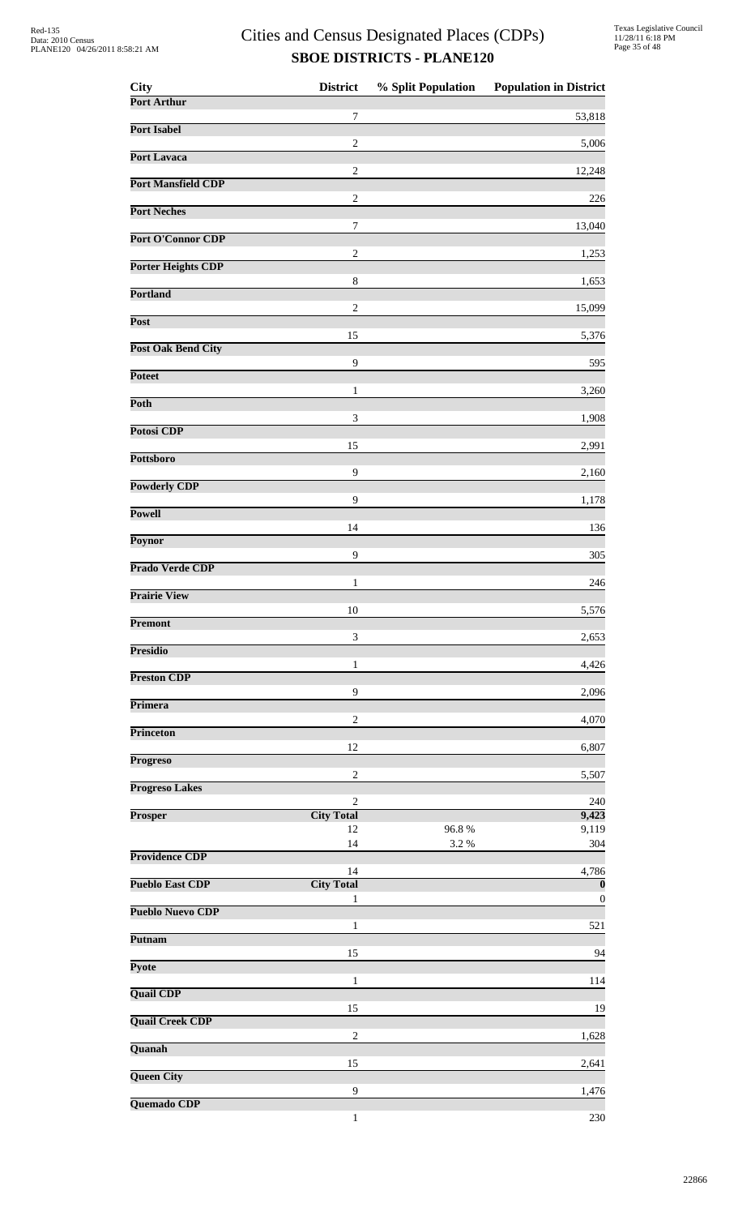# Cities and Census Designated Places (CDPs)

## SBOE DISTRICTS - PLANE120

| City | District | % Split Population | Population in District |
|---|---|---|---|
| **Port Arthur** | | | |
| | 7 | | 53,818 |
| **Port Isabel** | | | |
| | 2 | | 5,006 |
| **Port Lavaca** | | | |
| | 2 | | 12,248 |
| **Port Mansfield CDP** | | | |
| | 2 | | 226 |
| **Port Neches** | | | |
| | 7 | | 13,040 |
| **Port O'Connor CDP** | | | |
| | 2 | | 1,253 |
| **Porter Heights CDP** | | | |
| | 8 | | 1,653 |
| **Portland** | | | |
| | 2 | | 15,099 |
| **Post** | | | |
| | 15 | | 5,376 |
| **Post Oak Bend City** | | | |
| | 9 | | 595 |
| **Poteet** | | | |
| | 1 | | 3,260 |
| **Poth** | | | |
| | 3 | | 1,908 |
| **Potosi CDP** | | | |
| | 15 | | 2,991 |
| **Pottsboro** | | | |
| | 9 | | 2,160 |
| **Powderly CDP** | | | |
| | 9 | | 1,178 |
| **Powell** | | | |
| | 14 | | 136 |
| **Poynor** | | | |
| | 9 | | 305 |
| **Prado Verde CDP** | | | |
| | 1 | | 246 |
| **Prairie View** | | | |
| | 10 | | 5,576 |
| **Premont** | | | |
| | 3 | | 2,653 |
| **Presidio** | | | |
| | 1 | | 4,426 |
| **Preston CDP** | | | |
| | 9 | | 2,096 |
| **Primera** | | | |
| | 2 | | 4,070 |
| **Princeton** | | | |
| | 12 | | 6,807 |
| **Progreso** | | | |
| | 2 | | 5,507 |
| **Progreso Lakes** | | | |
| | 2 | | 240 |
| **Prosper** | **City Total** | | **9,423** |
| | 12 | 96.8 % | 9,119 |
| | 14 | 3.2 % | 304 |
| **Providence CDP** | | | |
| | 14 | | 4,786 |
| **Pueblo East CDP** | **City Total** | | **0** |
| | 1 | | 0 |
| **Pueblo Nuevo CDP** | | | |
| | 1 | | 521 |
| **Putnam** | | | |
| | 15 | | 94 |
| **Pyote** | | | |
| | 1 | | 114 |
| **Quail CDP** | | | |
| | 15 | | 19 |
| **Quail Creek CDP** | | | |
| | 2 | | 1,628 |
| **Quanah** | | | |
| | 15 | | 2,641 |
| **Queen City** | | | |
| | 9 | | 1,476 |
| **Quemado CDP** | | | |
| | 1 | | 230 |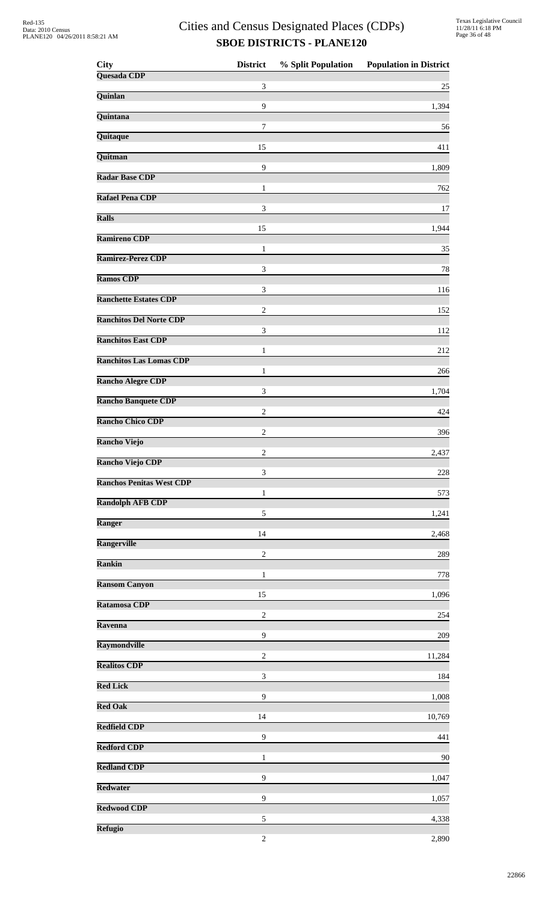# Cities and Census Designated Places (CDPs)

## SBOE DISTRICTS - PLANE120

| City | District | % Split Population | Population in District |
|---|---|---|---|
| **Quesada CDP** | | | |
| | 3 | | 25 |
| **Quinlan** | | | |
| | 9 | | 1,394 |
| **Quintana** | | | |
| | 7 | | 56 |
| **Quitaque** | | | |
| | 15 | | 411 |
| **Quitman** | | | |
| | 9 | | 1,809 |
| **Radar Base CDP** | | | |
| | 1 | | 762 |
| **Rafael Pena CDP** | | | |
| | 3 | | 17 |
| **Ralls** | | | |
| | 15 | | 1,944 |
| **Ramireno CDP** | | | |
| | 1 | | 35 |
| **Ramirez-Perez CDP** | | | |
| | 3 | | 78 |
| **Ramos CDP** | | | |
| | 3 | | 116 |
| **Ranchette Estates CDP** | | | |
| | 2 | | 152 |
| **Ranchitos Del Norte CDP** | | | |
| | 3 | | 112 |
| **Ranchitos East CDP** | | | |
| | 1 | | 212 |
| **Ranchitos Las Lomas CDP** | | | |
| | 1 | | 266 |
| **Rancho Alegre CDP** | | | |
| | 3 | | 1,704 |
| **Rancho Banquete CDP** | | | |
| | 2 | | 424 |
| **Rancho Chico CDP** | | | |
| | 2 | | 396 |
| **Rancho Viejo** | | | |
| | 2 | | 2,437 |
| **Rancho Viejo CDP** | | | |
| | 3 | | 228 |
| **Ranchos Penitas West CDP** | | | |
| | 1 | | 573 |
| **Randolph AFB CDP** | | | |
| | 5 | | 1,241 |
| **Ranger** | | | |
| | 14 | | 2,468 |
| **Rangerville** | | | |
| | 2 | | 289 |
| **Rankin** | | | |
| | 1 | | 778 |
| **Ransom Canyon** | | | |
| | 15 | | 1,096 |
| **Ratamosa CDP** | | | |
| | 2 | | 254 |
| **Ravenna** | | | |
| | 9 | | 209 |
| **Raymondville** | | | |
| | 2 | | 11,284 |
| **Realitos CDP** | | | |
| | 3 | | 184 |
| **Red Lick** | | | |
| | 9 | | 1,008 |
| **Red Oak** | | | |
| | 14 | | 10,769 |
| **Redfield CDP** | | | |
| | 9 | | 441 |
| **Redford CDP** | | | |
| | 1 | | 90 |
| **Redland CDP** | | | |
| | 9 | | 1,047 |
| **Redwater** | | | |
| | 9 | | 1,057 |
| **Redwood CDP** | | | |
| | 5 | | 4,338 |
| **Refugio** | | | |
| | 2 | | 2,890 |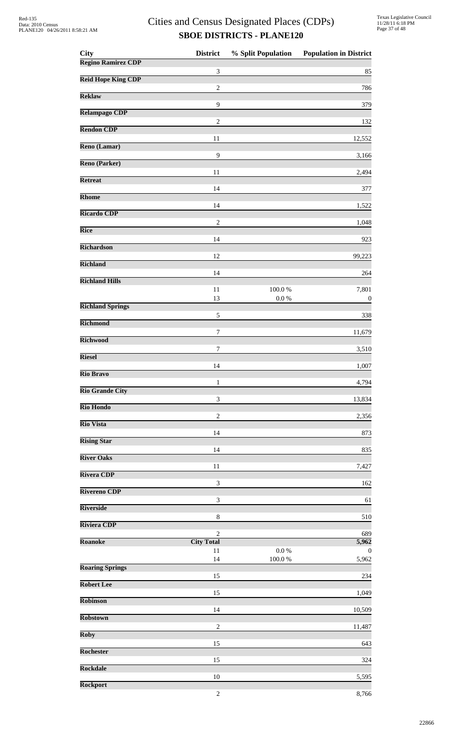# Cities and Census Designated Places (CDPs)

## SBOE DISTRICTS - PLANE120

| City | District | % Split Population | Population in District |
|---|---|---|---|
| **Regino Ramirez CDP** | | | |
| | 3 | | 85 |
| **Reid Hope King CDP** | | | |
| | 2 | | 786 |
| **Reklaw** | | | |
| | 9 | | 379 |
| **Relampago CDP** | | | |
| | 2 | | 132 |
| **Rendon CDP** | | | |
| | 11 | | 12,552 |
| **Reno (Lamar)** | | | |
| | 9 | | 3,166 |
| **Reno (Parker)** | | | |
| | 11 | | 2,494 |
| **Retreat** | | | |
| | 14 | | 377 |
| **Rhome** | | | |
| | 14 | | 1,522 |
| **Ricardo CDP** | | | |
| | 2 | | 1,048 |
| **Rice** | | | |
| | 14 | | 923 |
| **Richardson** | | | |
| | 12 | | 99,223 |
| **Richland** | | | |
| | 14 | | 264 |
| **Richland Hills** | | | |
| | 11 | 100.0 % | 7,801 |
| | 13 | 0.0 % | 0 |
| **Richland Springs** | | | |
| | 5 | | 338 |
| **Richmond** | | | |
| | 7 | | 11,679 |
| **Richwood** | | | |
| | 7 | | 3,510 |
| **Riesel** | | | |
| | 14 | | 1,007 |
| **Rio Bravo** | | | |
| | 1 | | 4,794 |
| **Rio Grande City** | | | |
| | 3 | | 13,834 |
| **Rio Hondo** | | | |
| | 2 | | 2,356 |
| **Rio Vista** | | | |
| | 14 | | 873 |
| **Rising Star** | | | |
| | 14 | | 835 |
| **River Oaks** | | | |
| | 11 | | 7,427 |
| **Rivera CDP** | | | |
| | 3 | | 162 |
| **Rivereno CDP** | | | |
| | 3 | | 61 |
| **Riverside** | | | |
| | 8 | | 510 |
| **Riviera CDP** | | | |
| | 2 | | 689 |
| **Roanoke** | **City Total** | | **5,962** |
| | 11 | 0.0 % | 0 |
| | 14 | 100.0 % | 5,962 |
| **Roaring Springs** | | | |
| | 15 | | 234 |
| **Robert Lee** | | | |
| | 15 | | 1,049 |
| **Robinson** | | | |
| | 14 | | 10,509 |
| **Robstown** | | | |
| | 2 | | 11,487 |
| **Roby** | | | |
| | 15 | | 643 |
| **Rochester** | | | |
| | 15 | | 324 |
| **Rockdale** | | | |
| | 10 | | 5,595 |
| **Rockport** | | | |
| | 2 | | 8,766 |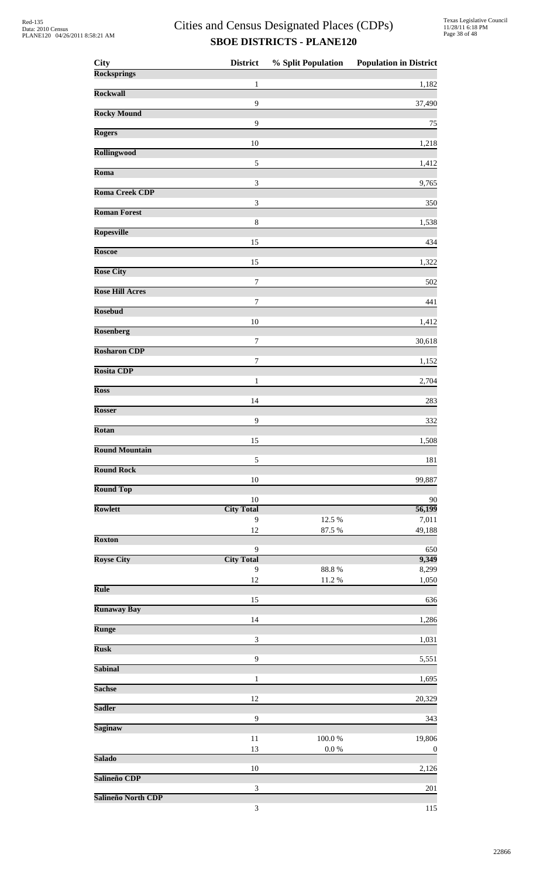# Cities and Census Designated Places (CDPs)

## SBOE DISTRICTS - PLANE120

| City | District | % Split Population | Population in District |
|---|---|---|---|
| **Rocksprings** | | | |
| | 1 | | 1,182 |
| **Rockwall** | | | |
| | 9 | | 37,490 |
| **Rocky Mound** | | | |
| | 9 | | 75 |
| **Rogers** | | | |
| | 10 | | 1,218 |
| **Rollingwood** | | | |
| | 5 | | 1,412 |
| **Roma** | | | |
| | 3 | | 9,765 |
| **Roma Creek CDP** | | | |
| | 3 | | 350 |
| **Roman Forest** | | | |
| | 8 | | 1,538 |
| **Ropesville** | | | |
| | 15 | | 434 |
| **Roscoe** | | | |
| | 15 | | 1,322 |
| **Rose City** | | | |
| | 7 | | 502 |
| **Rose Hill Acres** | | | |
| | 7 | | 441 |
| **Rosebud** | | | |
| | 10 | | 1,412 |
| **Rosenberg** | | | |
| | 7 | | 30,618 |
| **Rosharon CDP** | | | |
| | 7 | | 1,152 |
| **Rosita CDP** | | | |
| | 1 | | 2,704 |
| **Ross** | | | |
| | 14 | | 283 |
| **Rosser** | | | |
| | 9 | | 332 |
| **Rotan** | | | |
| | 15 | | 1,508 |
| **Round Mountain** | | | |
| | 5 | | 181 |
| **Round Rock** | | | |
| | 10 | | 99,887 |
| **Round Top** | | | |
| | 10 | | 90 |
| **Rowlett** | **City Total** | | **56,199** |
| | 9 | 12.5 % | 7,011 |
| | 12 | 87.5 % | 49,188 |
| **Roxton** | | | |
| | 9 | | 650 |
| **Royse City** | **City Total** | | **9,349** |
| | 9 | 88.8 % | 8,299 |
| | 12 | 11.2 % | 1,050 |
| **Rule** | | | |
| | 15 | | 636 |
| **Runaway Bay** | | | |
| | 14 | | 1,286 |
| **Runge** | | | |
| | 3 | | 1,031 |
| **Rusk** | | | |
| | 9 | | 5,551 |
| **Sabinal** | | | |
| | 1 | | 1,695 |
| **Sachse** | | | |
| | 12 | | 20,329 |
| **Sadler** | | | |
| | 9 | | 343 |
| **Saginaw** | | | |
| | 11 | 100.0 % | 19,806 |
| | 13 | 0.0 % | 0 |
| **Salado** | | | |
| | 10 | | 2,126 |
| **Salineño CDP** | | | |
| | 3 | | 201 |
| **Salineño North CDP** | | | |
| | 3 | | 115 |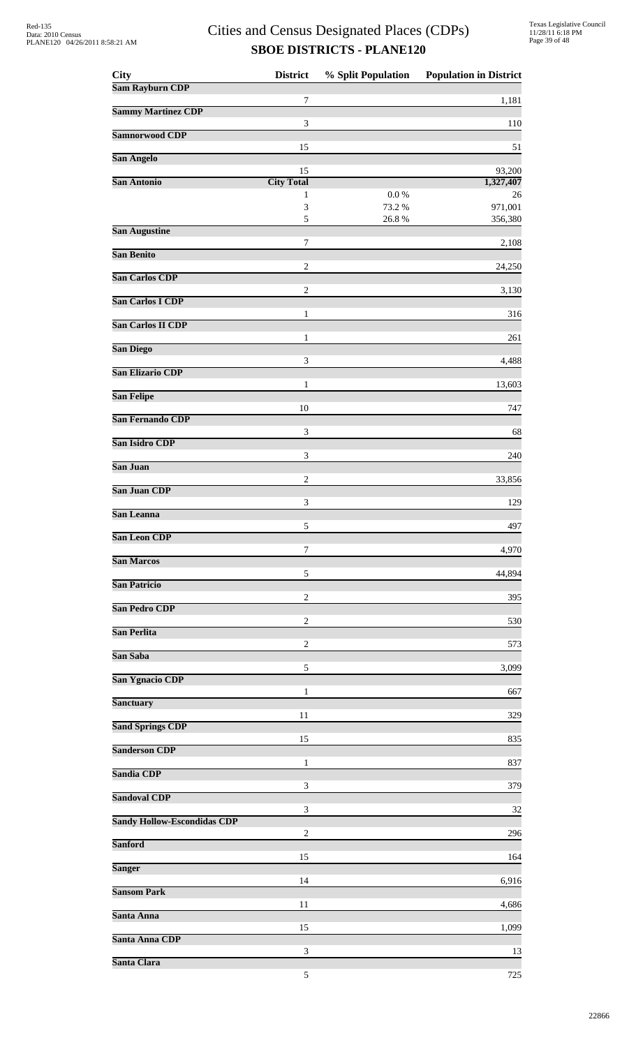# Cities and Census Designated Places (CDPs)

## SBOE DISTRICTS - PLANE120

| City | District | % Split Population | Population in District |
|---|---|---|---|
| **Sam Rayburn CDP** | | | |
| | 7 | | 1,181 |
| **Sammy Martinez CDP** | | | |
| | 3 | | 110 |
| **Samnorwood CDP** | | | |
| | 15 | | 51 |
| **San Angelo** | | | |
| | 15 | | 93,200 |
| **San Antonio** | **City Total** | | **1,327,407** |
| | 1 | 0.0 % | 26 |
| | 3 | 73.2 % | 971,001 |
| | 5 | 26.8 % | 356,380 |
| **San Augustine** | | | |
| | 7 | | 2,108 |
| **San Benito** | | | |
| | 2 | | 24,250 |
| **San Carlos CDP** | | | |
| | 2 | | 3,130 |
| **San Carlos I CDP** | | | |
| | 1 | | 316 |
| **San Carlos II CDP** | | | |
| | 1 | | 261 |
| **San Diego** | | | |
| | 3 | | 4,488 |
| **San Elizario CDP** | | | |
| | 1 | | 13,603 |
| **San Felipe** | | | |
| | 10 | | 747 |
| **San Fernando CDP** | | | |
| | 3 | | 68 |
| **San Isidro CDP** | | | |
| | 3 | | 240 |
| **San Juan** | | | |
| | 2 | | 33,856 |
| **San Juan CDP** | | | |
| | 3 | | 129 |
| **San Leanna** | | | |
| | 5 | | 497 |
| **San Leon CDP** | | | |
| | 7 | | 4,970 |
| **San Marcos** | | | |
| | 5 | | 44,894 |
| **San Patricio** | | | |
| | 2 | | 395 |
| **San Pedro CDP** | | | |
| | 2 | | 530 |
| **San Perlita** | | | |
| | 2 | | 573 |
| **San Saba** | | | |
| | 5 | | 3,099 |
| **San Ygnacio CDP** | | | |
| | 1 | | 667 |
| **Sanctuary** | | | |
| | 11 | | 329 |
| **Sand Springs CDP** | | | |
| | 15 | | 835 |
| **Sanderson CDP** | | | |
| | 1 | | 837 |
| **Sandia CDP** | | | |
| | 3 | | 379 |
| **Sandoval CDP** | | | |
| | 3 | | 32 |
| **Sandy Hollow-Escondidas CDP** | | | |
| | 2 | | 296 |
| **Sanford** | | | |
| | 15 | | 164 |
| **Sanger** | | | |
| | 14 | | 6,916 |
| **Sansom Park** | | | |
| | 11 | | 4,686 |
| **Santa Anna** | | | |
| | 15 | | 1,099 |
| **Santa Anna CDP** | | | |
| | 3 | | 13 |
| **Santa Clara** | | | |
| | 5 | | 725 |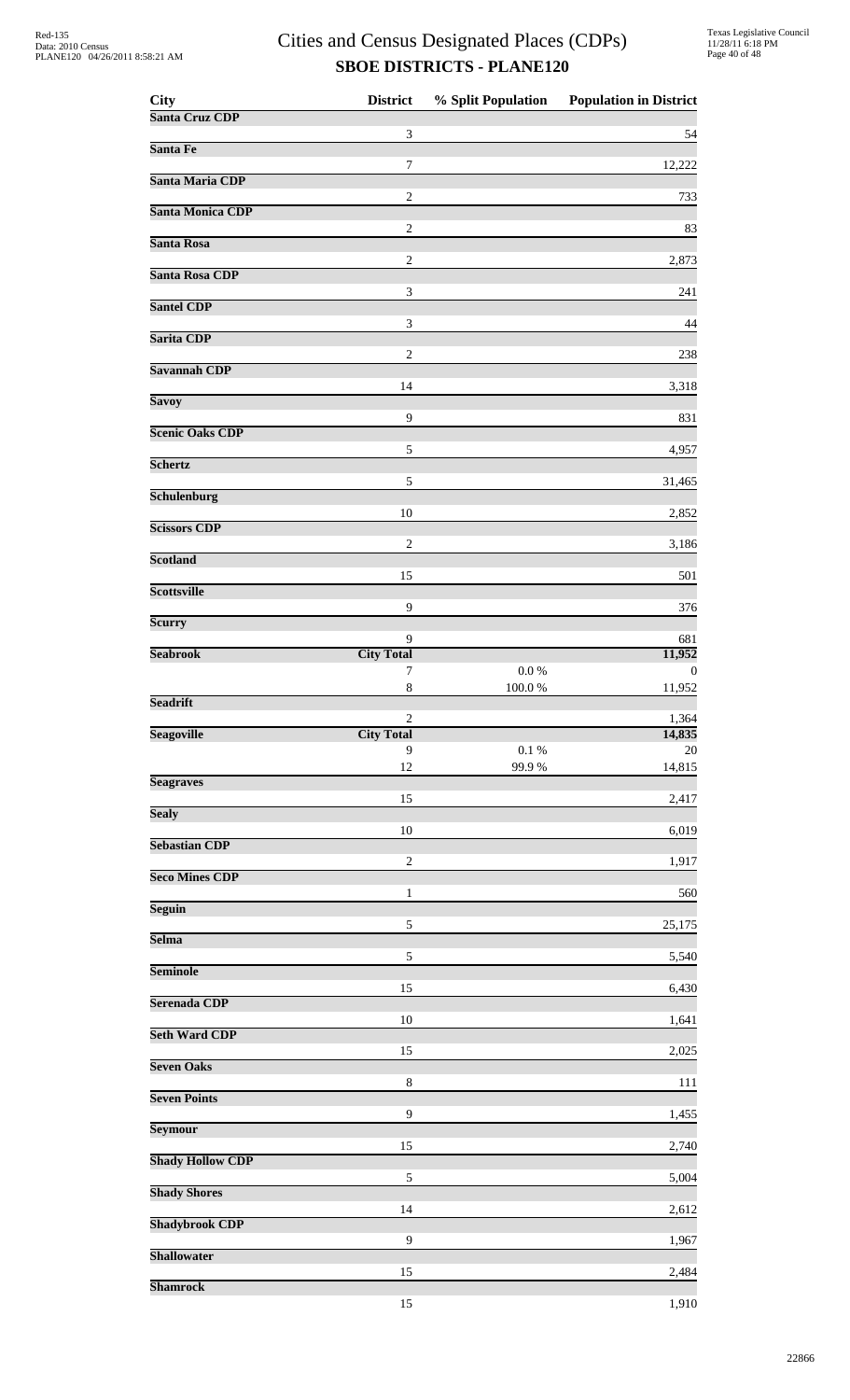# Cities and Census Designated Places (CDPs)

## SBOE DISTRICTS - PLANE120

| City | District | % Split Population | Population in District |
|---|---|---|---|
| **Santa Cruz CDP** | | | |
| | 3 | | 54 |
| **Santa Fe** | | | |
| | 7 | | 12,222 |
| **Santa Maria CDP** | | | |
| | 2 | | 733 |
| **Santa Monica CDP** | | | |
| | 2 | | 83 |
| **Santa Rosa** | | | |
| | 2 | | 2,873 |
| **Santa Rosa CDP** | | | |
| | 3 | | 241 |
| **Santel CDP** | | | |
| | 3 | | 44 |
| **Sarita CDP** | | | |
| | 2 | | 238 |
| **Savannah CDP** | | | |
| | 14 | | 3,318 |
| **Savoy** | | | |
| | 9 | | 831 |
| **Scenic Oaks CDP** | | | |
| | 5 | | 4,957 |
| **Schertz** | | | |
| | 5 | | 31,465 |
| **Schulenburg** | | | |
| | 10 | | 2,852 |
| **Scissors CDP** | | | |
| | 2 | | 3,186 |
| **Scotland** | | | |
| | 15 | | 501 |
| **Scottsville** | | | |
| | 9 | | 376 |
| **Scurry** | | | |
| | 9 | | 681 |
| **Seabrook** | **City Total** | | **11,952** |
| | 7 | 0.0 % | 0 |
| | 8 | 100.0 % | 11,952 |
| **Seadrift** | | | |
| | 2 | | 1,364 |
| **Seagoville** | **City Total** | | **14,835** |
| | 9 | 0.1 % | 20 |
| | 12 | 99.9 % | 14,815 |
| **Seagraves** | | | |
| | 15 | | 2,417 |
| **Sealy** | | | |
| | 10 | | 6,019 |
| **Sebastian CDP** | | | |
| | 2 | | 1,917 |
| **Seco Mines CDP** | | | |
| | 1 | | 560 |
| **Seguin** | | | |
| | 5 | | 25,175 |
| **Selma** | | | |
| | 5 | | 5,540 |
| **Seminole** | | | |
| | 15 | | 6,430 |
| **Serenada CDP** | | | |
| | 10 | | 1,641 |
| **Seth Ward CDP** | | | |
| | 15 | | 2,025 |
| **Seven Oaks** | | | |
| | 8 | | 111 |
| **Seven Points** | | | |
| | 9 | | 1,455 |
| **Seymour** | | | |
| | 15 | | 2,740 |
| **Shady Hollow CDP** | | | |
| | 5 | | 5,004 |
| **Shady Shores** | | | |
| | 14 | | 2,612 |
| **Shadybrook CDP** | | | |
| | 9 | | 1,967 |
| **Shallowater** | | | |
| | 15 | | 2,484 |
| **Shamrock** | | | |
| | 15 | | 1,910 |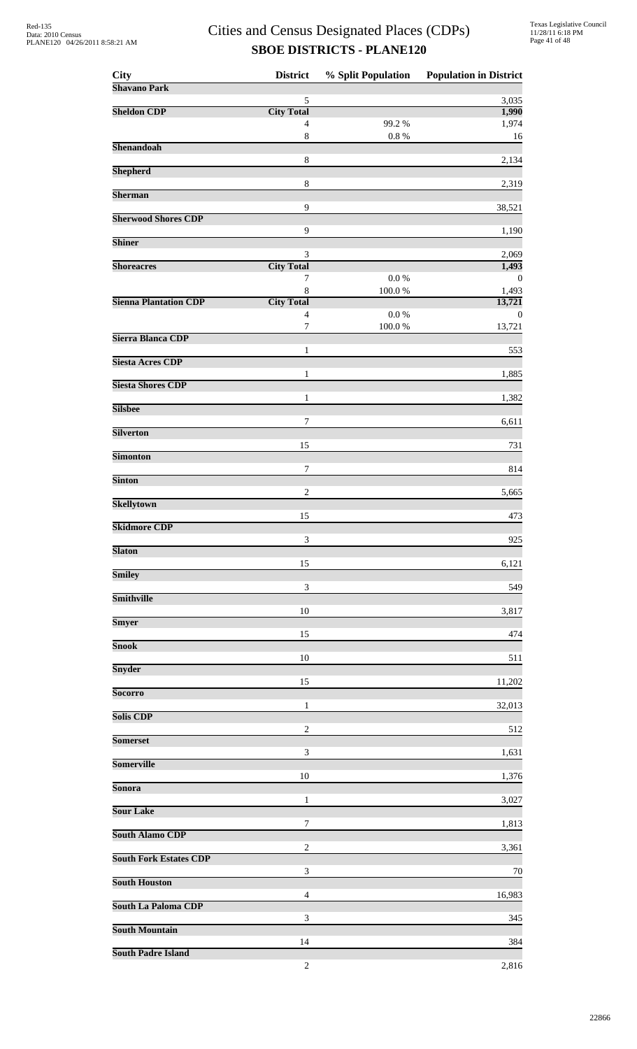# Cities and Census Designated Places (CDPs)

## SBOE DISTRICTS - PLANE120

| City | District | % Split Population | Population in District |
|---|---|---|---|
| **Shavano Park** | | | |
| | 5 | | 3,035 |
| **Sheldon CDP** | **City Total** | | **1,990** |
| | 4 | 99.2 % | 1,974 |
| | 8 | 0.8 % | 16 |
| **Shenandoah** | | | |
| | 8 | | 2,134 |
| **Shepherd** | | | |
| | 8 | | 2,319 |
| **Sherman** | | | |
| | 9 | | 38,521 |
| **Sherwood Shores CDP** | | | |
| | 9 | | 1,190 |
| **Shiner** | | | |
| | 3 | | 2,069 |
| **Shoreacres** | **City Total** | | **1,493** |
| | 7 | 0.0 % | 0 |
| | 8 | 100.0 % | 1,493 |
| **Sienna Plantation CDP** | **City Total** | | **13,721** |
| | 4 | 0.0 % | 0 |
| | 7 | 100.0 % | 13,721 |
| **Sierra Blanca CDP** | | | |
| | 1 | | 553 |
| **Siesta Acres CDP** | | | |
| | 1 | | 1,885 |
| **Siesta Shores CDP** | | | |
| | 1 | | 1,382 |
| **Silsbee** | | | |
| | 7 | | 6,611 |
| **Silverton** | | | |
| | 15 | | 731 |
| **Simonton** | | | |
| | 7 | | 814 |
| **Sinton** | | | |
| | 2 | | 5,665 |
| **Skellytown** | | | |
| | 15 | | 473 |
| **Skidmore CDP** | | | |
| | 3 | | 925 |
| **Slaton** | | | |
| | 15 | | 6,121 |
| **Smiley** | | | |
| | 3 | | 549 |
| **Smithville** | | | |
| | 10 | | 3,817 |
| **Smyer** | | | |
| | 15 | | 474 |
| **Snook** | | | |
| | 10 | | 511 |
| **Snyder** | | | |
| | 15 | | 11,202 |
| **Socorro** | | | |
| | 1 | | 32,013 |
| **Solis CDP** | | | |
| | 2 | | 512 |
| **Somerset** | | | |
| | 3 | | 1,631 |
| **Somerville** | | | |
| | 10 | | 1,376 |
| **Sonora** | | | |
| | 1 | | 3,027 |
| **Sour Lake** | | | |
| | 7 | | 1,813 |
| **South Alamo CDP** | | | |
| | 2 | | 3,361 |
| **South Fork Estates CDP** | | | |
| | 3 | | 70 |
| **South Houston** | | | |
| | 4 | | 16,983 |
| **South La Paloma CDP** | | | |
| | 3 | | 345 |
| **South Mountain** | | | |
| | 14 | | 384 |
| **South Padre Island** | | | |
| | 2 | | 2,816 |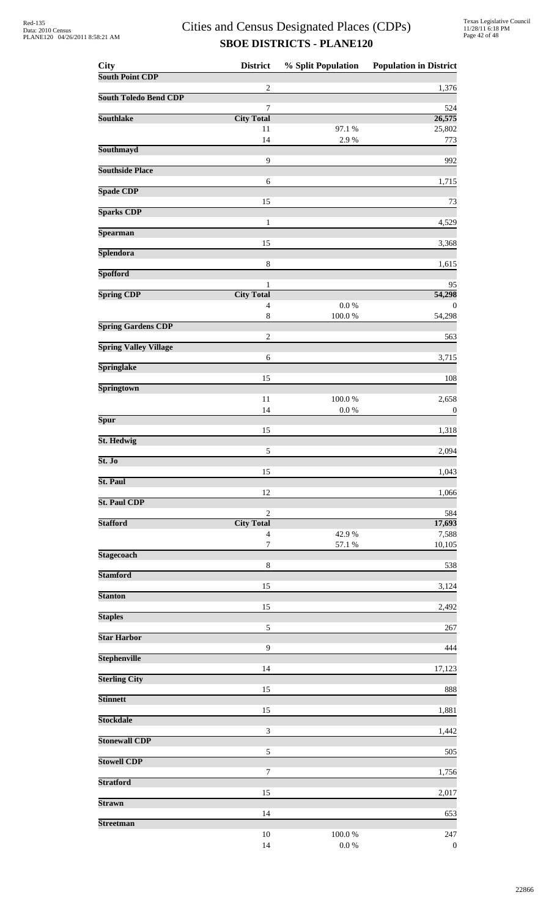# Cities and Census Designated Places (CDPs)
## SBOE DISTRICTS - PLANE120

| City | District | % Split Population | Population in District |
|---|---|---|---|
| **South Point CDP** | | | |
| | 2 | | 1,376 |
| **South Toledo Bend CDP** | | | |
| | 7 | | 524 |
| **Southlake** | **City Total** | | **26,575** |
| | 11 | 97.1 % | 25,802 |
| | 14 | 2.9 % | 773 |
| **Southmayd** | | | |
| | 9 | | 992 |
| **Southside Place** | | | |
| | 6 | | 1,715 |
| **Spade CDP** | | | |
| | 15 | | 73 |
| **Sparks CDP** | | | |
| | 1 | | 4,529 |
| **Spearman** | | | |
| | 15 | | 3,368 |
| **Splendora** | | | |
| | 8 | | 1,615 |
| **Spofford** | | | |
| | 1 | | 95 |
| **Spring CDP** | **City Total** | | **54,298** |
| | 4 | 0.0 % | 0 |
| | 8 | 100.0 % | 54,298 |
| **Spring Gardens CDP** | | | |
| | 2 | | 563 |
| **Spring Valley Village** | | | |
| | 6 | | 3,715 |
| **Springlake** | | | |
| | 15 | | 108 |
| **Springtown** | | | |
| | 11 | 100.0 % | 2,658 |
| | 14 | 0.0 % | 0 |
| **Spur** | | | |
| | 15 | | 1,318 |
| **St. Hedwig** | | | |
| | 5 | | 2,094 |
| **St. Jo** | | | |
| | 15 | | 1,043 |
| **St. Paul** | | | |
| | 12 | | 1,066 |
| **St. Paul CDP** | | | |
| | 2 | | 584 |
| **Stafford** | **City Total** | | **17,693** |
| | 4 | 42.9 % | 7,588 |
| | 7 | 57.1 % | 10,105 |
| **Stagecoach** | | | |
| | 8 | | 538 |
| **Stamford** | | | |
| | 15 | | 3,124 |
| **Stanton** | | | |
| | 15 | | 2,492 |
| **Staples** | | | |
| | 5 | | 267 |
| **Star Harbor** | | | |
| | 9 | | 444 |
| **Stephenville** | | | |
| | 14 | | 17,123 |
| **Sterling City** | | | |
| | 15 | | 888 |
| **Stinnett** | | | |
| | 15 | | 1,881 |
| **Stockdale** | | | |
| | 3 | | 1,442 |
| **Stonewall CDP** | | | |
| | 5 | | 505 |
| **Stowell CDP** | | | |
| | 7 | | 1,756 |
| **Stratford** | | | |
| | 15 | | 2,017 |
| **Strawn** | | | |
| | 14 | | 653 |
| **Streetman** | | | |
| | 10 | 100.0 % | 247 |
| | 14 | 0.0 % | 0 |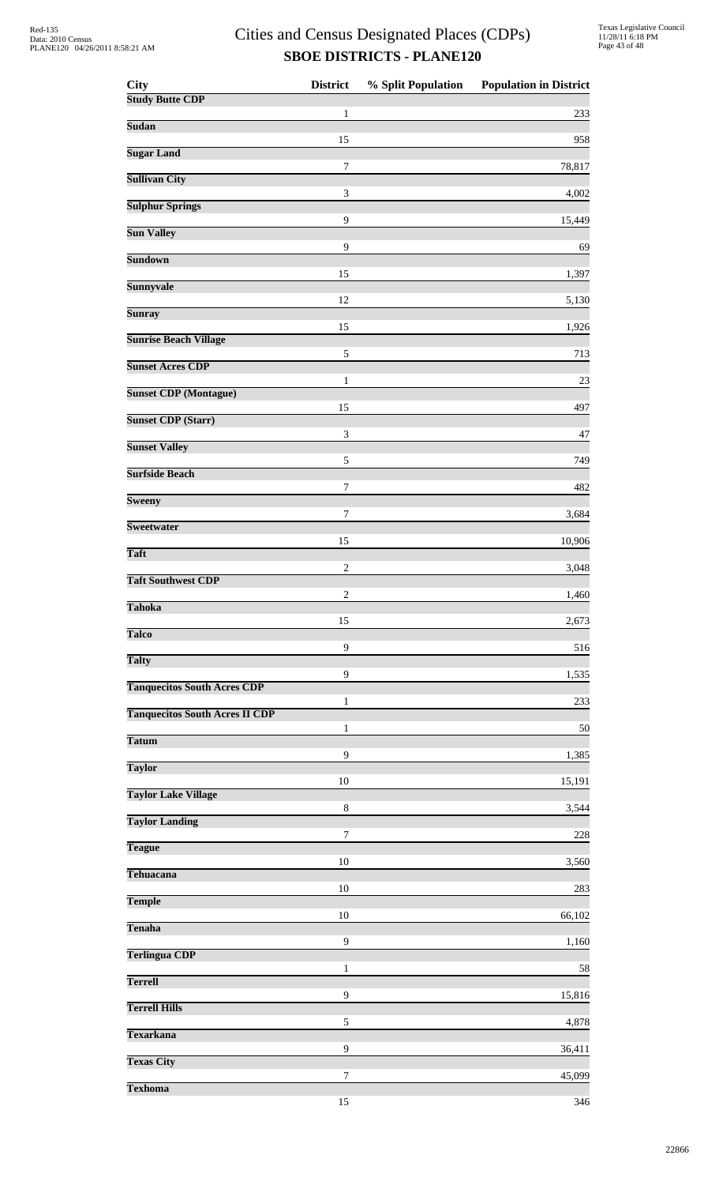# Cities and Census Designated Places (CDPs)

## SBOE DISTRICTS - PLANE120

| City | District | % Split Population | Population in District |
|---|---|---|---|
| **Study Butte CDP** | | | |
| | 1 | | 233 |
| **Sudan** | | | |
| | 15 | | 958 |
| **Sugar Land** | | | |
| | 7 | | 78,817 |
| **Sullivan City** | | | |
| | 3 | | 4,002 |
| **Sulphur Springs** | | | |
| | 9 | | 15,449 |
| **Sun Valley** | | | |
| | 9 | | 69 |
| **Sundown** | | | |
| | 15 | | 1,397 |
| **Sunnyvale** | | | |
| | 12 | | 5,130 |
| **Sunray** | | | |
| | 15 | | 1,926 |
| **Sunrise Beach Village** | | | |
| | 5 | | 713 |
| **Sunset Acres CDP** | | | |
| | 1 | | 23 |
| **Sunset CDP (Montague)** | | | |
| | 15 | | 497 |
| **Sunset CDP (Starr)** | | | |
| | 3 | | 47 |
| **Sunset Valley** | | | |
| | 5 | | 749 |
| **Surfside Beach** | | | |
| | 7 | | 482 |
| **Sweeny** | | | |
| | 7 | | 3,684 |
| **Sweetwater** | | | |
| | 15 | | 10,906 |
| **Taft** | | | |
| | 2 | | 3,048 |
| **Taft Southwest CDP** | | | |
| | 2 | | 1,460 |
| **Tahoka** | | | |
| | 15 | | 2,673 |
| **Talco** | | | |
| | 9 | | 516 |
| **Talty** | | | |
| | 9 | | 1,535 |
| **Tanquecitos South Acres CDP** | | | |
| | 1 | | 233 |
| **Tanquecitos South Acres II CDP** | | | |
| | 1 | | 50 |
| **Tatum** | | | |
| | 9 | | 1,385 |
| **Taylor** | | | |
| | 10 | | 15,191 |
| **Taylor Lake Village** | | | |
| | 8 | | 3,544 |
| **Taylor Landing** | | | |
| | 7 | | 228 |
| **Teague** | | | |
| | 10 | | 3,560 |
| **Tehuacana** | | | |
| | 10 | | 283 |
| **Temple** | | | |
| | 10 | | 66,102 |
| **Tenaha** | | | |
| | 9 | | 1,160 |
| **Terlingua CDP** | | | |
| | 1 | | 58 |
| **Terrell** | | | |
| | 9 | | 15,816 |
| **Terrell Hills** | | | |
| | 5 | | 4,878 |
| **Texarkana** | | | |
| | 9 | | 36,411 |
| **Texas City** | | | |
| | 7 | | 45,099 |
| **Texhoma** | | | |
| | 15 | | 346 |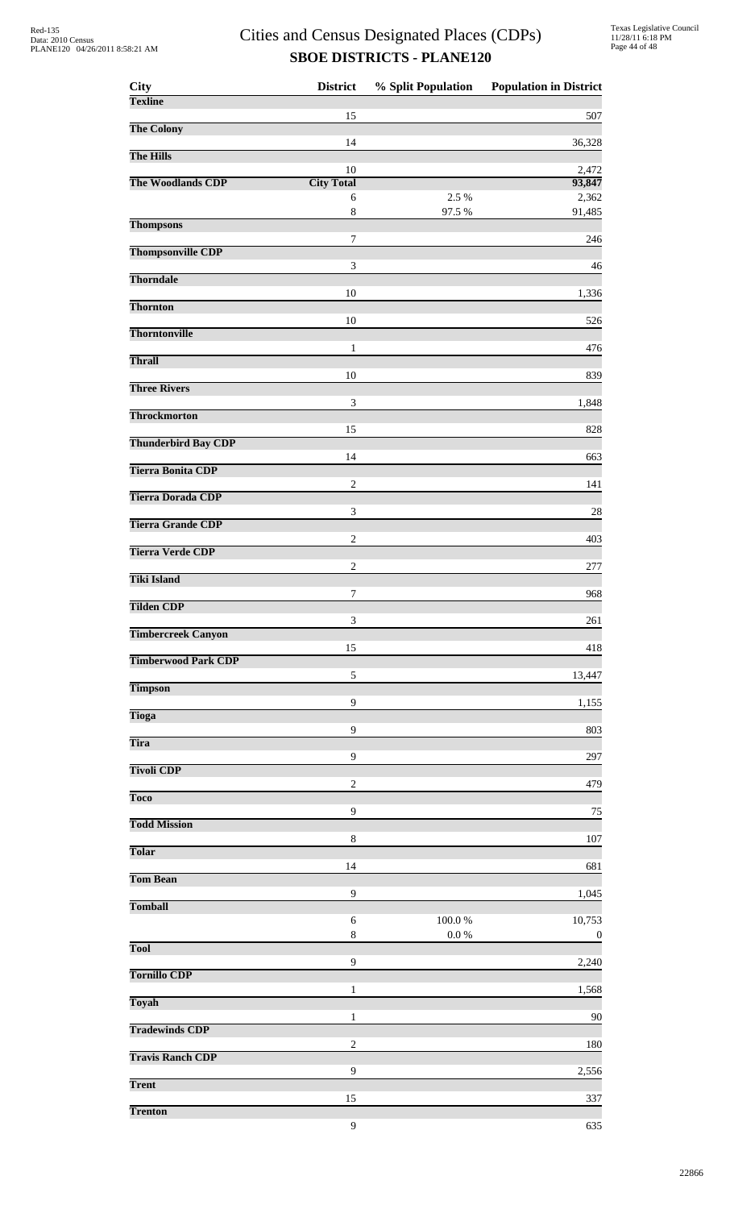# Cities and Census Designated Places (CDPs)
## SBOE DISTRICTS - PLANE120

| City | District | % Split Population | Population in District |
|---|---|---|---|
| **Texline** | | | |
| | 15 | | 507 |
| **The Colony** | | | |
| | 14 | | 36,328 |
| **The Hills** | | | |
| | 10 | | 2,472 |
| **The Woodlands CDP** | **City Total** | | **93,847** |
| | 6 | 2.5 % | 2,362 |
| | 8 | 97.5 % | 91,485 |
| **Thompsons** | | | |
| | 7 | | 246 |
| **Thompsonville CDP** | | | |
| | 3 | | 46 |
| **Thorndale** | | | |
| | 10 | | 1,336 |
| **Thornton** | | | |
| | 10 | | 526 |
| **Thorntonville** | | | |
| | 1 | | 476 |
| **Thrall** | | | |
| | 10 | | 839 |
| **Three Rivers** | | | |
| | 3 | | 1,848 |
| **Throckmorton** | | | |
| | 15 | | 828 |
| **Thunderbird Bay CDP** | | | |
| | 14 | | 663 |
| **Tierra Bonita CDP** | | | |
| | 2 | | 141 |
| **Tierra Dorada CDP** | | | |
| | 3 | | 28 |
| **Tierra Grande CDP** | | | |
| | 2 | | 403 |
| **Tierra Verde CDP** | | | |
| | 2 | | 277 |
| **Tiki Island** | | | |
| | 7 | | 968 |
| **Tilden CDP** | | | |
| | 3 | | 261 |
| **Timbercreek Canyon** | | | |
| | 15 | | 418 |
| **Timberwood Park CDP** | | | |
| | 5 | | 13,447 |
| **Timpson** | | | |
| | 9 | | 1,155 |
| **Tioga** | | | |
| | 9 | | 803 |
| **Tira** | | | |
| | 9 | | 297 |
| **Tivoli CDP** | | | |
| | 2 | | 479 |
| **Toco** | | | |
| | 9 | | 75 |
| **Todd Mission** | | | |
| | 8 | | 107 |
| **Tolar** | | | |
| | 14 | | 681 |
| **Tom Bean** | | | |
| | 9 | | 1,045 |
| **Tomball** | | | |
| | 6 | 100.0 % | 10,753 |
| | 8 | 0.0 % | 0 |
| **Tool** | | | |
| | 9 | | 2,240 |
| **Tornillo CDP** | | | |
| | 1 | | 1,568 |
| **Toyah** | | | |
| | 1 | | 90 |
| **Tradewinds CDP** | | | |
| | 2 | | 180 |
| **Travis Ranch CDP** | | | |
| | 9 | | 2,556 |
| **Trent** | | | |
| | 15 | | 337 |
| **Trenton** | | | |
| | 9 | | 635 |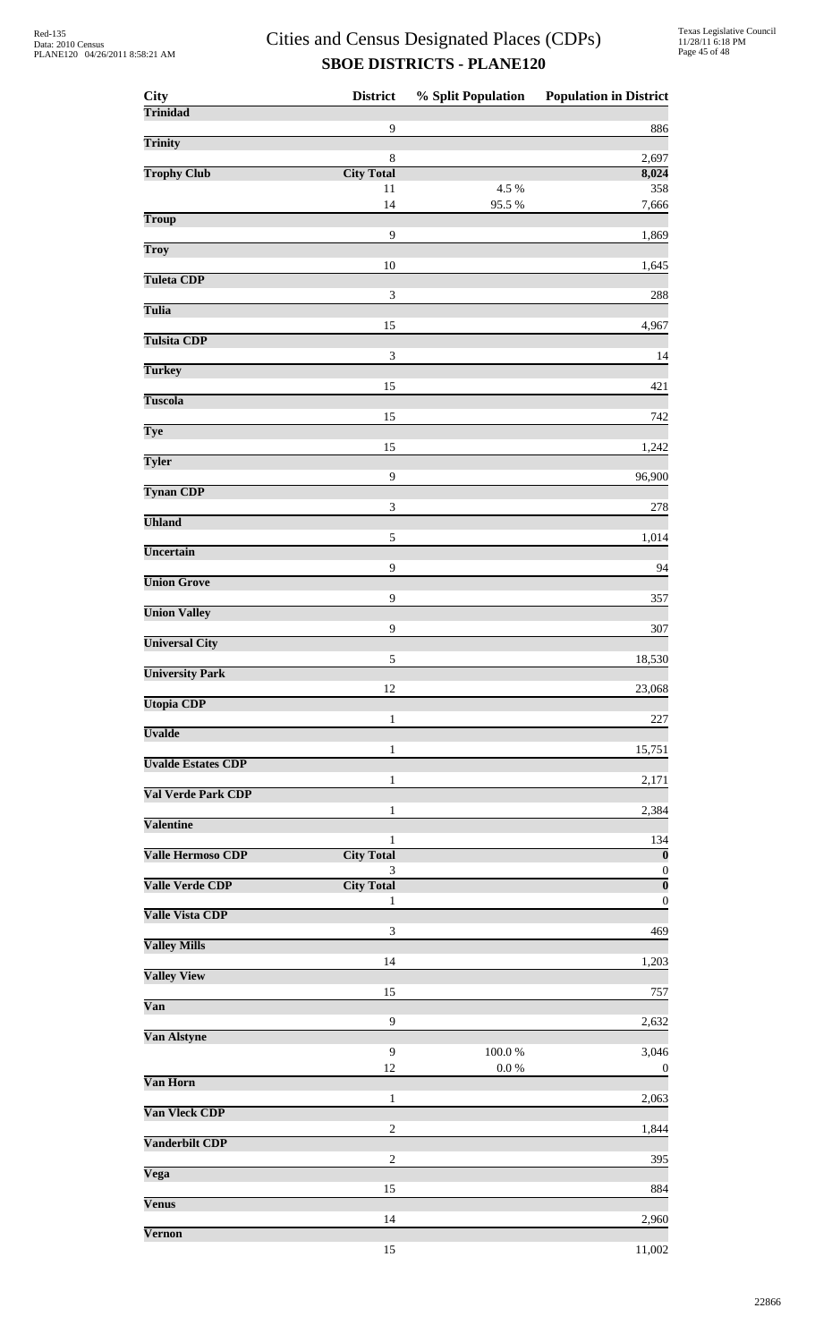# Cities and Census Designated Places (CDPs)

## SBOE DISTRICTS - PLANE120

| City | District | % Split Population | Population in District |
|---|---|---|---|
| **Trinidad** | | | |
| | 9 | | 886 |
| **Trinity** | | | |
| | 8 | | 2,697 |
| **Trophy Club** | **City Total** | | **8,024** |
| | 11 | 4.5 % | 358 |
| | 14 | 95.5 % | 7,666 |
| **Troup** | | | |
| | 9 | | 1,869 |
| **Troy** | | | |
| | 10 | | 1,645 |
| **Tuleta CDP** | | | |
| | 3 | | 288 |
| **Tulia** | | | |
| | 15 | | 4,967 |
| **Tulsita CDP** | | | |
| | 3 | | 14 |
| **Turkey** | | | |
| | 15 | | 421 |
| **Tuscola** | | | |
| | 15 | | 742 |
| **Tye** | | | |
| | 15 | | 1,242 |
| **Tyler** | | | |
| | 9 | | 96,900 |
| **Tynan CDP** | | | |
| | 3 | | 278 |
| **Uhland** | | | |
| | 5 | | 1,014 |
| **Uncertain** | | | |
| | 9 | | 94 |
| **Union Grove** | | | |
| | 9 | | 357 |
| **Union Valley** | | | |
| | 9 | | 307 |
| **Universal City** | | | |
| | 5 | | 18,530 |
| **University Park** | | | |
| | 12 | | 23,068 |
| **Utopia CDP** | | | |
| | 1 | | 227 |
| **Uvalde** | | | |
| | 1 | | 15,751 |
| **Uvalde Estates CDP** | | | |
| | 1 | | 2,171 |
| **Val Verde Park CDP** | | | |
| | 1 | | 2,384 |
| **Valentine** | | | |
| | 1 | | 134 |
| **Valle Hermoso CDP** | **City Total** | | **0** |
| | 3 | | 0 |
| **Valle Verde CDP** | **City Total** | | **0** |
| | 1 | | 0 |
| **Valle Vista CDP** | | | |
| | 3 | | 469 |
| **Valley Mills** | | | |
| | 14 | | 1,203 |
| **Valley View** | | | |
| | 15 | | 757 |
| **Van** | | | |
| | 9 | | 2,632 |
| **Van Alstyne** | | | |
| | 9 | 100.0 % | 3,046 |
| | 12 | 0.0 % | 0 |
| **Van Horn** | | | |
| | 1 | | 2,063 |
| **Van Vleck CDP** | | | |
| | 2 | | 1,844 |
| **Vanderbilt CDP** | | | |
| | 2 | | 395 |
| **Vega** | | | |
| | 15 | | 884 |
| **Venus** | | | |
| | 14 | | 2,960 |
| **Vernon** | | | |
| | 15 | | 11,002 |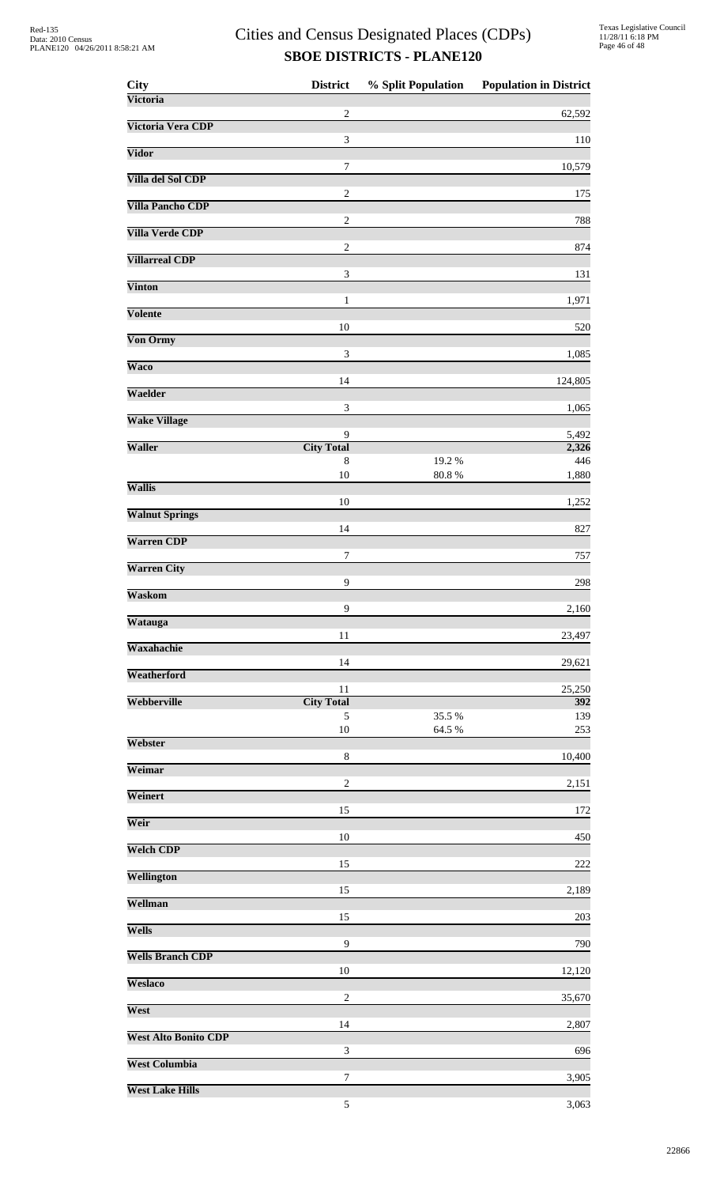# Cities and Census Designated Places (CDPs)
## SBOE DISTRICTS - PLANE120

| City | District | % Split Population | Population in District |
|---|---|---|---|
| **Victoria** | | | |
| | 2 | | 62,592 |
| **Victoria Vera CDP** | | | |
| | 3 | | 110 |
| **Vidor** | | | |
| | 7 | | 10,579 |
| **Villa del Sol CDP** | | | |
| | 2 | | 175 |
| **Villa Pancho CDP** | | | |
| | 2 | | 788 |
| **Villa Verde CDP** | | | |
| | 2 | | 874 |
| **Villarreal CDP** | | | |
| | 3 | | 131 |
| **Vinton** | | | |
| | 1 | | 1,971 |
| **Volente** | | | |
| | 10 | | 520 |
| **Von Ormy** | | | |
| | 3 | | 1,085 |
| **Waco** | | | |
| | 14 | | 124,805 |
| **Waelder** | | | |
| | 3 | | 1,065 |
| **Wake Village** | | | |
| | 9 | | 5,492 |
| **Waller** | **City Total** | | **2,326** |
| | 8 | 19.2 % | 446 |
| | 10 | 80.8 % | 1,880 |
| **Wallis** | | | |
| | 10 | | 1,252 |
| **Walnut Springs** | | | |
| | 14 | | 827 |
| **Warren CDP** | | | |
| | 7 | | 757 |
| **Warren City** | | | |
| | 9 | | 298 |
| **Waskom** | | | |
| | 9 | | 2,160 |
| **Watauga** | | | |
| | 11 | | 23,497 |
| **Waxahachie** | | | |
| | 14 | | 29,621 |
| **Weatherford** | | | |
| | 11 | | 25,250 |
| **Webberville** | **City Total** | | **392** |
| | 5 | 35.5 % | 139 |
| | 10 | 64.5 % | 253 |
| **Webster** | | | |
| | 8 | | 10,400 |
| **Weimar** | | | |
| | 2 | | 2,151 |
| **Weinert** | | | |
| | 15 | | 172 |
| **Weir** | | | |
| | 10 | | 450 |
| **Welch CDP** | | | |
| | 15 | | 222 |
| **Wellington** | | | |
| | 15 | | 2,189 |
| **Wellman** | | | |
| | 15 | | 203 |
| **Wells** | | | |
| | 9 | | 790 |
| **Wells Branch CDP** | | | |
| | 10 | | 12,120 |
| **Weslaco** | | | |
| | 2 | | 35,670 |
| **West** | | | |
| | 14 | | 2,807 |
| **West Alto Bonito CDP** | | | |
| | 3 | | 696 |
| **West Columbia** | | | |
| | 7 | | 3,905 |
| **West Lake Hills** | | | |
| | 5 | | 3,063 |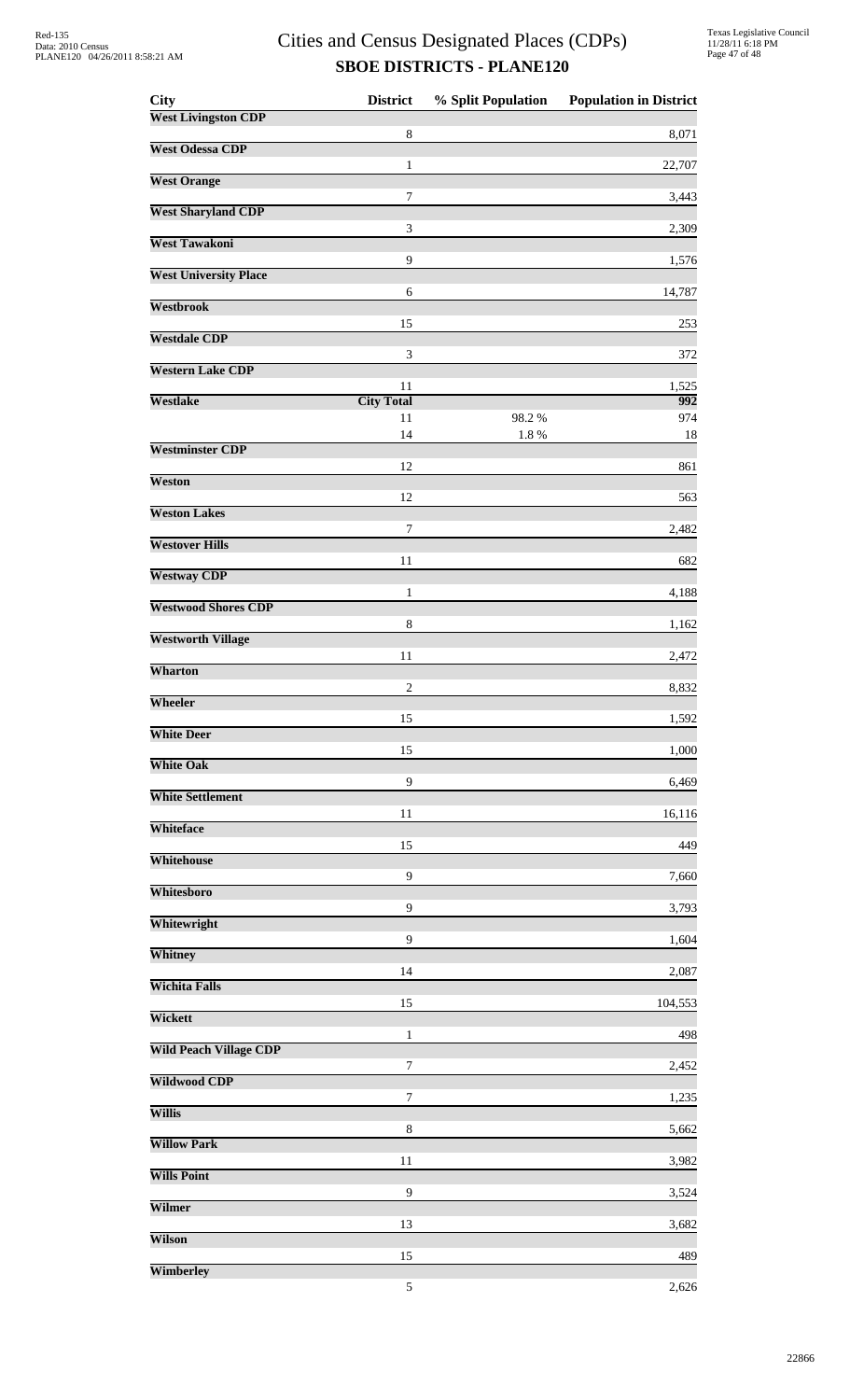# Cities and Census Designated Places (CDPs)

## SBOE DISTRICTS - PLANE120

| City | District | % Split Population | Population in District |
|---|---|---|---|
| **West Livingston CDP** | | | |
| | 8 | | 8,071 |
| **West Odessa CDP** | | | |
| | 1 | | 22,707 |
| **West Orange** | | | |
| | 7 | | 3,443 |
| **West Sharyland CDP** | | | |
| | 3 | | 2,309 |
| **West Tawakoni** | | | |
| | 9 | | 1,576 |
| **West University Place** | | | |
| | 6 | | 14,787 |
| **Westbrook** | | | |
| | 15 | | 253 |
| **Westdale CDP** | | | |
| | 3 | | 372 |
| **Western Lake CDP** | | | |
| | 11 | | 1,525 |
| **Westlake** | **City Total** | | **992** |
| | 11 | 98.2 % | 974 |
| | 14 | 1.8 % | 18 |
| **Westminster CDP** | | | |
| | 12 | | 861 |
| **Weston** | | | |
| | 12 | | 563 |
| **Weston Lakes** | | | |
| | 7 | | 2,482 |
| **Westover Hills** | | | |
| | 11 | | 682 |
| **Westway CDP** | | | |
| | 1 | | 4,188 |
| **Westwood Shores CDP** | | | |
| | 8 | | 1,162 |
| **Westworth Village** | | | |
| | 11 | | 2,472 |
| **Wharton** | | | |
| | 2 | | 8,832 |
| **Wheeler** | | | |
| | 15 | | 1,592 |
| **White Deer** | | | |
| | 15 | | 1,000 |
| **White Oak** | | | |
| | 9 | | 6,469 |
| **White Settlement** | | | |
| | 11 | | 16,116 |
| **Whiteface** | | | |
| | 15 | | 449 |
| **Whitehouse** | | | |
| | 9 | | 7,660 |
| **Whitesboro** | | | |
| | 9 | | 3,793 |
| **Whitewright** | | | |
| | 9 | | 1,604 |
| **Whitney** | | | |
| | 14 | | 2,087 |
| **Wichita Falls** | | | |
| | 15 | | 104,553 |
| **Wickett** | | | |
| | 1 | | 498 |
| **Wild Peach Village CDP** | | | |
| | 7 | | 2,452 |
| **Wildwood CDP** | | | |
| | 7 | | 1,235 |
| **Willis** | | | |
| | 8 | | 5,662 |
| **Willow Park** | | | |
| | 11 | | 3,982 |
| **Wills Point** | | | |
| | 9 | | 3,524 |
| **Wilmer** | | | |
| | 13 | | 3,682 |
| **Wilson** | | | |
| | 15 | | 489 |
| **Wimberley** | | | |
| | 5 | | 2,626 |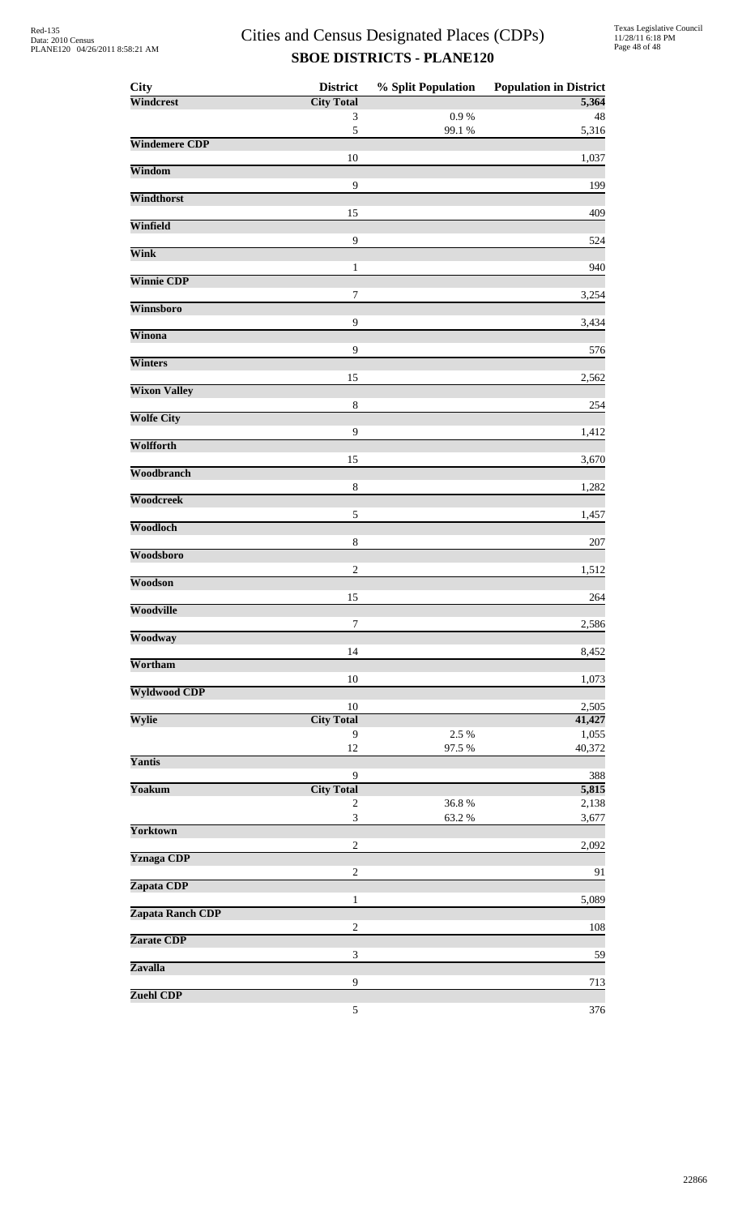# Cities and Census Designated Places (CDPs)

## SBOE DISTRICTS - PLANE120

| City | District | % Split Population | Population in District |
|---|---|---|---|
| **Windcrest** | **City Total** | | **5,364** |
| | 3 | 0.9 % | 48 |
| | 5 | 99.1 % | 5,316 |
| **Windemere CDP** | | | |
| | 10 | | 1,037 |
| **Windom** | | | |
| | 9 | | 199 |
| **Windthorst** | | | |
| | 15 | | 409 |
| **Winfield** | | | |
| | 9 | | 524 |
| **Wink** | | | |
| | 1 | | 940 |
| **Winnie CDP** | | | |
| | 7 | | 3,254 |
| **Winnsboro** | | | |
| | 9 | | 3,434 |
| **Winona** | | | |
| | 9 | | 576 |
| **Winters** | | | |
| | 15 | | 2,562 |
| **Wixon Valley** | | | |
| | 8 | | 254 |
| **Wolfe City** | | | |
| | 9 | | 1,412 |
| **Wolfforth** | | | |
| | 15 | | 3,670 |
| **Woodbranch** | | | |
| | 8 | | 1,282 |
| **Woodcreek** | | | |
| | 5 | | 1,457 |
| **Woodloch** | | | |
| | 8 | | 207 |
| **Woodsboro** | | | |
| | 2 | | 1,512 |
| **Woodson** | | | |
| | 15 | | 264 |
| **Woodville** | | | |
| | 7 | | 2,586 |
| **Woodway** | | | |
| | 14 | | 8,452 |
| **Wortham** | | | |
| | 10 | | 1,073 |
| **Wyldwood CDP** | | | |
| | 10 | | 2,505 |
| **Wylie** | **City Total** | | **41,427** |
| | 9 | 2.5 % | 1,055 |
| | 12 | 97.5 % | 40,372 |
| **Yantis** | | | |
| | 9 | | 388 |
| **Yoakum** | **City Total** | | **5,815** |
| | 2 | 36.8 % | 2,138 |
| | 3 | 63.2 % | 3,677 |
| **Yorktown** | | | |
| | 2 | | 2,092 |
| **Yznaga CDP** | | | |
| | 2 | | 91 |
| **Zapata CDP** | | | |
| | 1 | | 5,089 |
| **Zapata Ranch CDP** | | | |
| | 2 | | 108 |
| **Zarate CDP** | | | |
| | 3 | | 59 |
| **Zavalla** | | | |
| | 9 | | 713 |
| **Zuehl CDP** | | | |
| | 5 | | 376 |